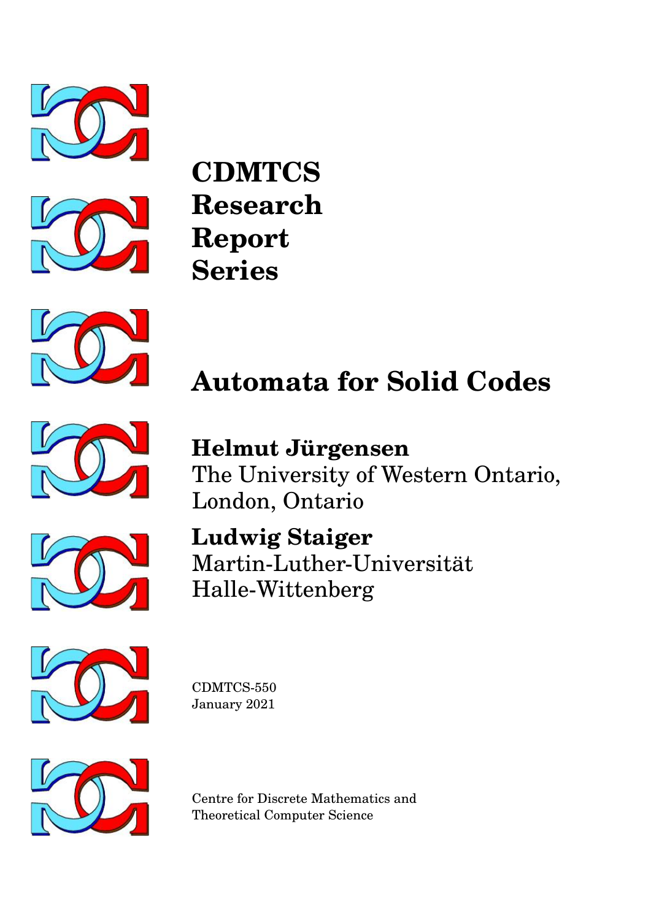**CDMTCS Research Report Series**

# Automata for Solid Codes

**Helmut Jürgensen**
The University of Western Ontario,
London, Ontario

**Ludwig Staiger**
Martin-Luther-Universität
Halle-Wittenberg

CDMTCS-550
January 2021

Centre for Discrete Mathematics and
Theoretical Computer Science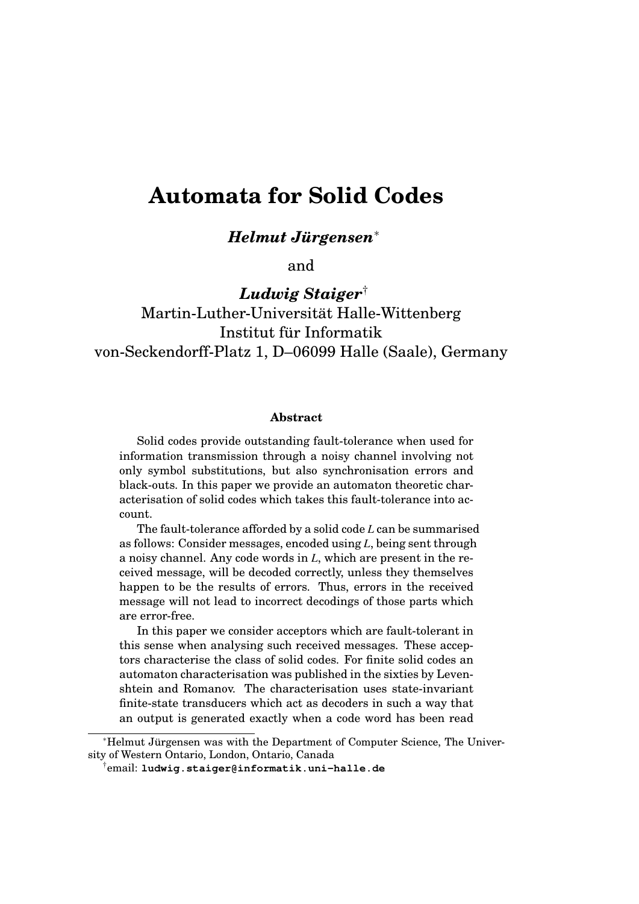# Automata for Solid Codes

***Helmut Jürgensen*** [*]

and

***Ludwig Staiger*** [†]

Martin-Luther-Universität Halle-Wittenberg
Institut für Informatik
von-Seckendorff-Platz 1, D–06099 Halle (Saale), Germany

#### Abstract

Solid codes provide outstanding fault-tolerance when used for information transmission through a noisy channel involving not only symbol substitutions, but also synchronisation errors and black-outs. In this paper we provide an automaton theoretic characterisation of solid codes which takes this fault-tolerance into account.

The fault-tolerance afforded by a solid code $L$ can be summarised as follows: Consider messages, encoded using $L$, being sent through a noisy channel. Any code words in $L$, which are present in the received message, will be decoded correctly, unless they themselves happen to be the results of errors. Thus, errors in the received message will not lead to incorrect decodings of those parts which are error-free.

In this paper we consider acceptors which are fault-tolerant in this sense when analysing such received messages. These acceptors characterise the class of solid codes. For finite solid codes an automaton characterisation was published in the sixties by Levenshtein and Romanov. The characterisation uses state-invariant finite-state transducers which act as decoders in such a way that an output is generated exactly when a code word has been read

---

[*] Helmut Jürgensen was with the Department of Computer Science, The University of Western Ontario, London, Ontario, Canada

[†] email: **ludwig.staiger@informatik.uni-halle.de**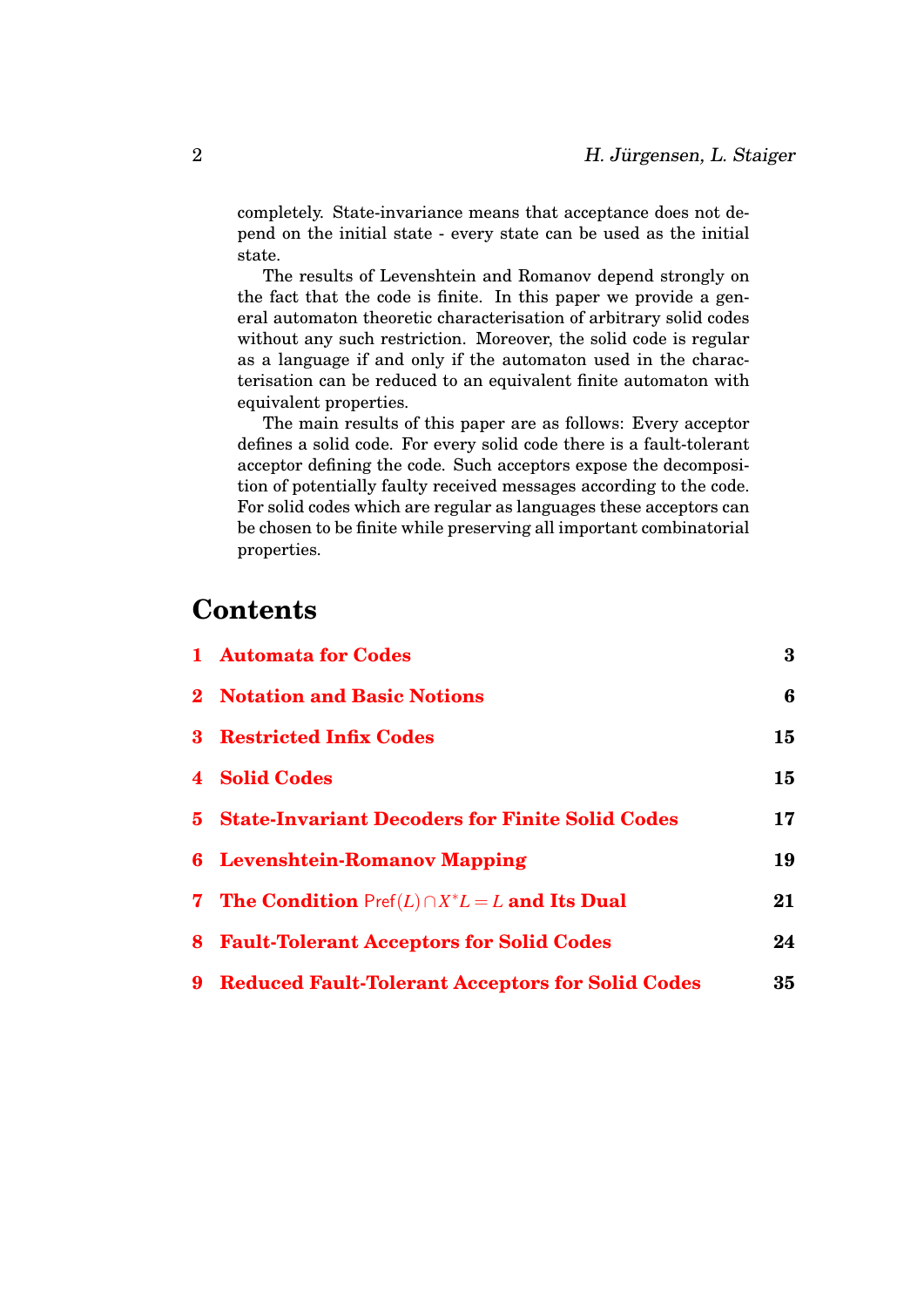completely. State-invariance means that acceptance does not depend on the initial state - every state can be used as the initial state.

The results of Levenshtein and Romanov depend strongly on the fact that the code is finite. In this paper we provide a general automaton theoretic characterisation of arbitrary solid codes without any such restriction. Moreover, the solid code is regular as a language if and only if the automaton used in the characterisation can be reduced to an equivalent finite automaton with equivalent properties.

The main results of this paper are as follows: Every acceptor defines a solid code. For every solid code there is a fault-tolerant acceptor defining the code. Such acceptors expose the decomposition of potentially faulty received messages according to the code. For solid codes which are regular as languages these acceptors can be chosen to be finite while preserving all important combinatorial properties.

# Contents

| | | |
|---|---|---|
| 1 | Automata for Codes | 3 |
| 2 | Notation and Basic Notions | 6 |
| 3 | Restricted Infix Codes | 15 |
| 4 | Solid Codes | 15 |
| 5 | State-Invariant Decoders for Finite Solid Codes | 17 |
| 6 | Levenshtein-Romanov Mapping | 19 |
| 7 | The Condition $\mathsf{Pref}(L) \cap X^*L = L$ and Its Dual | 21 |
| 8 | Fault-Tolerant Acceptors for Solid Codes | 24 |
| 9 | Reduced Fault-Tolerant Acceptors for Solid Codes | 35 |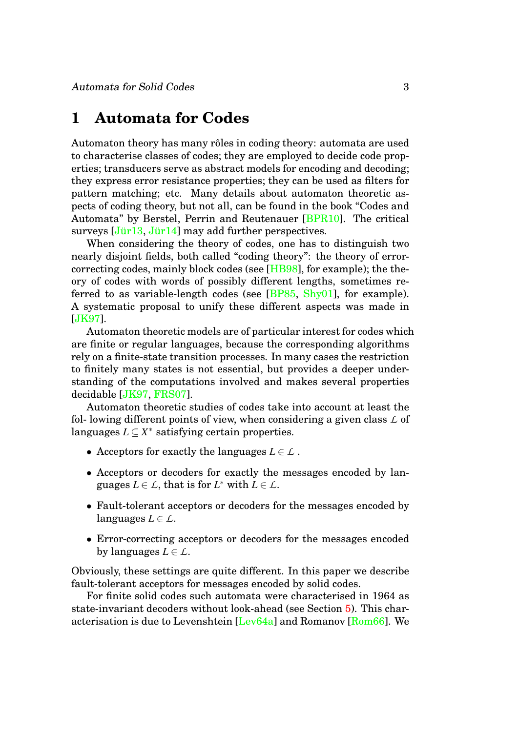# 1 Automata for Codes

Automaton theory has many rôles in coding theory: automata are used to characterise classes of codes; they are employed to decide code properties; transducers serve as abstract models for encoding and decoding; they express error resistance properties; they can be used as filters for pattern matching; etc. Many details about automaton theoretic aspects of coding theory, but not all, can be found in the book "Codes and Automata" by Berstel, Perrin and Reutenauer [BPR10]. The critical surveys [Jür13, Jür14] may add further perspectives.

When considering the theory of codes, one has to distinguish two nearly disjoint fields, both called "coding theory": the theory of error-correcting codes, mainly block codes (see [HB98], for example); the theory of codes with words of possibly different lengths, sometimes referred to as variable-length codes (see [BP85, Shy01], for example). A systematic proposal to unify these different aspects was made in [JK97].

Automaton theoretic models are of particular interest for codes which are finite or regular languages, because the corresponding algorithms rely on a finite-state transition processes. In many cases the restriction to finitely many states is not essential, but provides a deeper understanding of the computations involved and makes several properties decidable [JK97, FRS07].

Automaton theoretic studies of codes take into account at least the fol- lowing different points of view, when considering a given class $\mathcal{L}$ of languages $L \subseteq X^*$ satisfying certain properties.

- Acceptors for exactly the languages $L \in \mathcal{L}$ .
- Acceptors or decoders for exactly the messages encoded by languages $L \in \mathcal{L}$, that is for $L^*$ with $L \in \mathcal{L}$.
- Fault-tolerant acceptors or decoders for the messages encoded by languages $L \in \mathcal{L}$.
- Error-correcting acceptors or decoders for the messages encoded by languages $L \in \mathcal{L}$.

Obviously, these settings are quite different. In this paper we describe fault-tolerant acceptors for messages encoded by solid codes.

For finite solid codes such automata were characterised in 1964 as state-invariant decoders without look-ahead (see Section 5). This characterisation is due to Levenshtein [Lev64a] and Romanov [Rom66]. We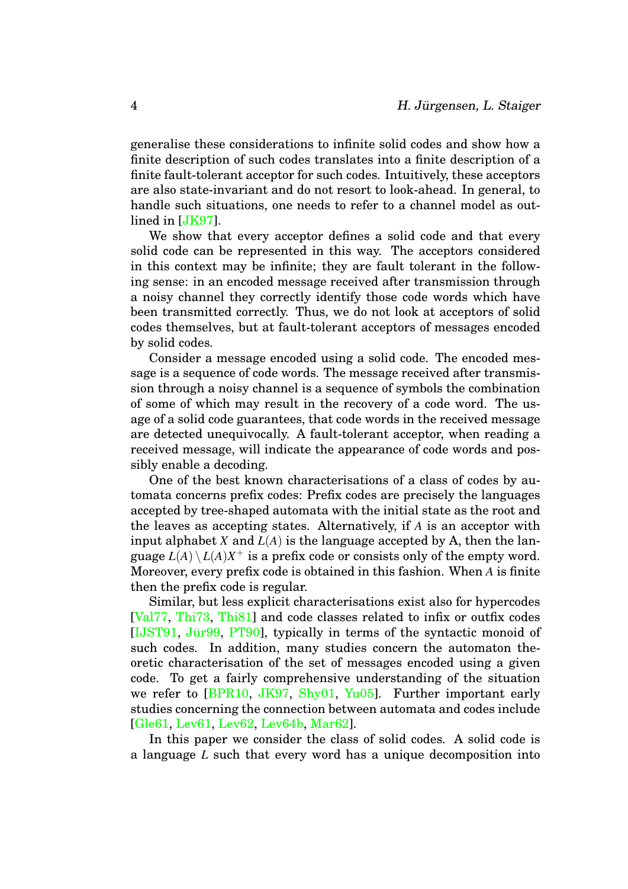generalise these considerations to infinite solid codes and show how a finite description of such codes translates into a finite description of a finite fault-tolerant acceptor for such codes. Intuitively, these acceptors are also state-invariant and do not resort to look-ahead. In general, to handle such situations, one needs to refer to a channel model as outlined in [JK97].

We show that every acceptor defines a solid code and that every solid code can be represented in this way. The acceptors considered in this context may be infinite; they are fault tolerant in the following sense: in an encoded message received after transmission through a noisy channel they correctly identify those code words which have been transmitted correctly. Thus, we do not look at acceptors of solid codes themselves, but at fault-tolerant acceptors of messages encoded by solid codes.

Consider a message encoded using a solid code. The encoded message is a sequence of code words. The message received after transmission through a noisy channel is a sequence of symbols the combination of some of which may result in the recovery of a code word. The usage of a solid code guarantees, that code words in the received message are detected unequivocally. A fault-tolerant acceptor, when reading a received message, will indicate the appearance of code words and possibly enable a decoding.

One of the best known characterisations of a class of codes by automata concerns prefix codes: Prefix codes are precisely the languages accepted by tree-shaped automata with the initial state as the root and the leaves as accepting states. Alternatively, if $A$ is an acceptor with input alphabet $X$ and $L(A)$ is the language accepted by A, then the language $L(A) \setminus L(A)X^+$ is a prefix code or consists only of the empty word. Moreover, every prefix code is obtained in this fashion. When $A$ is finite then the prefix code is regular.

Similar, but less explicit characterisations exist also for hypercodes [Val77, Thi73, Thi81] and code classes related to infix or outfix codes [IJST91, Jür99, PT90], typically in terms of the syntactic monoid of such codes. In addition, many studies concern the automaton theoretic characterisation of the set of messages encoded using a given code. To get a fairly comprehensive understanding of the situation we refer to [BPR10, JK97, Shy01, Yu05]. Further important early studies concerning the connection between automata and codes include [Gle61, Lev61, Lev62, Lev64b, Mar62].

In this paper we consider the class of solid codes. A solid code is a language $L$ such that every word has a unique decomposition into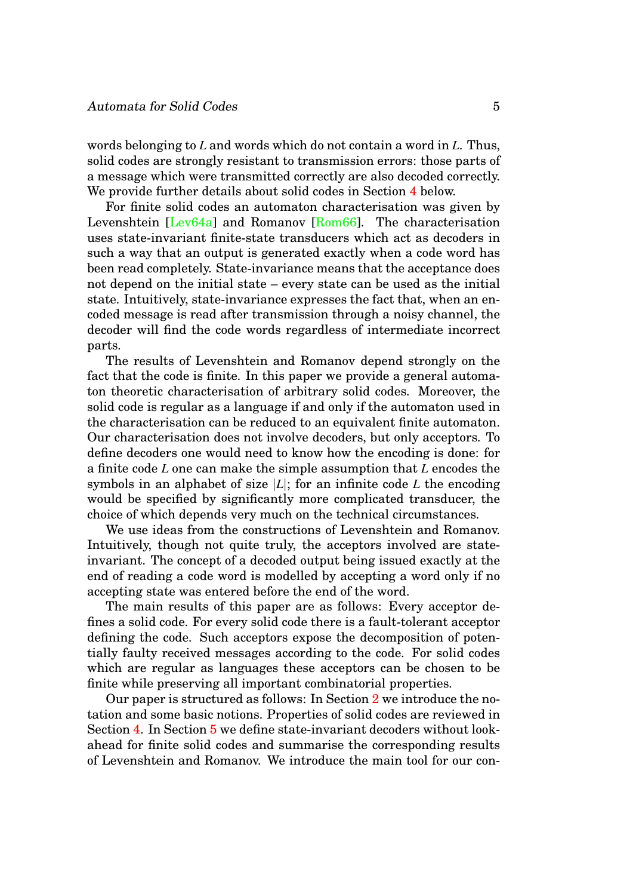words belonging to $L$ and words which do not contain a word in $L$. Thus, solid codes are strongly resistant to transmission errors: those parts of a message which were transmitted correctly are also decoded correctly. We provide further details about solid codes in Section 4 below.

For finite solid codes an automaton characterisation was given by Levenshtein [Lev64a] and Romanov [Rom66]. The characterisation uses state-invariant finite-state transducers which act as decoders in such a way that an output is generated exactly when a code word has been read completely. State-invariance means that the acceptance does not depend on the initial state – every state can be used as the initial state. Intuitively, state-invariance expresses the fact that, when an encoded message is read after transmission through a noisy channel, the decoder will find the code words regardless of intermediate incorrect parts.

The results of Levenshtein and Romanov depend strongly on the fact that the code is finite. In this paper we provide a general automaton theoretic characterisation of arbitrary solid codes. Moreover, the solid code is regular as a language if and only if the automaton used in the characterisation can be reduced to an equivalent finite automaton. Our characterisation does not involve decoders, but only acceptors. To define decoders one would need to know how the encoding is done: for a finite code $L$ one can make the simple assumption that $L$ encodes the symbols in an alphabet of size $|L|$; for an infinite code $L$ the encoding would be specified by significantly more complicated transducer, the choice of which depends very much on the technical circumstances.

We use ideas from the constructions of Levenshtein and Romanov. Intuitively, though not quite truly, the acceptors involved are state-invariant. The concept of a decoded output being issued exactly at the end of reading a code word is modelled by accepting a word only if no accepting state was entered before the end of the word.

The main results of this paper are as follows: Every acceptor defines a solid code. For every solid code there is a fault-tolerant acceptor defining the code. Such acceptors expose the decomposition of potentially faulty received messages according to the code. For solid codes which are regular as languages these acceptors can be chosen to be finite while preserving all important combinatorial properties.

Our paper is structured as follows: In Section 2 we introduce the notation and some basic notions. Properties of solid codes are reviewed in Section 4. In Section 5 we define state-invariant decoders without look-ahead for finite solid codes and summarise the corresponding results of Levenshtein and Romanov. We introduce the main tool for our con-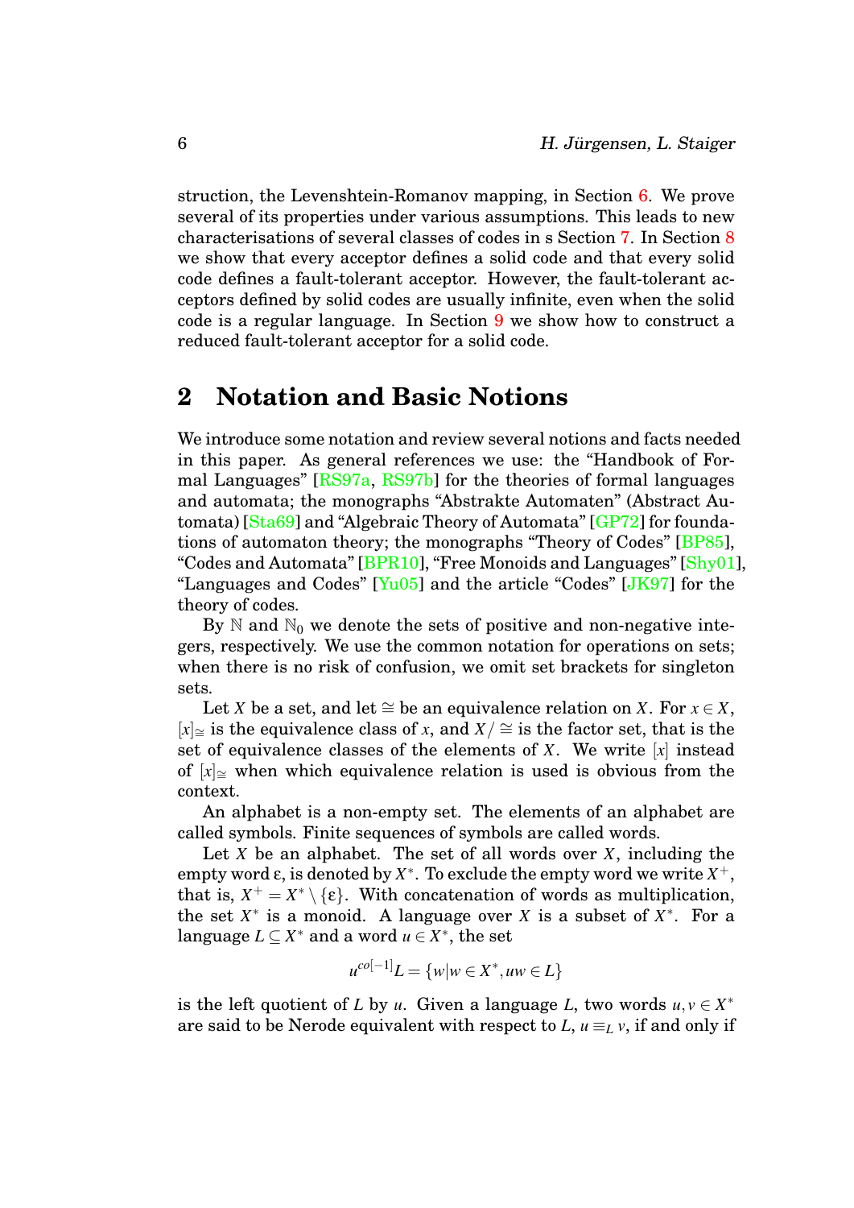struction, the Levenshtein-Romanov mapping, in Section 6. We prove several of its properties under various assumptions. This leads to new characterisations of several classes of codes in s Section 7. In Section 8 we show that every acceptor defines a solid code and that every solid code defines a fault-tolerant acceptor. However, the fault-tolerant acceptors defined by solid codes are usually infinite, even when the solid code is a regular language. In Section 9 we show how to construct a reduced fault-tolerant acceptor for a solid code.

## 2 Notation and Basic Notions

We introduce some notation and review several notions and facts needed in this paper. As general references we use: the "Handbook of Formal Languages" [RS97a, RS97b] for the theories of formal languages and automata; the monographs "Abstrakte Automaten" (Abstract Automata) [Sta69] and "Algebraic Theory of Automata" [GP72] for foundations of automaton theory; the monographs "Theory of Codes" [BP85], "Codes and Automata" [BPR10], "Free Monoids and Languages" [Shy01], "Languages and Codes" [Yu05] and the article "Codes" [JK97] for the theory of codes.

By $\mathbb{N}$ and $\mathbb{N}_0$ we denote the sets of positive and non-negative integers, respectively. We use the common notation for operations on sets; when there is no risk of confusion, we omit set brackets for singleton sets.

Let $X$ be a set, and let $\cong$ be an equivalence relation on $X$. For $x \in X$, $[x]_{\cong}$ is the equivalence class of $x$, and $X/\cong$ is the factor set, that is the set of equivalence classes of the elements of $X$. We write $[x]$ instead of $[x]_{\cong}$ when which equivalence relation is used is obvious from the context.

An alphabet is a non-empty set. The elements of an alphabet are called symbols. Finite sequences of symbols are called words.

Let $X$ be an alphabet. The set of all words over $X$, including the empty word $\varepsilon$, is denoted by $X^*$. To exclude the empty word we write $X^+$, that is, $X^+ = X^* \setminus \{\varepsilon\}$. With concatenation of words as multiplication, the set $X^*$ is a monoid. A language over $X$ is a subset of $X^*$. For a language $L \subseteq X^*$ and a word $u \in X^*$, the set

$$u^{co[-1]}L = \{w | w \in X^*, uw \in L\}$$

is the left quotient of $L$ by $u$. Given a language $L$, two words $u, v \in X^*$ are said to be Nerode equivalent with respect to $L$, $u \equiv_L v$, if and only if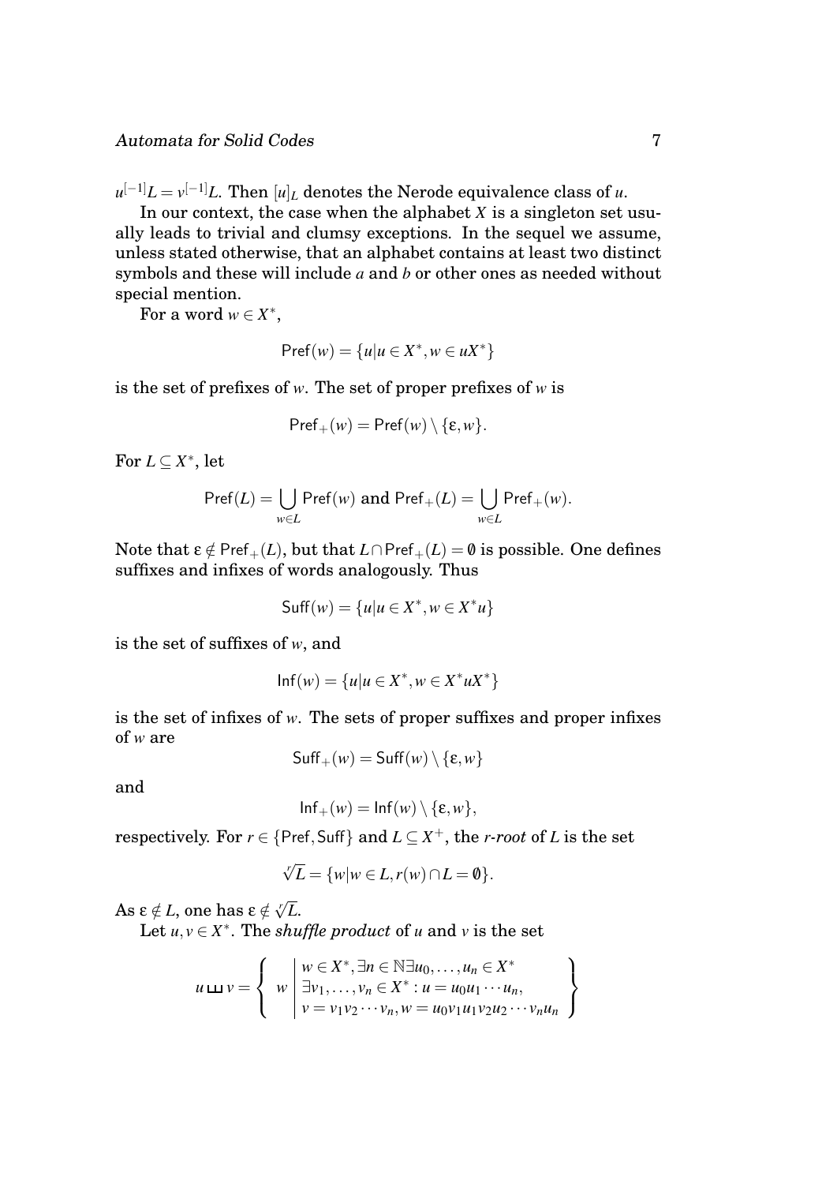$u^{[-1]}L = v^{[-1]}L$. Then $[u]_L$ denotes the Nerode equivalence class of $u$.

In our context, the case when the alphabet $X$ is a singleton set usually leads to trivial and clumsy exceptions. In the sequel we assume, unless stated otherwise, that an alphabet contains at least two distinct symbols and these will include $a$ and $b$ or other ones as needed without special mention.

For a word $w \in X^*$,

$$\mathsf{Pref}(w) = \{u | u \in X^*, w \in uX^*\}$$

is the set of prefixes of $w$. The set of proper prefixes of $w$ is

$$\mathsf{Pref}_+(w) = \mathsf{Pref}(w) \setminus \{\varepsilon, w\}.$$

For $L \subseteq X^*$, let

$$\mathsf{Pref}(L) = \bigcup_{w \in L} \mathsf{Pref}(w) \text{ and } \mathsf{Pref}_+(L) = \bigcup_{w \in L} \mathsf{Pref}_+(w).$$

Note that $\varepsilon \notin \mathsf{Pref}_+(L)$, but that $L \cap \mathsf{Pref}_+(L) = \emptyset$ is possible. One defines suffixes and infixes of words analogously. Thus

$$\mathsf{Suff}(w) = \{u | u \in X^*, w \in X^*u\}$$

is the set of suffixes of $w$, and

$$\mathsf{Inf}(w) = \{u | u \in X^*, w \in X^*uX^*\}$$

is the set of infixes of $w$. The sets of proper suffixes and proper infixes of $w$ are

$$\mathsf{Suff}_+(w) = \mathsf{Suff}(w) \setminus \{\varepsilon, w\}$$

and

$$\mathsf{Inf}_+(w) = \mathsf{Inf}(w) \setminus \{\varepsilon, w\},$$

respectively. For $r \in \{\mathsf{Pref}, \mathsf{Suff}\}$ and $L \subseteq X^+$, the *r-root* of $L$ is the set

$$\sqrt[r]{L} = \{w | w \in L, r(w) \cap L = \emptyset\}.$$

As $\varepsilon \notin L$, one has $\varepsilon \notin \sqrt[r]{L}$.

Let $u, v \in X^*$. The *shuffle product* of $u$ and $v$ is the set

$$u \sqcup\!\sqcup v = \left\{ w \;\middle|\; \begin{array}{l} w \in X^*, \exists n \in \mathbb{N} \exists u_0, \ldots, u_n \in X^* \\ \exists v_1, \ldots, v_n \in X^* : u = u_0 u_1 \cdots u_n, \\ v = v_1 v_2 \cdots v_n, w = u_0 v_1 u_1 v_2 u_2 \cdots v_n u_n \end{array} \right\}$$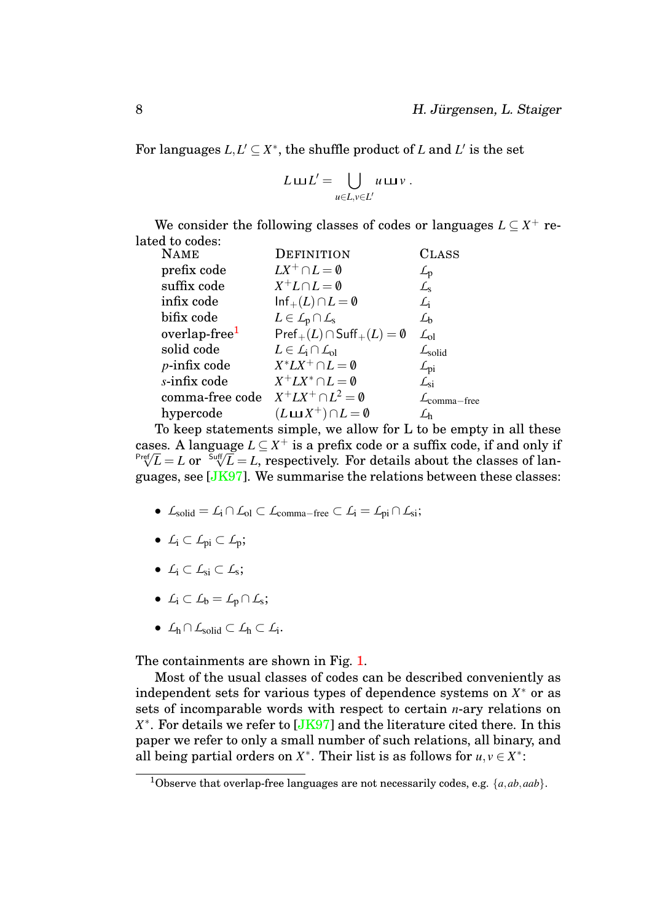For languages $L, L' \subseteq X^*$, the shuffle product of $L$ and $L'$ is the set

$$L \sqcup\!\sqcup L' = \bigcup_{u \in L, v \in L'} u \sqcup\!\sqcup v \,.$$

We consider the following classes of codes or languages $L \subseteq X^+$ related to codes:

| NAME | DEFINITION | CLASS |
|---|---|---|
| prefix code | $LX^+ \cap L = \emptyset$ | $\mathcal{L}_{\mathrm{p}}$ |
| suffix code | $X^+L \cap L = \emptyset$ | $\mathcal{L}_{\mathrm{s}}$ |
| infix code | $\mathsf{Inf}_+(L) \cap L = \emptyset$ | $\mathcal{L}_{\mathrm{i}}$ |
| bifix code | $L \in \mathcal{L}_{\mathrm{p}} \cap \mathcal{L}_{\mathrm{s}}$ | $\mathcal{L}_{\mathrm{b}}$ |
| overlap-free[1] | $\mathsf{Pref}_+(L) \cap \mathsf{Suff}_+(L) = \emptyset$ | $\mathcal{L}_{\mathrm{ol}}$ |
| solid code | $L \in \mathcal{L}_{\mathrm{i}} \cap \mathcal{L}_{\mathrm{ol}}$ | $\mathcal{L}_{\mathrm{solid}}$ |
| $p$-infix code | $X^*LX^+ \cap L = \emptyset$ | $\mathcal{L}_{\mathrm{pi}}$ |
| $s$-infix code | $X^+LX^* \cap L = \emptyset$ | $\mathcal{L}_{\mathrm{si}}$ |
| comma-free code | $X^+LX^+ \cap L^2 = \emptyset$ | $\mathcal{L}_{\mathrm{comma-free}}$ |
| hypercode | $(L \sqcup\!\sqcup X^+) \cap L = \emptyset$ | $\mathcal{L}_{\mathrm{h}}$ |

To keep statements simple, we allow for L to be empty in all these cases. A language $L \subseteq X^+$ is a prefix code or a suffix code, if and only if $\sqrt[\mathsf{Pref}]{L} = L$ or $\sqrt[\mathsf{Suff}]{L} = L$, respectively. For details about the classes of languages, see [JK97]. We summarise the relations between these classes:

- $\mathcal{L}_{\mathrm{solid}} = \mathcal{L}_{\mathrm{i}} \cap \mathcal{L}_{\mathrm{ol}} \subset \mathcal{L}_{\mathrm{comma-free}} \subset \mathcal{L}_{\mathrm{i}} = \mathcal{L}_{\mathrm{pi}} \cap \mathcal{L}_{\mathrm{si}}$;
- $\mathcal{L}_{\mathrm{i}} \subset \mathcal{L}_{\mathrm{pi}} \subset \mathcal{L}_{\mathrm{p}}$;
- $\mathcal{L}_{\mathrm{i}} \subset \mathcal{L}_{\mathrm{si}} \subset \mathcal{L}_{\mathrm{s}}$;
- $\mathcal{L}_{\mathrm{i}} \subset \mathcal{L}_{\mathrm{b}} = \mathcal{L}_{\mathrm{p}} \cap \mathcal{L}_{\mathrm{s}}$;
- $\mathcal{L}_{\mathrm{h}} \cap \mathcal{L}_{\mathrm{solid}} \subset \mathcal{L}_{\mathrm{h}} \subset \mathcal{L}_{\mathrm{i}}$.

The containments are shown in Fig. 1.

Most of the usual classes of codes can be described conveniently as independent sets for various types of dependence systems on $X^*$ or as sets of incomparable words with respect to certain $n$-ary relations on $X^*$. For details we refer to [JK97] and the literature cited there. In this paper we refer to only a small number of such relations, all binary, and all being partial orders on $X^*$. Their list is as follows for $u, v \in X^*$:

[1] Observe that overlap-free languages are not necessarily codes, e.g. $\{a, ab, aab\}$.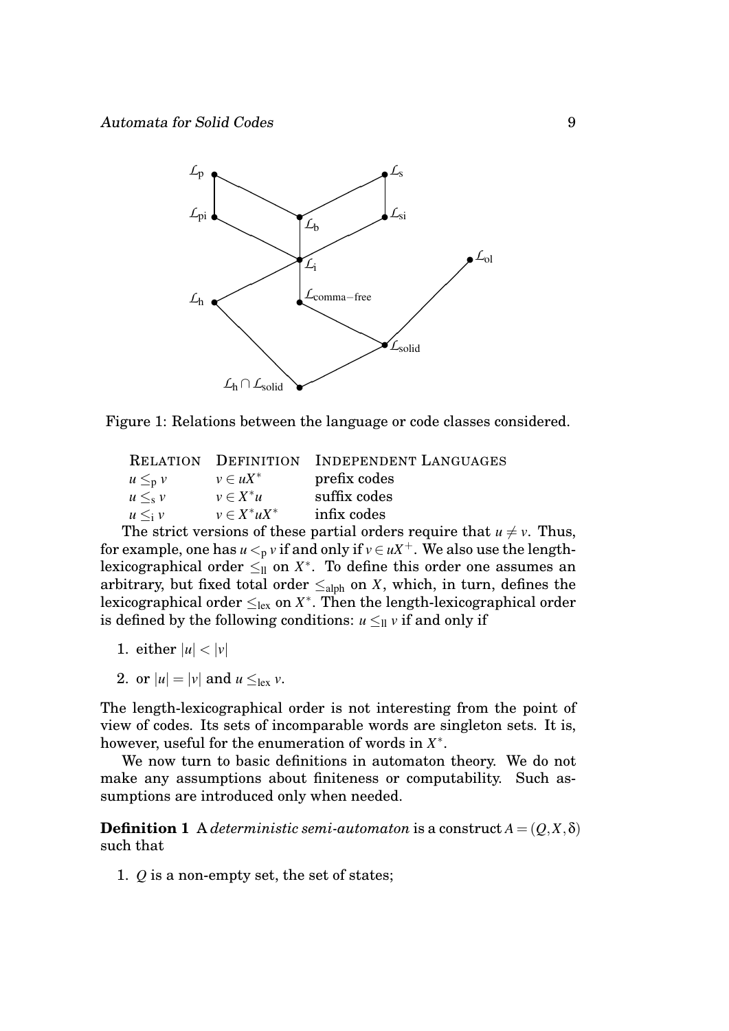Figure 1: Relations between the language or code classes considered.

| Relation | Definition | Independent Languages |
|---|---|---|
| $u \leq_{\mathrm{p}} v$ | $v \in uX^*$ | prefix codes |
| $u \leq_{\mathrm{s}} v$ | $v \in X^*u$ | suffix codes |
| $u \leq_{\mathrm{i}} v$ | $v \in X^*uX^*$ | infix codes |

The strict versions of these partial orders require that $u \neq v$. Thus, for example, one has $u <_{\mathrm{p}} v$ if and only if $v \in uX^+$. We also use the length-lexicographical order $\leq_{\mathrm{ll}}$ on $X^*$. To define this order one assumes an arbitrary, but fixed total order $\leq_{\mathrm{alph}}$ on $X$, which, in turn, defines the lexicographical order $\leq_{\mathrm{lex}}$ on $X^*$. Then the length-lexicographical order is defined by the following conditions: $u \leq_{\mathrm{ll}} v$ if and only if

1. either $|u| < |v|$
2. or $|u| = |v|$ and $u \leq_{\mathrm{lex}} v$.

The length-lexicographical order is not interesting from the point of view of codes. Its sets of incomparable words are singleton sets. It is, however, useful for the enumeration of words in $X^*$.

We now turn to basic definitions in automaton theory. We do not make any assumptions about finiteness or computability. Such assumptions are introduced only when needed.

**Definition 1** A *deterministic semi-automaton* is a construct $A = (Q, X, \delta)$ such that

1. $Q$ is a non-empty set, the set of states;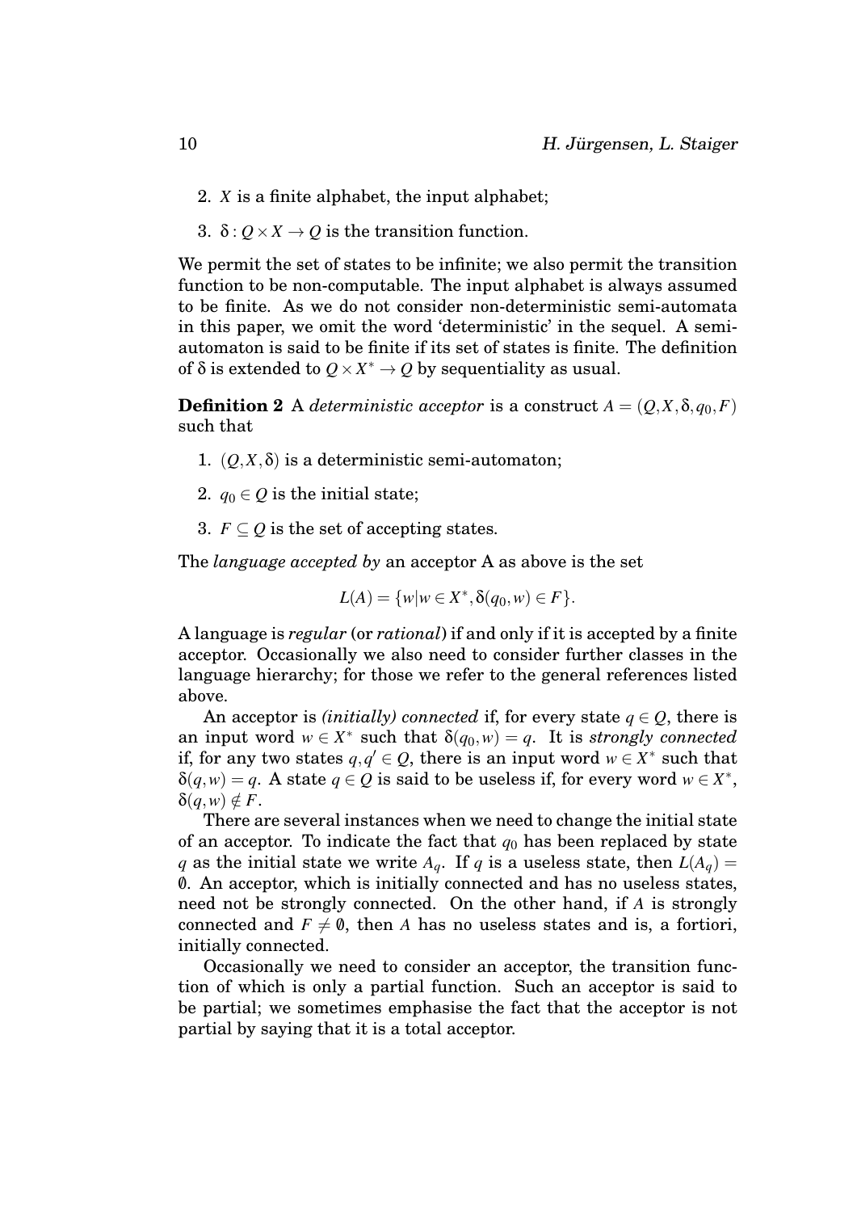2. $X$ is a finite alphabet, the input alphabet;

3. $\delta : Q \times X \to Q$ is the transition function.

We permit the set of states to be infinite; we also permit the transition function to be non-computable. The input alphabet is always assumed to be finite. As we do not consider non-deterministic semi-automata in this paper, we omit the word 'deterministic' in the sequel. A semi-automaton is said to be finite if its set of states is finite. The definition of $\delta$ is extended to $Q \times X^* \to Q$ by sequentiality as usual.

**Definition 2** A *deterministic acceptor* is a construct $A = (Q, X, \delta, q_0, F)$ such that

1. $(Q, X, \delta)$ is a deterministic semi-automaton;

2. $q_0 \in Q$ is the initial state;

3. $F \subseteq Q$ is the set of accepting states.

The *language accepted by* an acceptor A as above is the set

$$L(A) = \{w | w \in X^*, \delta(q_0, w) \in F\}.$$

A language is *regular* (or *rational*) if and only if it is accepted by a finite acceptor. Occasionally we also need to consider further classes in the language hierarchy; for those we refer to the general references listed above.

An acceptor is *(initially) connected* if, for every state $q \in Q$, there is an input word $w \in X^*$ such that $\delta(q_0, w) = q$. It is *strongly connected* if, for any two states $q, q' \in Q$, there is an input word $w \in X^*$ such that $\delta(q, w) = q$. A state $q \in Q$ is said to be useless if, for every word $w \in X^*$, $\delta(q, w) \notin F$.

There are several instances when we need to change the initial state of an acceptor. To indicate the fact that $q_0$ has been replaced by state $q$ as the initial state we write $A_q$. If $q$ is a useless state, then $L(A_q) = \emptyset$. An acceptor, which is initially connected and has no useless states, need not be strongly connected. On the other hand, if $A$ is strongly connected and $F \neq \emptyset$, then $A$ has no useless states and is, a fortiori, initially connected.

Occasionally we need to consider an acceptor, the transition function of which is only a partial function. Such an acceptor is said to be partial; we sometimes emphasise the fact that the acceptor is not partial by saying that it is a total acceptor.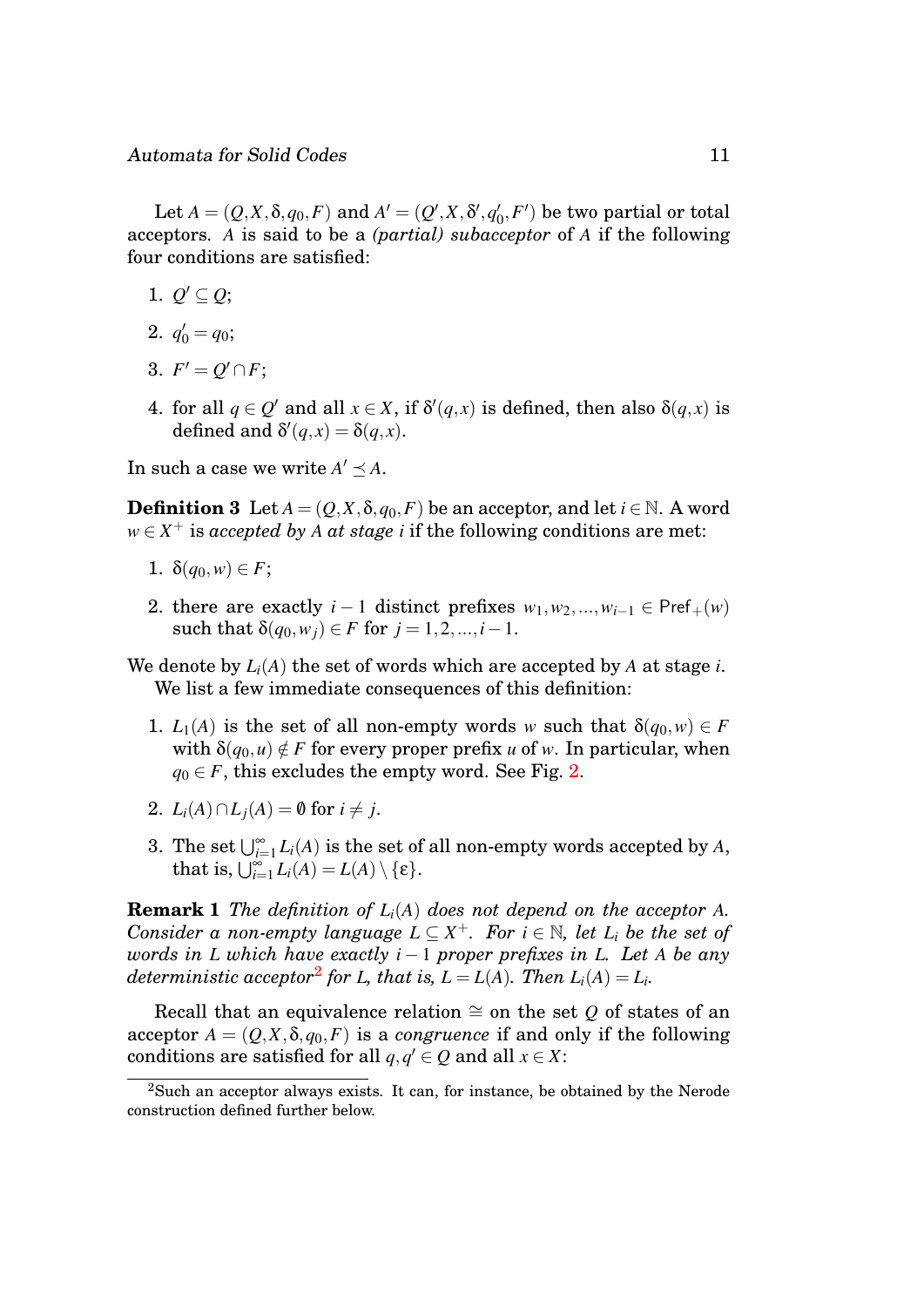Let $A = (Q, X, \delta, q_0, F)$ and $A' = (Q', X, \delta', q_0', F')$ be two partial or total acceptors. $A$ is said to be a *(partial) subacceptor* of $A$ if the following four conditions are satisfied:

1. $Q' \subseteq Q$;
2. $q_0' = q_0$;
3. $F' = Q' \cap F$;
4. for all $q \in Q'$ and all $x \in X$, if $\delta'(q,x)$ is defined, then also $\delta(q,x)$ is defined and $\delta'(q,x) = \delta(q,x)$.

In such a case we write $A' \preceq A$.

**Definition 3** Let $A = (Q, X, \delta, q_0, F)$ be an acceptor, and let $i \in \mathbb{N}$. A word $w \in X^+$ is *accepted by $A$ at stage $i$* if the following conditions are met:

1. $\delta(q_0, w) \in F$;
2. there are exactly $i-1$ distinct prefixes $w_1, w_2, \ldots, w_{i-1} \in \mathsf{Pref}_+(w)$ such that $\delta(q_0, w_j) \in F$ for $j = 1, 2, \ldots, i-1$.

We denote by $L_i(A)$ the set of words which are accepted by $A$ at stage $i$.

We list a few immediate consequences of this definition:

1. $L_1(A)$ is the set of all non-empty words $w$ such that $\delta(q_0, w) \in F$ with $\delta(q_0, u) \notin F$ for every proper prefix $u$ of $w$. In particular, when $q_0 \in F$, this excludes the empty word. See Fig. 2.
2. $L_i(A) \cap L_j(A) = \emptyset$ for $i \neq j$.
3. The set $\bigcup_{i=1}^{\infty} L_i(A)$ is the set of all non-empty words accepted by $A$, that is, $\bigcup_{i=1}^{\infty} L_i(A) = L(A) \setminus \{\varepsilon\}$.

**Remark 1** *The definition of $L_i(A)$ does not depend on the acceptor $A$. Consider a non-empty language $L \subseteq X^+$. For $i \in \mathbb{N}$, let $L_i$ be the set of words in $L$ which have exactly $i-1$ proper prefixes in $L$. Let $A$ be any deterministic acceptor[2] for $L$, that is, $L = L(A)$. Then $L_i(A) = L_i$.*

Recall that an equivalence relation $\cong$ on the set $Q$ of states of an acceptor $A = (Q, X, \delta, q_0, F)$ is a *congruence* if and only if the following conditions are satisfied for all $q, q' \in Q$ and all $x \in X$:

[2] Such an acceptor always exists. It can, for instance, be obtained by the Nerode construction defined further below.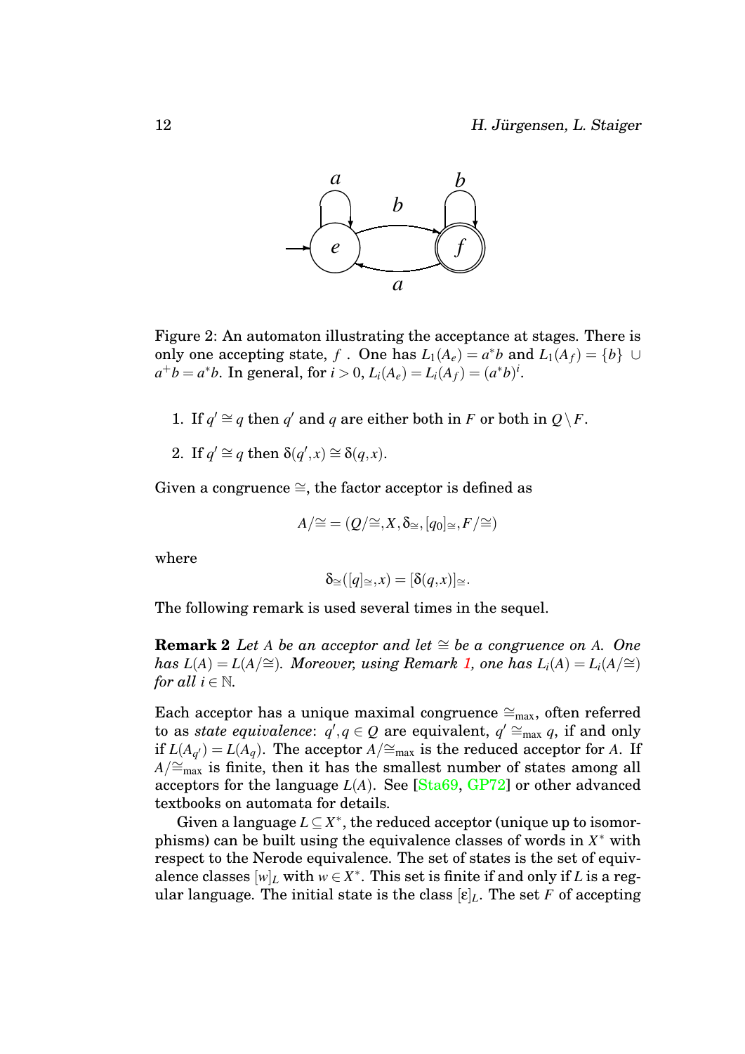Figure 2: An automaton illustrating the acceptance at stages. There is only one accepting state, $f$ . One has $L_1(A_e) = a^*b$ and $L_1(A_f) = \{b\} \cup a^+b = a^*b$. In general, for $i > 0$, $L_i(A_e) = L_i(A_f) = (a^*b)^i$.

1. If $q' \cong q$ then $q'$ and $q$ are either both in $F$ or both in $Q \setminus F$.
2. If $q' \cong q$ then $\delta(q', x) \cong \delta(q, x)$.

Given a congruence $\cong$, the factor acceptor is defined as

$$A/\!\cong\, = (Q/\!\cong, X, \delta_{\cong}, [q_0]_{\cong}, F/\!\cong)$$

where

$$\delta_{\cong}([q]_{\cong}, x) = [\delta(q, x)]_{\cong}.$$

The following remark is used several times in the sequel.

**Remark 2** *Let $A$ be an acceptor and let $\cong$ be a congruence on $A$. One has $L(A) = L(A/\!\cong)$. Moreover, using Remark 1, one has $L_i(A) = L_i(A/\!\cong)$ for all $i \in \mathbb{N}$.*

Each acceptor has a unique maximal congruence $\cong_{\max}$, often referred to as *state equivalence*: $q', q \in Q$ are equivalent, $q' \cong_{\max} q$, if and only if $L(A_{q'}) = L(A_q)$. The acceptor $A/\!\cong_{\max}$ is the reduced acceptor for $A$. If $A/\!\cong_{\max}$ is finite, then it has the smallest number of states among all acceptors for the language $L(A)$. See [Sta69, GP72] or other advanced textbooks on automata for details.

Given a language $L \subseteq X^*$, the reduced acceptor (unique up to isomorphisms) can be built using the equivalence classes of words in $X^*$ with respect to the Nerode equivalence. The set of states is the set of equivalence classes $[w]_L$ with $w \in X^*$. This set is finite if and only if $L$ is a regular language. The initial state is the class $[\varepsilon]_L$. The set $F$ of accepting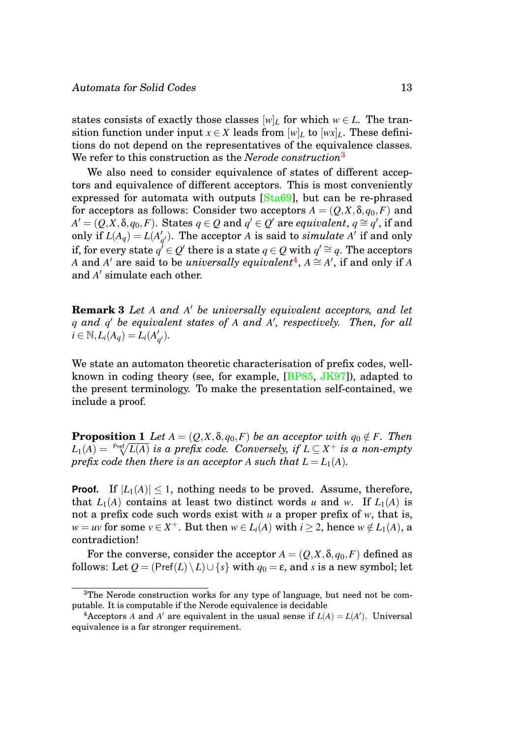states consists of exactly those classes $[w]_L$ for which $w \in L$. The transition function under input $x \in X$ leads from $[w]_L$ to $[wx]_L$. These definitions do not depend on the representatives of the equivalence classes. We refer to this construction as the *Nerode construction*[3]

We also need to consider equivalence of states of different acceptors and equivalence of different acceptors. This is most conveniently expressed for automata with outputs [Sta69], but can be re-phrased for acceptors as follows: Consider two acceptors $A = (Q, X, \delta, q_0, F)$ and $A' = (Q, X, \delta, q_0, F)$. States $q \in Q$ and $q' \in Q'$ are *equivalent*, $q \cong q'$, if and only if $L(A_q) = L(A'_{q'})$. The acceptor $A$ is said to *simulate* $A'$ if and only if, for every state $q' \in Q'$ there is a state $q \in Q$ with $q' \cong q$. The acceptors $A$ and $A'$ are said to be *universally equivalent*[4], $A \cong A'$, if and only if $A$ and $A'$ simulate each other.

**Remark 3** *Let $A$ and $A'$ be universally equivalent acceptors, and let $q$ and $q'$ be equivalent states of $A$ and $A'$, respectively. Then, for all $i \in \mathbb{N}, L_i(A_q) = L_i(A'_{q'})$.*

We state an automaton theoretic characterisation of prefix codes, well-known in coding theory (see, for example, [BP85, JK97]), adapted to the present terminology. To make the presentation self-contained, we include a proof.

**Proposition 1** *Let $A = (Q, X, \delta, q_0, F)$ be an acceptor with $q_0 \notin F$. Then $L_1(A) = \sqrt[\mathsf{Pref}]{L(A)}$ is a prefix code. Conversely, if $L \subseteq X^+$ is a non-empty prefix code then there is an acceptor $A$ such that $L = L_1(A)$.*

**Proof.** If $|L_1(A)| \leq 1$, nothing needs to be proved. Assume, therefore, that $L_1(A)$ contains at least two distinct words $u$ and $w$. If $L_1(A)$ is not a prefix code such words exist with $u$ a proper prefix of $w$, that is, $w = uv$ for some $v \in X^+$. But then $w \in L_i(A)$ with $i \geq 2$, hence $w \notin L_1(A)$, a contradiction!

For the converse, consider the acceptor $A = (Q, X, \delta, q_0, F)$ defined as follows: Let $Q = (\mathsf{Pref}(L) \setminus L) \cup \{s\}$ with $q_0 = \varepsilon$, and $s$ is a new symbol; let

---

[3] The Nerode construction works for any type of language, but need not be computable. It is computable if the Nerode equivalence is decidable

[4] Acceptors $A$ and $A'$ are equivalent in the usual sense if $L(A) = L(A')$. Universal equivalence is a far stronger requirement.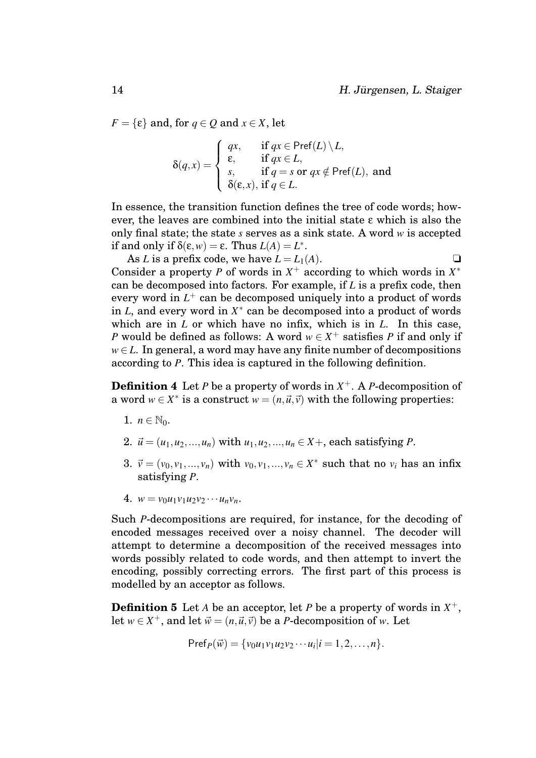$F = \{\varepsilon\}$ and, for $q \in Q$ and $x \in X$, let

$$\delta(q,x) = \begin{cases} qx, & \text{if } qx \in \mathsf{Pref}(L) \setminus L, \\ \varepsilon, & \text{if } qx \in L, \\ s, & \text{if } q = s \text{ or } qx \notin \mathsf{Pref}(L), \text{ and} \\ \delta(\varepsilon,x), & \text{if } q \in L. \end{cases}$$

In essence, the transition function defines the tree of code words; however, the leaves are combined into the initial state $\varepsilon$ which is also the only final state; the state $s$ serves as a sink state. A word $w$ is accepted if and only if $\delta(\varepsilon,w) = \varepsilon$. Thus $L(A) = L^*$.

As $L$ is a prefix code, we have $L = L_1(A)$. ❑

Consider a property $P$ of words in $X^+$ according to which words in $X^*$ can be decomposed into factors. For example, if $L$ is a prefix code, then every word in $L^+$ can be decomposed uniquely into a product of words in $L$, and every word in $X^*$ can be decomposed into a product of words which are in $L$ or which have no infix, which is in $L$. In this case, $P$ would be defined as follows: A word $w \in X^+$ satisfies $P$ if and only if $w \in L$. In general, a word may have any finite number of decompositions according to $P$. This idea is captured in the following definition.

**Definition 4** Let $P$ be a property of words in $X^+$. A $P$-decomposition of a word $w \in X^*$ is a construct $w = (n, \vec{u}, \vec{v})$ with the following properties:

1. $n \in \mathbb{N}_0$.
2. $\vec{u} = (u_1, u_2, ..., u_n)$ with $u_1, u_2, ..., u_n \in X+$, each satisfying $P$.
3. $\vec{v} = (v_0, v_1, ..., v_n)$ with $v_0, v_1, ..., v_n \in X^*$ such that no $v_i$ has an infix satisfying $P$.
4. $w = v_0 u_1 v_1 u_2 v_2 \cdots u_n v_n$.

Such $P$-decompositions are required, for instance, for the decoding of encoded messages received over a noisy channel. The decoder will attempt to determine a decomposition of the received messages into words possibly related to code words, and then attempt to invert the encoding, possibly correcting errors. The first part of this process is modelled by an acceptor as follows.

**Definition 5** Let $A$ be an acceptor, let $P$ be a property of words in $X^+$, let $w \in X^+$, and let $\vec{w} = (n, \vec{u}, \vec{v})$ be a $P$-decomposition of $w$. Let

$$\mathsf{Pref}_P(\vec{w}) = \{v_0 u_1 v_1 u_2 v_2 \cdots u_i | i = 1, 2, \ldots, n\}.$$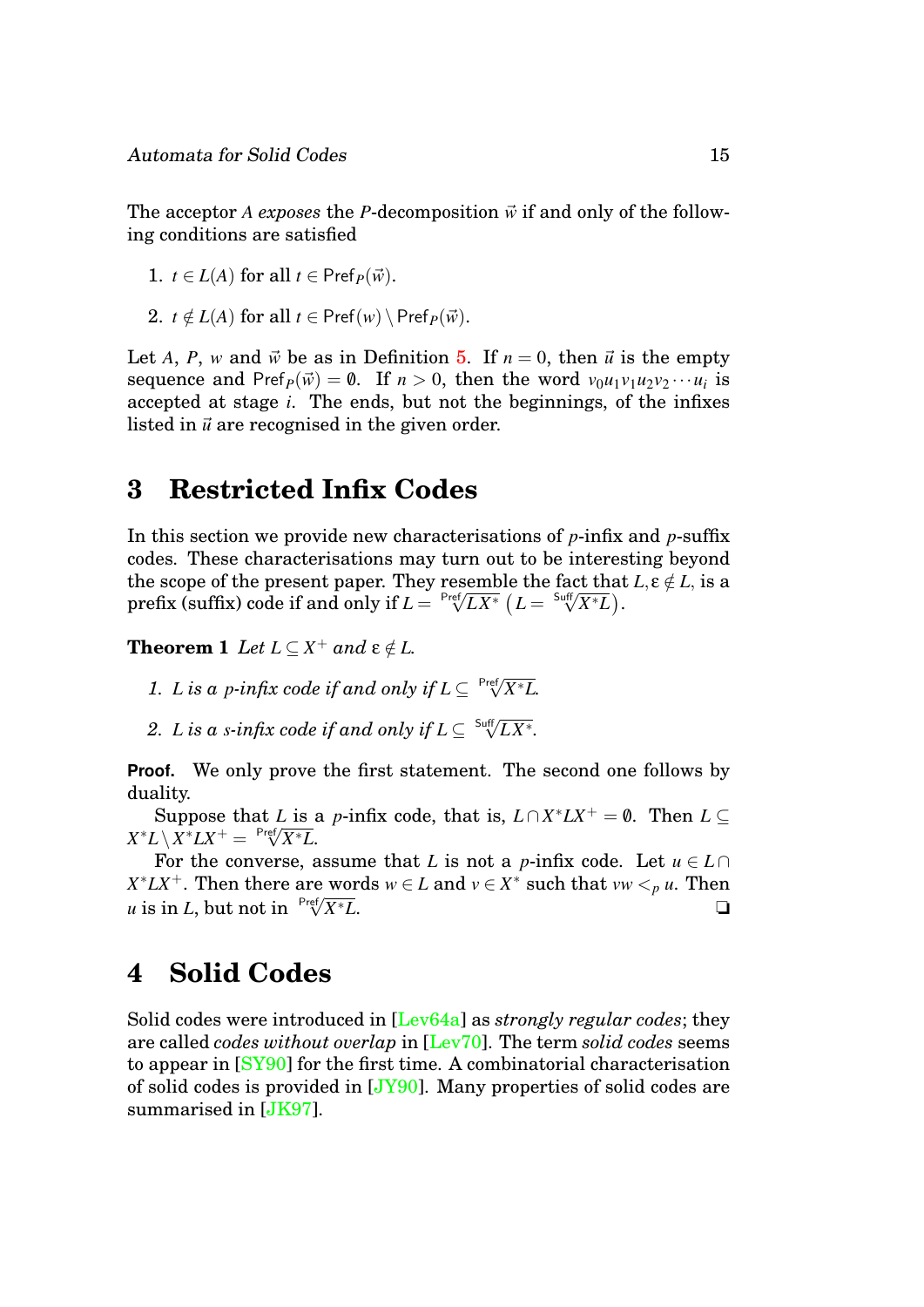The acceptor $A$ *exposes* the $P$-decomposition $\vec{w}$ if and only of the following conditions are satisfied

1. $t \in L(A)$ for all $t \in \mathsf{Pref}_P(\vec{w})$.
2. $t \notin L(A)$ for all $t \in \mathsf{Pref}(w) \setminus \mathsf{Pref}_P(\vec{w})$.

Let $A$, $P$, $w$ and $\vec{w}$ be as in Definition 5. If $n = 0$, then $\vec{u}$ is the empty sequence and $\mathsf{Pref}_P(\vec{w}) = \emptyset$. If $n > 0$, then the word $v_0 u_1 v_1 u_2 v_2 \cdots u_i$ is accepted at stage $i$. The ends, but not the beginnings, of the infixes listed in $\vec{u}$ are recognised in the given order.

# 3 Restricted Infix Codes

In this section we provide new characterisations of $p$-infix and $p$-suffix codes. These characterisations may turn out to be interesting beyond the scope of the present paper. They resemble the fact that $L, \varepsilon \notin L$, is a prefix (suffix) code if and only if $L = \sqrt[\mathsf{Pref}]{LX^*}$ $\left(L = \sqrt[\mathsf{Suff}]{X^*L}\right)$.

**Theorem 1** *Let $L \subseteq X^+$ and $\varepsilon \notin L$.*

1. *$L$ is a $p$-infix code if and only if $L \subseteq \sqrt[\mathsf{Pref}]{X^*L}$.*
2. *$L$ is a $s$-infix code if and only if $L \subseteq \sqrt[\mathsf{Suff}]{LX^*}$.*

**Proof.** We only prove the first statement. The second one follows by duality.

Suppose that $L$ is a $p$-infix code, that is, $L \cap X^*LX^+ = \emptyset$. Then $L \subseteq X^*L \setminus X^*LX^+ = \sqrt[\mathsf{Pref}]{X^*L}$.

For the converse, assume that $L$ is not a $p$-infix code. Let $u \in L \cap X^*LX^+$. Then there are words $w \in L$ and $v \in X^*$ such that $vw <_p u$. Then $u$ is in $L$, but not in $\sqrt[\mathsf{Pref}]{X^*L}$. ❏

# 4 Solid Codes

Solid codes were introduced in [Lev64a] as *strongly regular codes*; they are called *codes without overlap* in [Lev70]. The term *solid codes* seems to appear in [SY90] for the first time. A combinatorial characterisation of solid codes is provided in [JY90]. Many properties of solid codes are summarised in [JK97].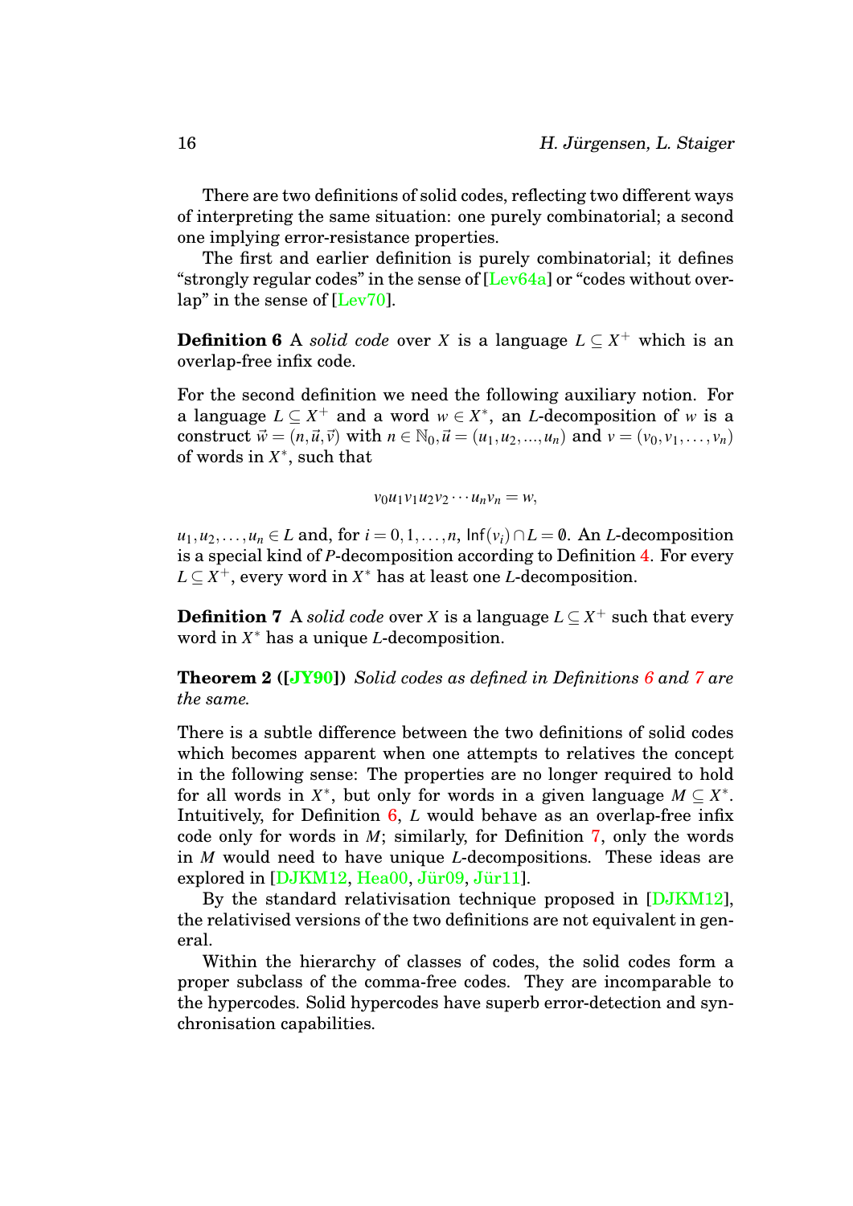There are two definitions of solid codes, reflecting two different ways of interpreting the same situation: one purely combinatorial; a second one implying error-resistance properties.

The first and earlier definition is purely combinatorial; it defines "strongly regular codes" in the sense of [Lev64a] or "codes without overlap" in the sense of [Lev70].

**Definition 6** A *solid code* over $X$ is a language $L \subseteq X^+$ which is an overlap-free infix code.

For the second definition we need the following auxiliary notion. For a language $L \subseteq X^+$ and a word $w \in X^*$, an $L$-decomposition of $w$ is a construct $\vec{w} = (n, \vec{u}, \vec{v})$ with $n \in \mathbb{N}_0, \vec{u} = (u_1, u_2, ..., u_n)$ and $v = (v_0, v_1, \ldots, v_n)$ of words in $X^*$, such that

$$v_0 u_1 v_1 u_2 v_2 \cdots u_n v_n = w,$$

$u_1, u_2, \ldots, u_n \in L$ and, for $i = 0, 1, \ldots, n$, $\mathsf{Inf}(v_i) \cap L = \emptyset$. An $L$-decomposition is a special kind of $P$-decomposition according to Definition 4. For every $L \subseteq X^+$, every word in $X^*$ has at least one $L$-decomposition.

**Definition 7** A *solid code* over $X$ is a language $L \subseteq X^+$ such that every word in $X^*$ has a unique $L$-decomposition.

**Theorem 2 ([JY90])** *Solid codes as defined in Definitions 6 and 7 are the same.*

There is a subtle difference between the two definitions of solid codes which becomes apparent when one attempts to relatives the concept in the following sense: The properties are no longer required to hold for all words in $X^*$, but only for words in a given language $M \subseteq X^*$. Intuitively, for Definition 6, $L$ would behave as an overlap-free infix code only for words in $M$; similarly, for Definition 7, only the words in $M$ would need to have unique $L$-decompositions. These ideas are explored in [DJKM12, Hea00, Jür09, Jür11].

By the standard relativisation technique proposed in [DJKM12], the relativised versions of the two definitions are not equivalent in general.

Within the hierarchy of classes of codes, the solid codes form a proper subclass of the comma-free codes. They are incomparable to the hypercodes. Solid hypercodes have superb error-detection and synchronisation capabilities.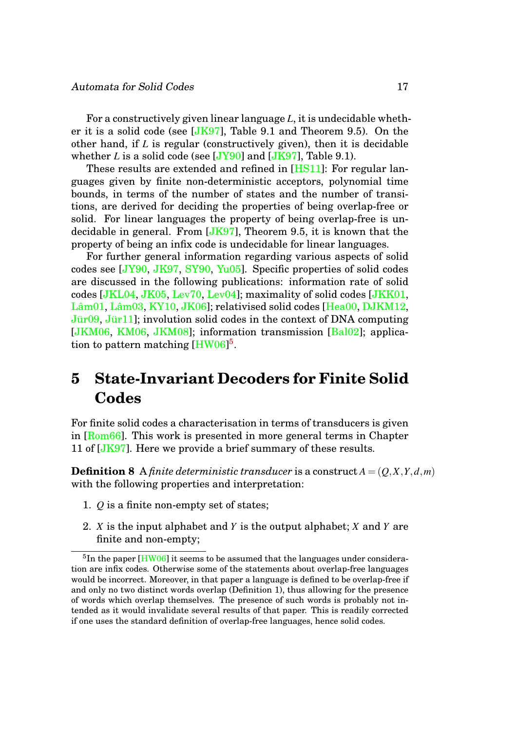For a constructively given linear language $L$, it is undecidable whether it is a solid code (see [JK97], Table 9.1 and Theorem 9.5). On the other hand, if $L$ is regular (constructively given), then it is decidable whether $L$ is a solid code (see [JY90] and [JK97], Table 9.1).

These results are extended and refined in [HS11]: For regular languages given by finite non-deterministic acceptors, polynomial time bounds, in terms of the number of states and the number of transitions, are derived for deciding the properties of being overlap-free or solid. For linear languages the property of being overlap-free is undecidable in general. From [JK97], Theorem 9.5, it is known that the property of being an infix code is undecidable for linear languages.

For further general information regarding various aspects of solid codes see [JY90, JK97, SY90, Yu05]. Specific properties of solid codes are discussed in the following publications: information rate of solid codes [JKL04, JK05, Lev70, Lev04]; maximality of solid codes [JKK01, Lâm01, Lâm03, KY10, JK06]; relativised solid codes [Hea00, DJKM12, Jür09, Jür11]; involution solid codes in the context of DNA computing [JKM06, KM06, JKM08]; information transmission [Bal02]; application to pattern matching [HW06][5].

# 5 State-Invariant Decoders for Finite Solid Codes

For finite solid codes a characterisation in terms of transducers is given in [Rom66]. This work is presented in more general terms in Chapter 11 of [JK97]. Here we provide a brief summary of these results.

**Definition 8** A *finite deterministic transducer* is a construct $A = (Q, X, Y, d, m)$ with the following properties and interpretation:

1. $Q$ is a finite non-empty set of states;
2. $X$ is the input alphabet and $Y$ is the output alphabet; $X$ and $Y$ are finite and non-empty;

[5] In the paper [HW06] it seems to be assumed that the languages under consideration are infix codes. Otherwise some of the statements about overlap-free languages would be incorrect. Moreover, in that paper a language is defined to be overlap-free if and only no two distinct words overlap (Definition 1), thus allowing for the presence of words which overlap themselves. The presence of such words is probably not intended as it would invalidate several results of that paper. This is readily corrected if one uses the standard definition of overlap-free languages, hence solid codes.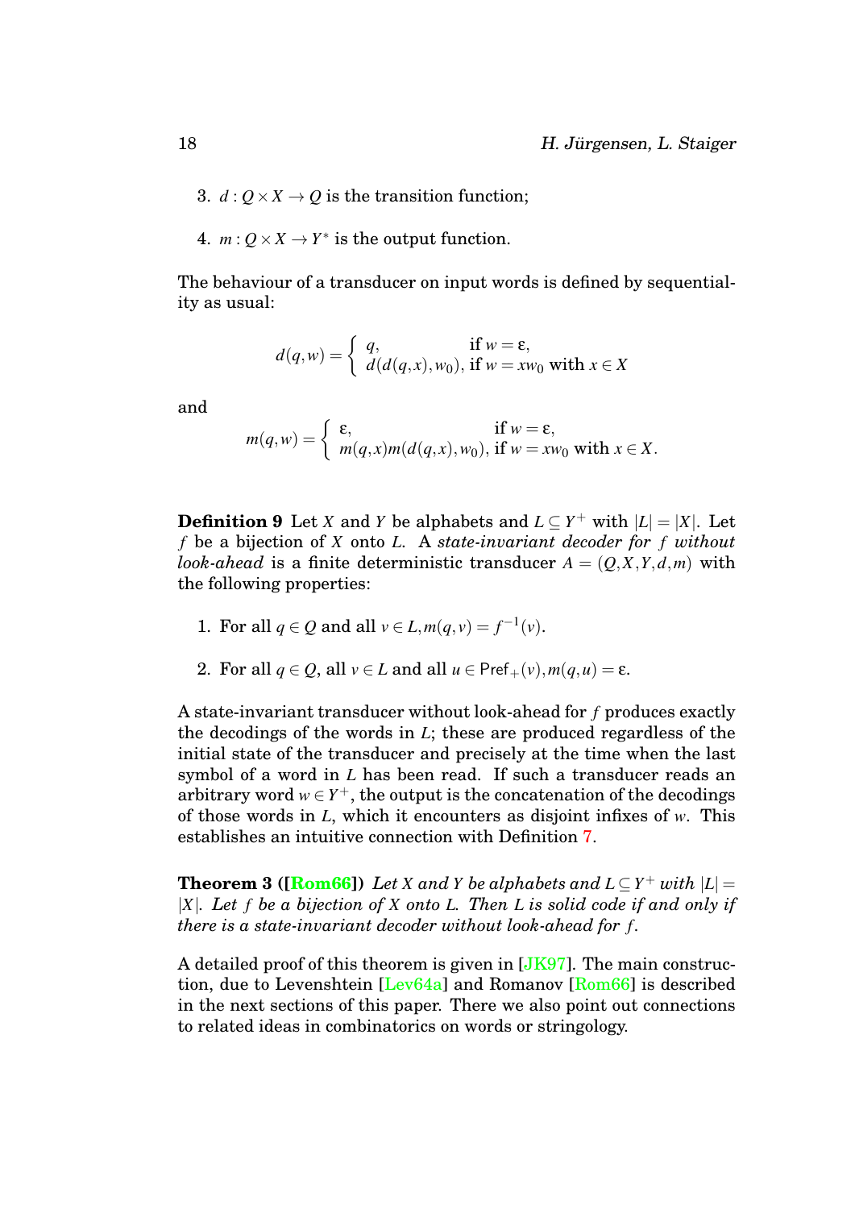3. $d : Q \times X \to Q$ is the transition function;

4. $m : Q \times X \to Y^*$ is the output function.

The behaviour of a transducer on input words is defined by sequentiality as usual:

$$d(q,w) = \begin{cases} q, & \text{if } w = \varepsilon, \\ d(d(q,x),w_0), & \text{if } w = xw_0 \text{ with } x \in X \end{cases}$$

and

$$m(q,w) = \begin{cases} \varepsilon, & \text{if } w = \varepsilon, \\ m(q,x)m(d(q,x),w_0), & \text{if } w = xw_0 \text{ with } x \in X. \end{cases}$$

**Definition 9** Let $X$ and $Y$ be alphabets and $L \subseteq Y^+$ with $|L| = |X|$. Let $f$ be a bijection of $X$ onto $L$. A *state-invariant decoder for $f$ without look-ahead* is a finite deterministic transducer $A = (Q,X,Y,d,m)$ with the following properties:

1. For all $q \in Q$ and all $v \in L, m(q,v) = f^{-1}(v)$.

2. For all $q \in Q$, all $v \in L$ and all $u \in \mathsf{Pref}_+(v), m(q,u) = \varepsilon$.

A state-invariant transducer without look-ahead for $f$ produces exactly the decodings of the words in $L$; these are produced regardless of the initial state of the transducer and precisely at the time when the last symbol of a word in $L$ has been read. If such a transducer reads an arbitrary word $w \in Y^+$, the output is the concatenation of the decodings of those words in $L$, which it encounters as disjoint infixes of $w$. This establishes an intuitive connection with Definition 7.

**Theorem 3 ([Rom66])** *Let $X$ and $Y$ be alphabets and $L \subseteq Y^+$ with $|L| = |X|$. Let $f$ be a bijection of $X$ onto $L$. Then $L$ is solid code if and only if there is a state-invariant decoder without look-ahead for $f$.*

A detailed proof of this theorem is given in [JK97]. The main construction, due to Levenshtein [Lev64a] and Romanov [Rom66] is described in the next sections of this paper. There we also point out connections to related ideas in combinatorics on words or stringology.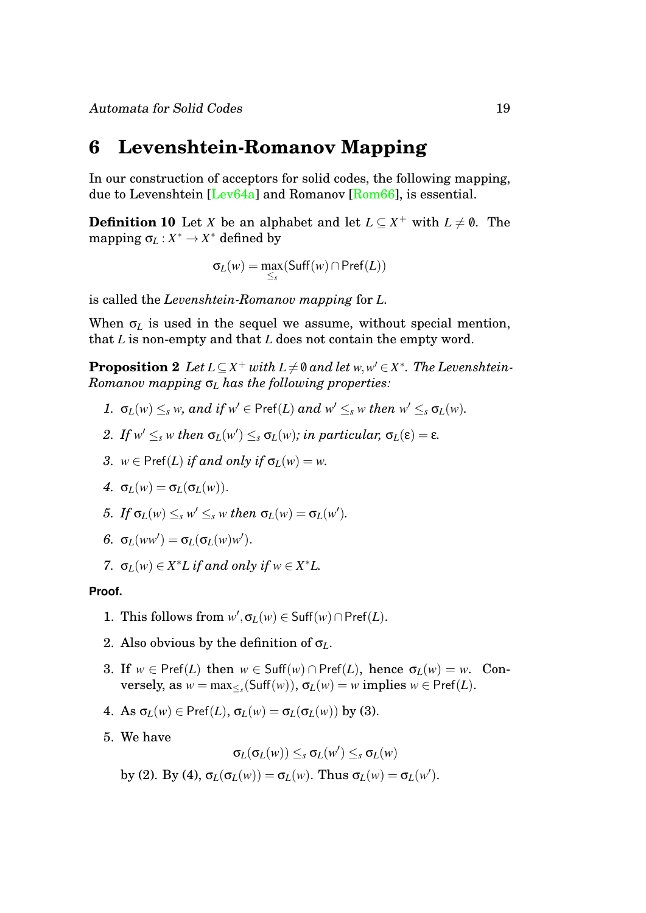# 6 Levenshtein-Romanov Mapping

In our construction of acceptors for solid codes, the following mapping, due to Levenshtein [Lev64a] and Romanov [Rom66], is essential.

**Definition 10** Let $X$ be an alphabet and let $L \subseteq X^+$ with $L \neq \emptyset$. The mapping $\sigma_L : X^* \to X^*$ defined by

$$\sigma_L(w) = \max_{\leq_s}(\mathsf{Suff}(w) \cap \mathsf{Pref}(L))$$

is called the *Levenshtein-Romanov mapping* for $L$.

When $\sigma_L$ is used in the sequel we assume, without special mention, that $L$ is non-empty and that $L$ does not contain the empty word.

**Proposition 2** *Let $L \subseteq X^+$ with $L \neq \emptyset$ and let $w, w' \in X^*$. The Levenshtein-Romanov mapping $\sigma_L$ has the following properties:*

1. *$\sigma_L(w) \leq_s w$, and if $w' \in \mathsf{Pref}(L)$ and $w' \leq_s w$ then $w' \leq_s \sigma_L(w)$.*
2. *If $w' \leq_s w$ then $\sigma_L(w') \leq_s \sigma_L(w)$; in particular, $\sigma_L(\varepsilon) = \varepsilon$.*
3. *$w \in \mathsf{Pref}(L)$ if and only if $\sigma_L(w) = w$.*
4. *$\sigma_L(w) = \sigma_L(\sigma_L(w))$.*
5. *If $\sigma_L(w) \leq_s w' \leq_s w$ then $\sigma_L(w) = \sigma_L(w')$.*
6. *$\sigma_L(ww') = \sigma_L(\sigma_L(w)w')$.*
7. *$\sigma_L(w) \in X^*L$ if and only if $w \in X^*L$.*

**Proof.**

1. This follows from $w', \sigma_L(w) \in \mathsf{Suff}(w) \cap \mathsf{Pref}(L)$.
2. Also obvious by the definition of $\sigma_L$.
3. If $w \in \mathsf{Pref}(L)$ then $w \in \mathsf{Suff}(w) \cap \mathsf{Pref}(L)$, hence $\sigma_L(w) = w$. Conversely, as $w = \max_{\leq_s}(\mathsf{Suff}(w))$, $\sigma_L(w) = w$ implies $w \in \mathsf{Pref}(L)$.
4. As $\sigma_L(w) \in \mathsf{Pref}(L)$, $\sigma_L(w) = \sigma_L(\sigma_L(w))$ by (3).
5. We have
$$\sigma_L(\sigma_L(w)) \leq_s \sigma_L(w') \leq_s \sigma_L(w)$$
by (2). By (4), $\sigma_L(\sigma_L(w)) = \sigma_L(w)$. Thus $\sigma_L(w) = \sigma_L(w')$.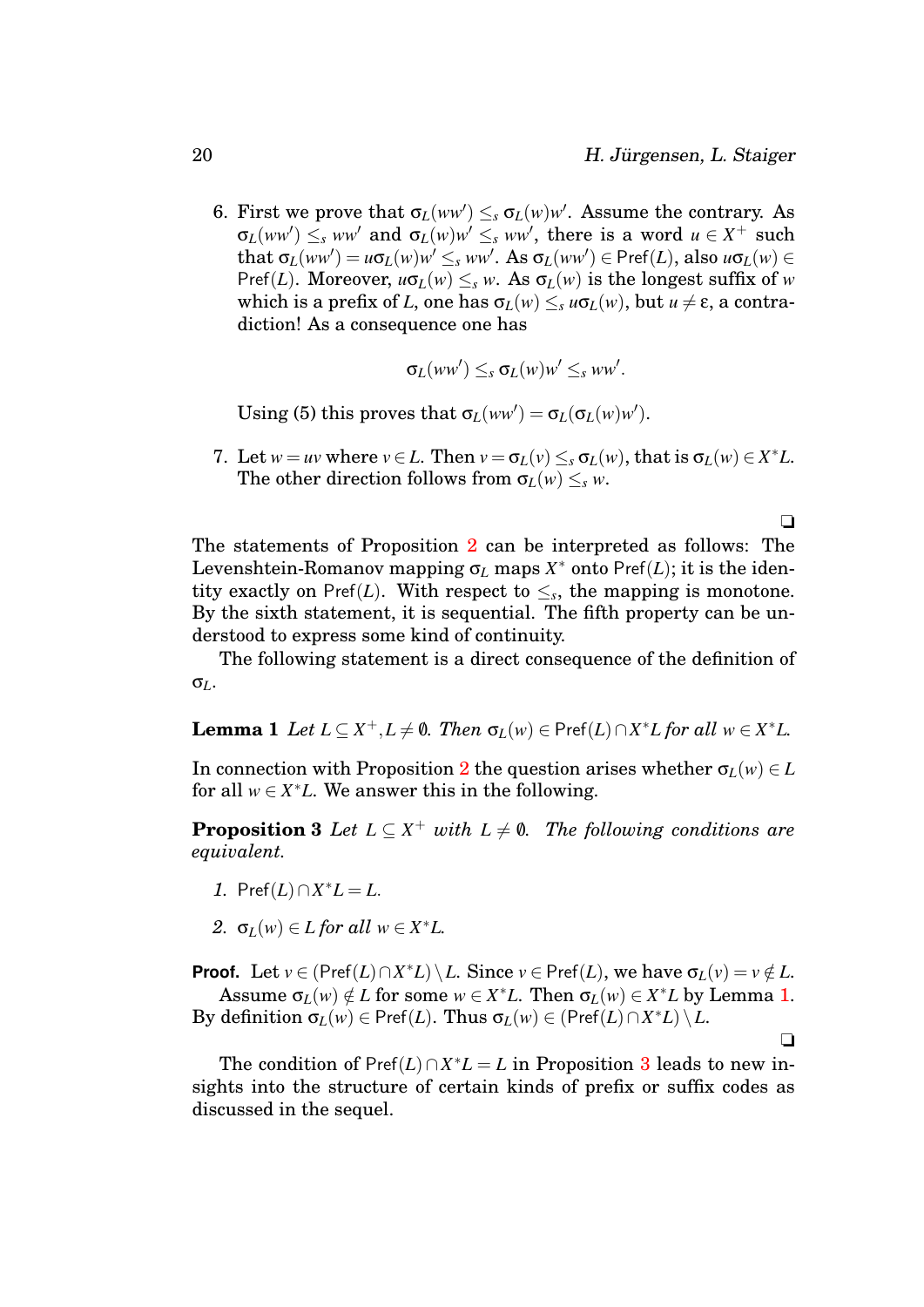6. First we prove that $\sigma_L(ww') \leq_s \sigma_L(w)w'$. Assume the contrary. As $\sigma_L(ww') \leq_s ww'$ and $\sigma_L(w)w' \leq_s ww'$, there is a word $u \in X^+$ such that $\sigma_L(ww') = u\sigma_L(w)w' \leq_s ww'$. As $\sigma_L(ww') \in \mathsf{Pref}(L)$, also $u\sigma_L(w) \in \mathsf{Pref}(L)$. Moreover, $u\sigma_L(w) \leq_s w$. As $\sigma_L(w)$ is the longest suffix of $w$ which is a prefix of $L$, one has $\sigma_L(w) \leq_s u\sigma_L(w)$, but $u \neq \varepsilon$, a contradiction! As a consequence one has

$$\sigma_L(ww') \leq_s \sigma_L(w)w' \leq_s ww'.$$

   Using (5) this proves that $\sigma_L(ww') = \sigma_L(\sigma_L(w)w')$.

7. Let $w = uv$ where $v \in L$. Then $v = \sigma_L(v) \leq_s \sigma_L(w)$, that is $\sigma_L(w) \in X^*L$. The other direction follows from $\sigma_L(w) \leq_s w$.

❑

The statements of Proposition 2 can be interpreted as follows: The Levenshtein-Romanov mapping $\sigma_L$ maps $X^*$ onto $\mathsf{Pref}(L)$; it is the identity exactly on $\mathsf{Pref}(L)$. With respect to $\leq_s$, the mapping is monotone. By the sixth statement, it is sequential. The fifth property can be understood to express some kind of continuity.

The following statement is a direct consequence of the definition of $\sigma_L$.

**Lemma 1** *Let $L \subseteq X^+, L \neq \emptyset$. Then $\sigma_L(w) \in \mathsf{Pref}(L) \cap X^*L$ for all $w \in X^*L$.*

In connection with Proposition 2 the question arises whether $\sigma_L(w) \in L$ for all $w \in X^*L$. We answer this in the following.

**Proposition 3** *Let $L \subseteq X^+$ with $L \neq \emptyset$. The following conditions are equivalent.*

1. $\mathsf{Pref}(L) \cap X^*L = L$.
2. $\sigma_L(w) \in L$ *for all* $w \in X^*L$.

**Proof.** Let $v \in (\mathsf{Pref}(L) \cap X^*L) \setminus L$. Since $v \in \mathsf{Pref}(L)$, we have $\sigma_L(v) = v \notin L$.

Assume $\sigma_L(w) \notin L$ for some $w \in X^*L$. Then $\sigma_L(w) \in X^*L$ by Lemma 1. By definition $\sigma_L(w) \in \mathsf{Pref}(L)$. Thus $\sigma_L(w) \in (\mathsf{Pref}(L) \cap X^*L) \setminus L$.

❑

The condition of $\mathsf{Pref}(L) \cap X^*L = L$ in Proposition 3 leads to new insights into the structure of certain kinds of prefix or suffix codes as discussed in the sequel.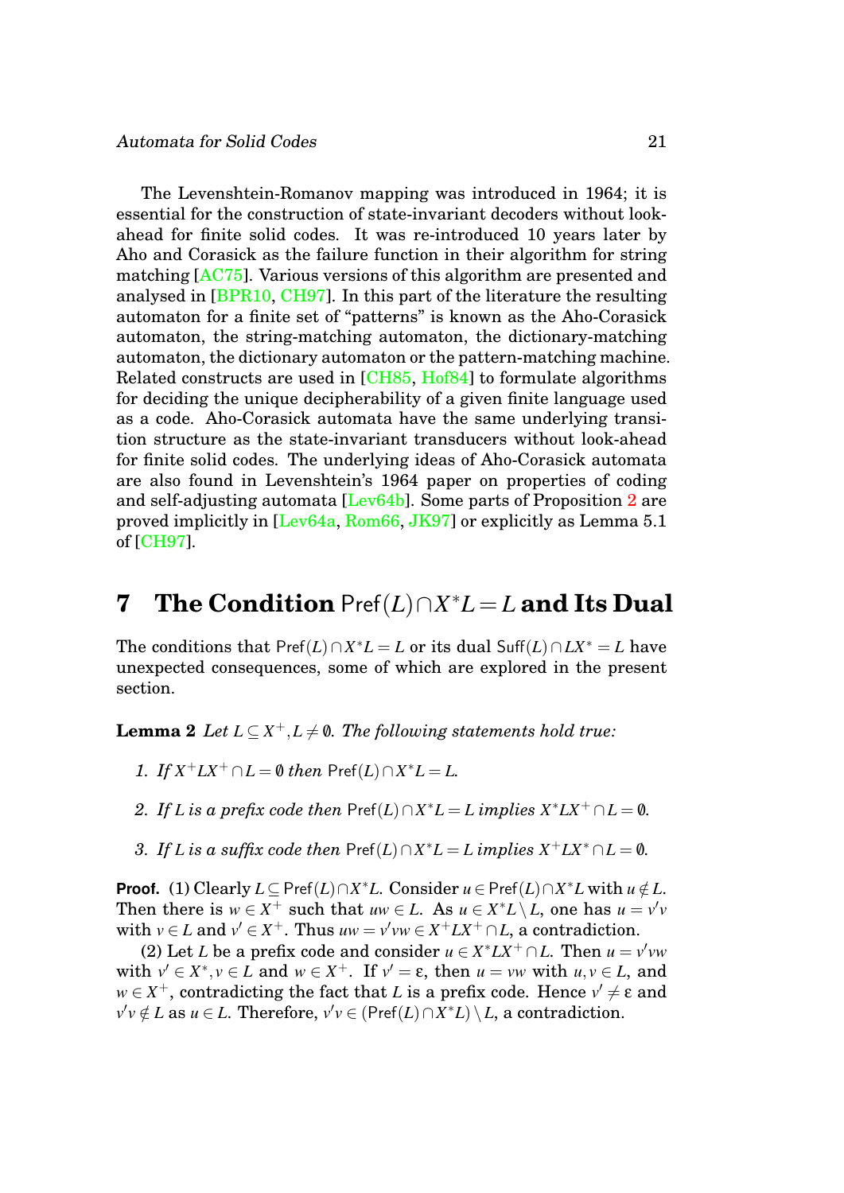The Levenshtein-Romanov mapping was introduced in 1964; it is essential for the construction of state-invariant decoders without look-ahead for finite solid codes. It was re-introduced 10 years later by Aho and Corasick as the failure function in their algorithm for string matching [AC75]. Various versions of this algorithm are presented and analysed in [BPR10, CH97]. In this part of the literature the resulting automaton for a finite set of "patterns" is known as the Aho-Corasick automaton, the string-matching automaton, the dictionary-matching automaton, the dictionary automaton or the pattern-matching machine. Related constructs are used in [CH85, Hof84] to formulate algorithms for deciding the unique decipherability of a given finite language used as a code. Aho-Corasick automata have the same underlying transition structure as the state-invariant transducers without look-ahead for finite solid codes. The underlying ideas of Aho-Corasick automata are also found in Levenshtein's 1964 paper on properties of coding and self-adjusting automata [Lev64b]. Some parts of Proposition 2 are proved implicitly in [Lev64a, Rom66, JK97] or explicitly as Lemma 5.1 of [CH97].

# 7 The Condition $\mathsf{Pref}(L) \cap X^*L = L$ and Its Dual

The conditions that $\mathsf{Pref}(L) \cap X^*L = L$ or its dual $\mathsf{Suff}(L) \cap LX^* = L$ have unexpected consequences, some of which are explored in the present section.

**Lemma 2** *Let $L \subseteq X^+, L \neq \emptyset$. The following statements hold true:*

1. *If $X^+LX^+ \cap L = \emptyset$ then $\mathsf{Pref}(L) \cap X^*L = L$.*
2. *If $L$ is a prefix code then $\mathsf{Pref}(L) \cap X^*L = L$ implies $X^*LX^+ \cap L = \emptyset$.*
3. *If $L$ is a suffix code then $\mathsf{Pref}(L) \cap X^*L = L$ implies $X^+LX^* \cap L = \emptyset$.*

**Proof.** (1) Clearly $L \subseteq \mathsf{Pref}(L) \cap X^*L$. Consider $u \in \mathsf{Pref}(L) \cap X^*L$ with $u \notin L$. Then there is $w \in X^+$ such that $uw \in L$. As $u \in X^*L \setminus L$, one has $u = v'v$ with $v \in L$ and $v' \in X^+$. Thus $uw = v'vw \in X^+LX^+ \cap L$, a contradiction.

(2) Let $L$ be a prefix code and consider $u \in X^*LX^+ \cap L$. Then $u = v'vw$ with $v' \in X^*, v \in L$ and $w \in X^+$. If $v' = \varepsilon$, then $u = vw$ with $u, v \in L$, and $w \in X^+$, contradicting the fact that $L$ is a prefix code. Hence $v' \neq \varepsilon$ and $v'v \notin L$ as $u \in L$. Therefore, $v'v \in (\mathsf{Pref}(L) \cap X^*L) \setminus L$, a contradiction.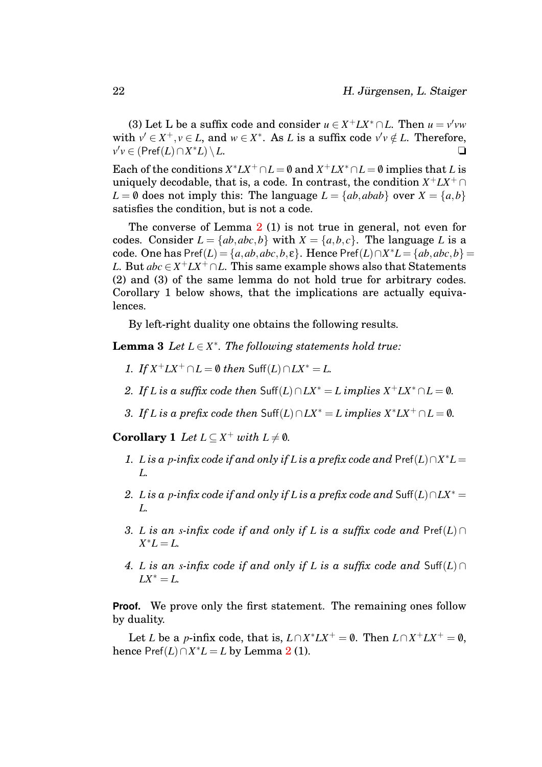(3) Let L be a suffix code and consider $u \in X^+LX^* \cap L$. Then $u = v'vw$ with $v' \in X^+, v \in L$, and $w \in X^*$. As $L$ is a suffix code $v'v \notin L$. Therefore, $v'v \in (\mathsf{Pref}(L) \cap X^*L) \setminus L$. ❑

Each of the conditions $X^*LX^+ \cap L = \emptyset$ and $X^+LX^* \cap L = \emptyset$ implies that $L$ is uniquely decodable, that is, a code. In contrast, the condition $X^+LX^+ \cap L = \emptyset$ does not imply this: The language $L = \{ab, abab\}$ over $X = \{a,b\}$ satisfies the condition, but is not a code.

The converse of Lemma 2 (1) is not true in general, not even for codes. Consider $L = \{ab, abc, b\}$ with $X = \{a,b,c\}$. The language $L$ is a code. One has $\mathsf{Pref}(L) = \{a, ab, abc, b, \varepsilon\}$. Hence $\mathsf{Pref}(L) \cap X^*L = \{ab, abc, b\} = L$. But $abc \in X^+LX^+ \cap L$. This same example shows also that Statements (2) and (3) of the same lemma do not hold true for arbitrary codes. Corollary 1 below shows, that the implications are actually equivalences.

By left-right duality one obtains the following results.

**Lemma 3** *Let $L \in X^*$. The following statements hold true:*

1. *If $X^+LX^+ \cap L = \emptyset$ then $\mathsf{Suff}(L) \cap LX^* = L$.*
2. *If $L$ is a suffix code then $\mathsf{Suff}(L) \cap LX^* = L$ implies $X^+LX^* \cap L = \emptyset$.*
3. *If $L$ is a prefix code then $\mathsf{Suff}(L) \cap LX^* = L$ implies $X^*LX^+ \cap L = \emptyset$.*

**Corollary 1** *Let $L \subseteq X^+$ with $L \neq \emptyset$.*

1. *$L$ is a p-infix code if and only if $L$ is a prefix code and $\mathsf{Pref}(L) \cap X^*L = L$.*
2. *$L$ is a p-infix code if and only if $L$ is a prefix code and $\mathsf{Suff}(L) \cap LX^* = L$.*
3. *$L$ is an s-infix code if and only if $L$ is a suffix code and $\mathsf{Pref}(L) \cap X^*L = L$.*
4. *$L$ is an s-infix code if and only if $L$ is a suffix code and $\mathsf{Suff}(L) \cap LX^* = L$.*

**Proof.** We prove only the first statement. The remaining ones follow by duality.

Let $L$ be a $p$-infix code, that is, $L \cap X^*LX^+ = \emptyset$. Then $L \cap X^+LX^+ = \emptyset$, hence $\mathsf{Pref}(L) \cap X^*L = L$ by Lemma 2 (1).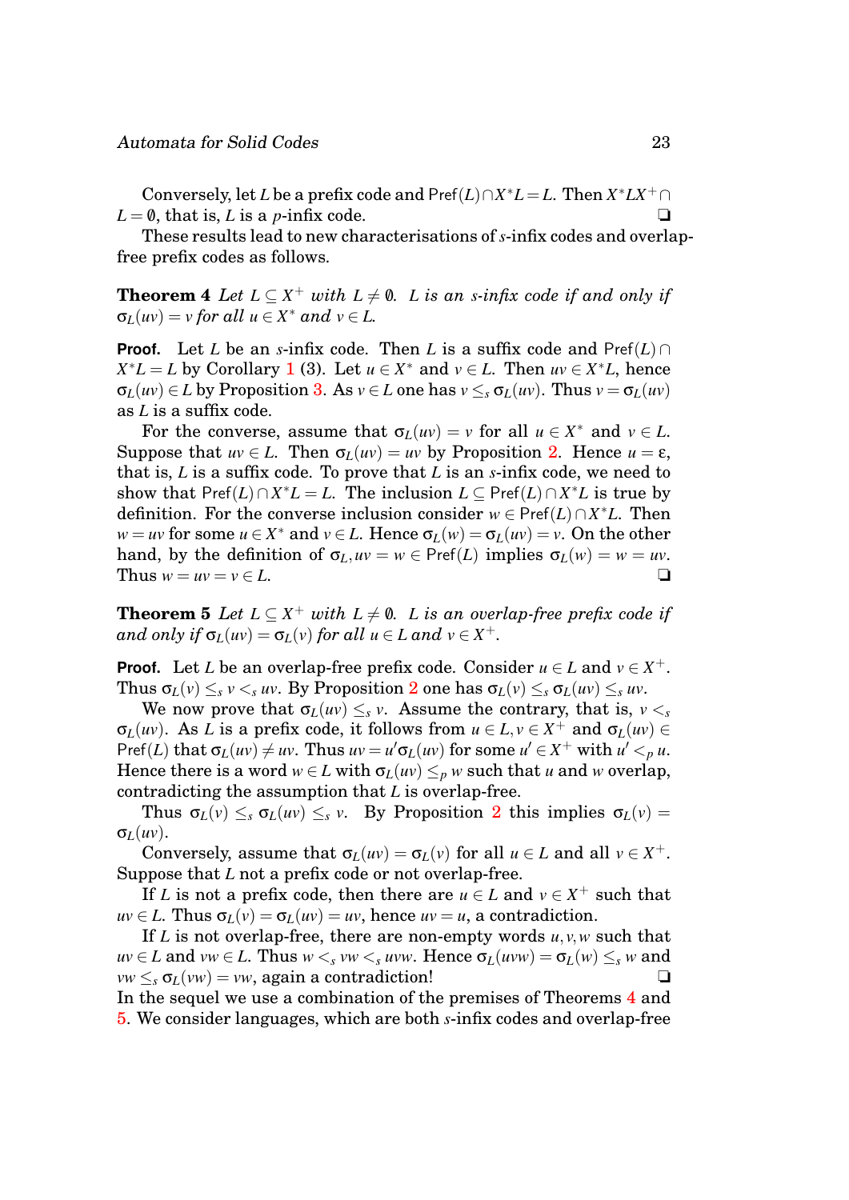Conversely, let $L$ be a prefix code and $\mathsf{Pref}(L) \cap X^*L = L$. Then $X^*LX^+ \cap L = \emptyset$, that is, $L$ is a $p$-infix code. ❑

These results lead to new characterisations of $s$-infix codes and overlap-free prefix codes as follows.

**Theorem 4** *Let $L \subseteq X^+$ with $L \neq \emptyset$. $L$ is an $s$-infix code if and only if $\sigma_L(uv) = v$ for all $u \in X^*$ and $v \in L$.*

**Proof.** Let $L$ be an $s$-infix code. Then $L$ is a suffix code and $\mathsf{Pref}(L) \cap X^*L = L$ by Corollary 1 (3). Let $u \in X^*$ and $v \in L$. Then $uv \in X^*L$, hence $\sigma_L(uv) \in L$ by Proposition 3. As $v \in L$ one has $v \leq_s \sigma_L(uv)$. Thus $v = \sigma_L(uv)$ as $L$ is a suffix code.

For the converse, assume that $\sigma_L(uv) = v$ for all $u \in X^*$ and $v \in L$. Suppose that $uv \in L$. Then $\sigma_L(uv) = uv$ by Proposition 2. Hence $u = \varepsilon$, that is, $L$ is a suffix code. To prove that $L$ is an $s$-infix code, we need to show that $\mathsf{Pref}(L) \cap X^*L = L$. The inclusion $L \subseteq \mathsf{Pref}(L) \cap X^*L$ is true by definition. For the converse inclusion consider $w \in \mathsf{Pref}(L) \cap X^*L$. Then $w = uv$ for some $u \in X^*$ and $v \in L$. Hence $\sigma_L(w) = \sigma_L(uv) = v$. On the other hand, by the definition of $\sigma_L, uv = w \in \mathsf{Pref}(L)$ implies $\sigma_L(w) = w = uv$. Thus $w = uv = v \in L$. ❑

**Theorem 5** *Let $L \subseteq X^+$ with $L \neq \emptyset$. $L$ is an overlap-free prefix code if and only if $\sigma_L(uv) = \sigma_L(v)$ for all $u \in L$ and $v \in X^+$.*

**Proof.** Let $L$ be an overlap-free prefix code. Consider $u \in L$ and $v \in X^+$. Thus $\sigma_L(v) \leq_s v <_s uv$. By Proposition 2 one has $\sigma_L(v) \leq_s \sigma_L(uv) \leq_s uv$.

We now prove that $\sigma_L(uv) \leq_s v$. Assume the contrary, that is, $v <_s \sigma_L(uv)$. As $L$ is a prefix code, it follows from $u \in L, v \in X^+$ and $\sigma_L(uv) \in \mathsf{Pref}(L)$ that $\sigma_L(uv) \neq uv$. Thus $uv = u'\sigma_L(uv)$ for some $u' \in X^+$ with $u' <_p u$. Hence there is a word $w \in L$ with $\sigma_L(uv) \leq_p w$ such that $u$ and $w$ overlap, contradicting the assumption that $L$ is overlap-free.

Thus $\sigma_L(v) \leq_s \sigma_L(uv) \leq_s v$. By Proposition 2 this implies $\sigma_L(v) = \sigma_L(uv)$.

Conversely, assume that $\sigma_L(uv) = \sigma_L(v)$ for all $u \in L$ and all $v \in X^+$. Suppose that $L$ not a prefix code or not overlap-free.

If $L$ is not a prefix code, then there are $u \in L$ and $v \in X^+$ such that $uv \in L$. Thus $\sigma_L(v) = \sigma_L(uv) = uv$, hence $uv = u$, a contradiction.

If $L$ is not overlap-free, there are non-empty words $u, v, w$ such that $uv \in L$ and $vw \in L$. Thus $w <_s vw <_s uvw$. Hence $\sigma_L(uvw) = \sigma_L(w) \leq_s w$ and $vw \leq_s \sigma_L(vw) = vw$, again a contradiction! ❑

In the sequel we use a combination of the premises of Theorems 4 and 5. We consider languages, which are both $s$-infix codes and overlap-free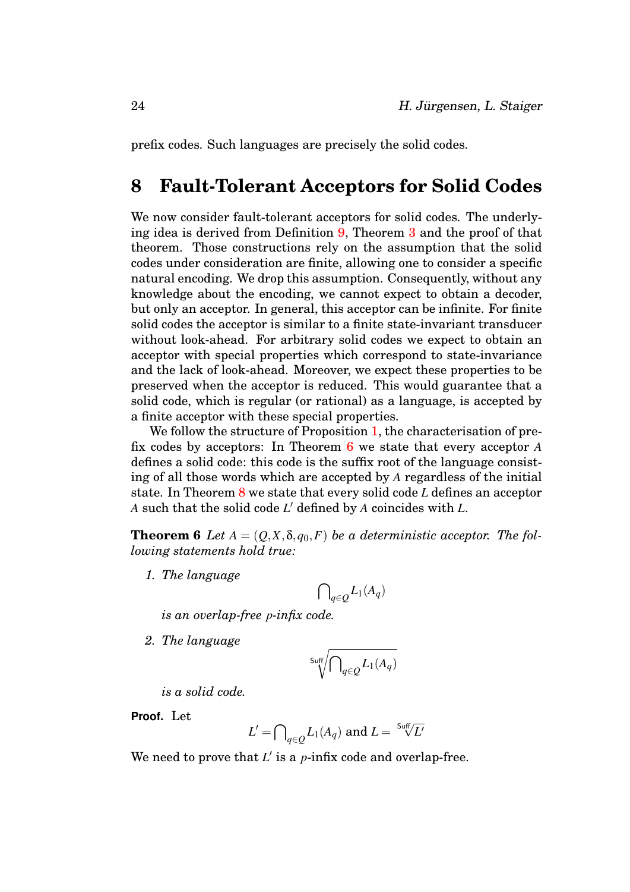prefix codes. Such languages are precisely the solid codes.

## 8 Fault-Tolerant Acceptors for Solid Codes

We now consider fault-tolerant acceptors for solid codes. The underlying idea is derived from Definition 9, Theorem 3 and the proof of that theorem. Those constructions rely on the assumption that the solid codes under consideration are finite, allowing one to consider a specific natural encoding. We drop this assumption. Consequently, without any knowledge about the encoding, we cannot expect to obtain a decoder, but only an acceptor. In general, this acceptor can be infinite. For finite solid codes the acceptor is similar to a finite state-invariant transducer without look-ahead. For arbitrary solid codes we expect to obtain an acceptor with special properties which correspond to state-invariance and the lack of look-ahead. Moreover, we expect these properties to be preserved when the acceptor is reduced. This would guarantee that a solid code, which is regular (or rational) as a language, is accepted by a finite acceptor with these special properties.

We follow the structure of Proposition 1, the characterisation of prefix codes by acceptors: In Theorem 6 we state that every acceptor $A$ defines a solid code: this code is the suffix root of the language consisting of all those words which are accepted by $A$ regardless of the initial state. In Theorem 8 we state that every solid code $L$ defines an acceptor $A$ such that the solid code $L'$ defined by $A$ coincides with $L$.

**Theorem 6** *Let $A = (Q, X, \delta, q_0, F)$ be a deterministic acceptor. The following statements hold true:*

1. *The language*
$$\bigcap\nolimits_{q \in Q} L_1(A_q)$$
*is an overlap-free $p$-infix code.*

2. *The language*
$$\sqrt[\mathsf{Suff}]{\bigcap\nolimits_{q \in Q} L_1(A_q)}$$
*is a solid code.*

**Proof.** Let
$$L' = \bigcap\nolimits_{q \in Q} L_1(A_q) \text{ and } L = \sqrt[\mathsf{Suff}]{L'}$$

We need to prove that $L'$ is a $p$-infix code and overlap-free.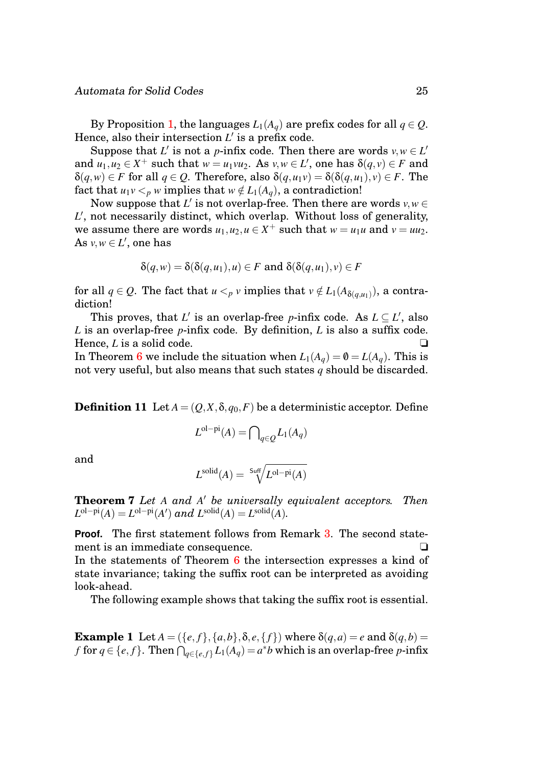By Proposition 1, the languages $L_1(A_q)$ are prefix codes for all $q \in Q$. Hence, also their intersection $L'$ is a prefix code.

Suppose that $L'$ is not a $p$-infix code. Then there are words $v, w \in L'$ and $u_1, u_2 \in X^+$ such that $w = u_1 v u_2$. As $v, w \in L'$, one has $\delta(q, v) \in F$ and $\delta(q, w) \in F$ for all $q \in Q$. Therefore, also $\delta(q, u_1 v) = \delta(\delta(q, u_1), v) \in F$. The fact that $u_1 v <_p w$ implies that $w \notin L_1(A_q)$, a contradiction!

Now suppose that $L'$ is not overlap-free. Then there are words $v, w \in L'$, not necessarily distinct, which overlap. Without loss of generality, we assume there are words $u_1, u_2, u \in X^+$ such that $w = u_1 u$ and $v = u u_2$. As $v, w \in L'$, one has

$$\delta(q, w) = \delta(\delta(q, u_1), u) \in F \text{ and } \delta(\delta(q, u_1), v) \in F$$

for all $q \in Q$. The fact that $u <_p v$ implies that $v \notin L_1(A_{\delta(q,u_1)})$, a contradiction!

This proves, that $L'$ is an overlap-free $p$-infix code. As $L \subseteq L'$, also $L$ is an overlap-free $p$-infix code. By definition, $L$ is also a suffix code. Hence, $L$ is a solid code. ❑

In Theorem 6 we include the situation when $L_1(A_q) = \emptyset = L(A_q)$. This is not very useful, but also means that such states $q$ should be discarded.

**Definition 11** Let $A = (Q, X, \delta, q_0, F)$ be a deterministic acceptor. Define

$$L^{\text{ol-pi}}(A) = \bigcap\nolimits_{q \in Q} L_1(A_q)$$

and

$$L^{\text{solid}}(A) = \sqrt[\text{Suff}]{L^{\text{ol-pi}}(A)}$$

**Theorem 7** *Let $A$ and $A'$ be universally equivalent acceptors. Then $L^{\text{ol-pi}}(A) = L^{\text{ol-pi}}(A')$ and $L^{\text{solid}}(A) = L^{\text{solid}}(A)$.*

**Proof.** The first statement follows from Remark 3. The second statement is an immediate consequence. ❑

In the statements of Theorem 6 the intersection expresses a kind of state invariance; taking the suffix root can be interpreted as avoiding look-ahead.

The following example shows that taking the suffix root is essential.

**Example 1** Let $A = (\{e, f\}, \{a, b\}, \delta, e, \{f\})$ where $\delta(q, a) = e$ and $\delta(q, b) = f$ for $q \in \{e, f\}$. Then $\bigcap_{q \in \{e, f\}} L_1(A_q) = a^* b$ which is an overlap-free $p$-infix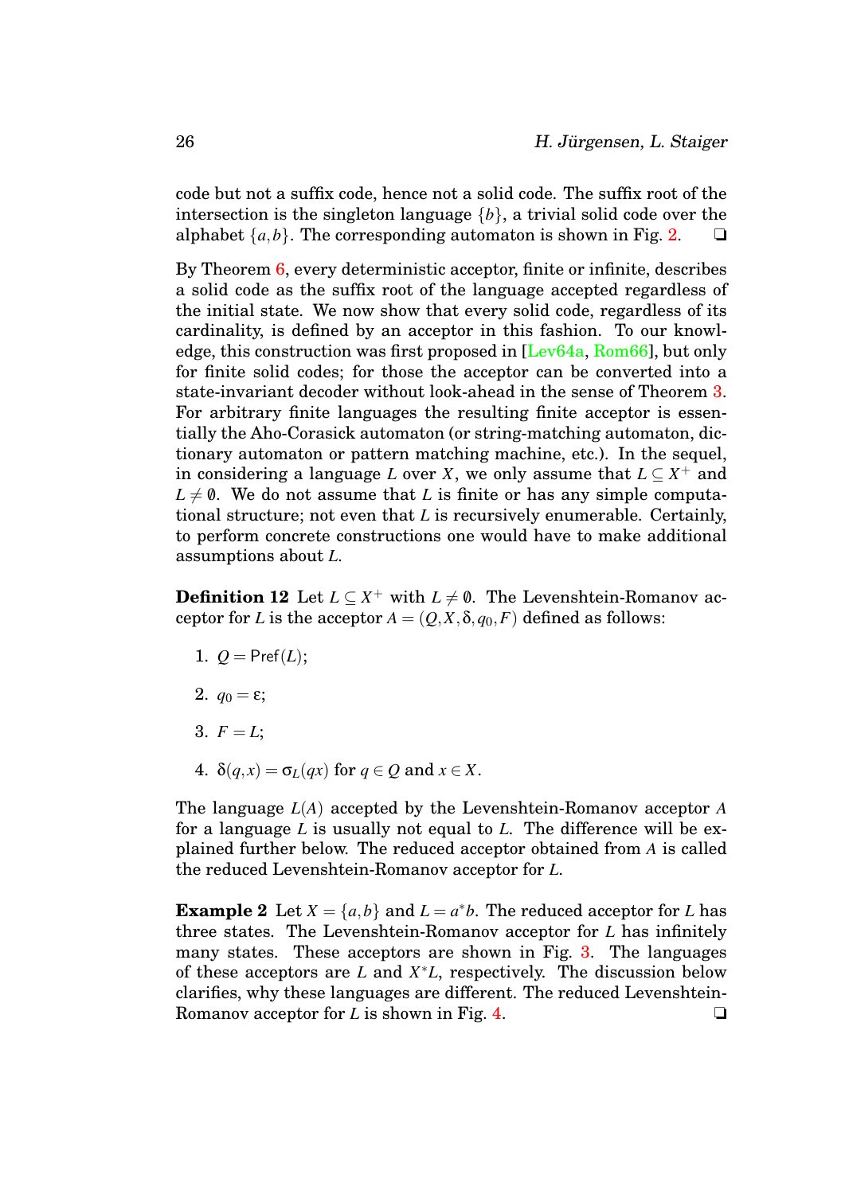code but not a suffix code, hence not a solid code. The suffix root of the intersection is the singleton language $\{b\}$, a trivial solid code over the alphabet $\{a,b\}$. The corresponding automaton is shown in Fig. 2. ❏

By Theorem 6, every deterministic acceptor, finite or infinite, describes a solid code as the suffix root of the language accepted regardless of the initial state. We now show that every solid code, regardless of its cardinality, is defined by an acceptor in this fashion. To our knowledge, this construction was first proposed in [Lev64a, Rom66], but only for finite solid codes; for those the acceptor can be converted into a state-invariant decoder without look-ahead in the sense of Theorem 3. For arbitrary finite languages the resulting finite acceptor is essentially the Aho-Corasick automaton (or string-matching automaton, dictionary automaton or pattern matching machine, etc.). In the sequel, in considering a language $L$ over $X$, we only assume that $L \subseteq X^+$ and $L \neq \emptyset$. We do not assume that $L$ is finite or has any simple computational structure; not even that $L$ is recursively enumerable. Certainly, to perform concrete constructions one would have to make additional assumptions about $L$.

**Definition 12** Let $L \subseteq X^+$ with $L \neq \emptyset$. The Levenshtein-Romanov acceptor for $L$ is the acceptor $A = (Q, X, \delta, q_0, F)$ defined as follows:

1. $Q = \mathsf{Pref}(L)$;
2. $q_0 = \varepsilon$;
3. $F = L$;
4. $\delta(q,x) = \sigma_L(qx)$ for $q \in Q$ and $x \in X$.

The language $L(A)$ accepted by the Levenshtein-Romanov acceptor $A$ for a language $L$ is usually not equal to $L$. The difference will be explained further below. The reduced acceptor obtained from $A$ is called the reduced Levenshtein-Romanov acceptor for $L$.

**Example 2** Let $X = \{a,b\}$ and $L = a^*b$. The reduced acceptor for $L$ has three states. The Levenshtein-Romanov acceptor for $L$ has infinitely many states. These acceptors are shown in Fig. 3. The languages of these acceptors are $L$ and $X^*L$, respectively. The discussion below clarifies, why these languages are different. The reduced Levenshtein-Romanov acceptor for $L$ is shown in Fig. 4. ❏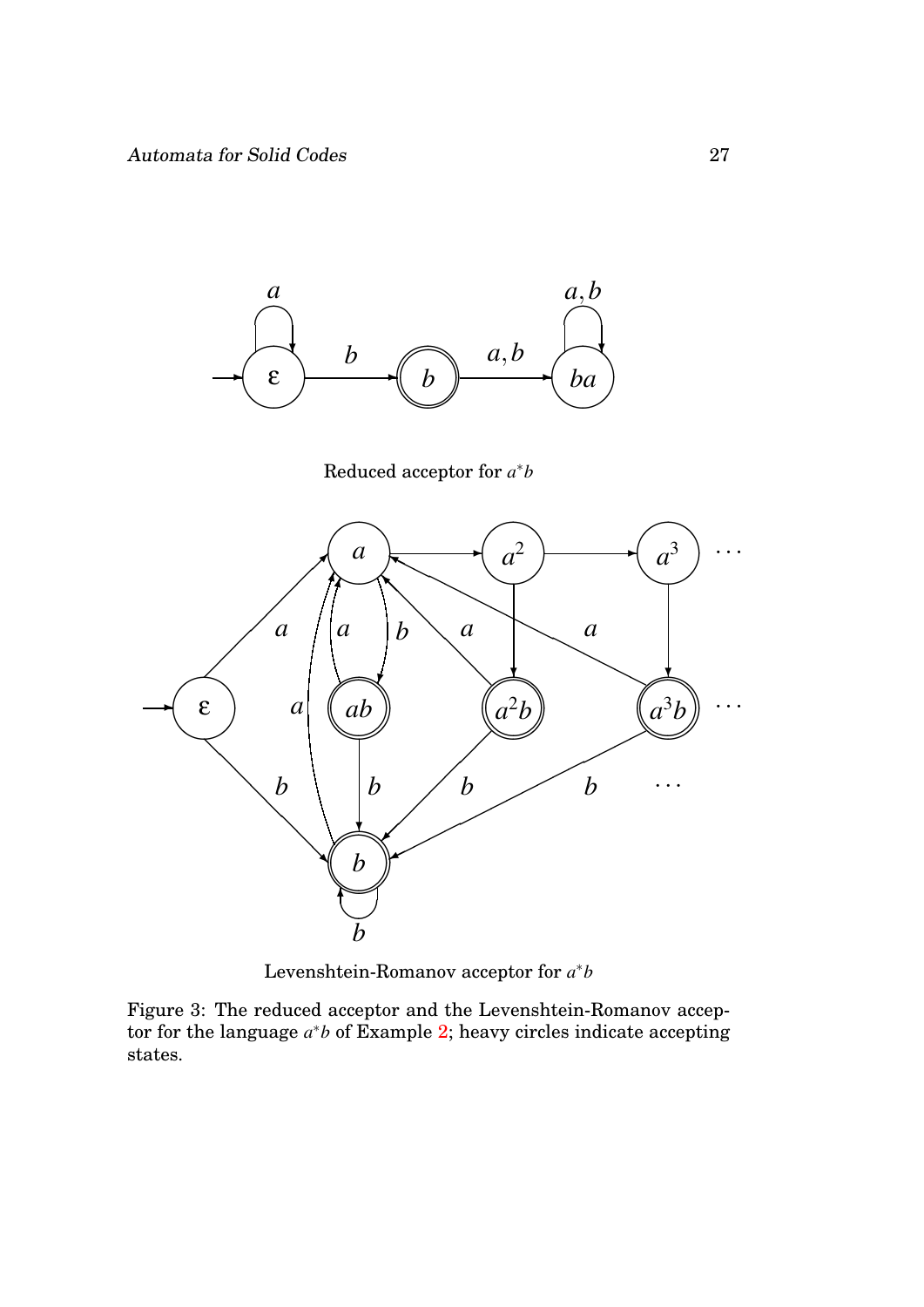Reduced acceptor for $a^*b$

Levenshtein-Romanov acceptor for $a^*b$

Figure 3: The reduced acceptor and the Levenshtein-Romanov acceptor for the language $a^*b$ of Example 2; heavy circles indicate accepting states.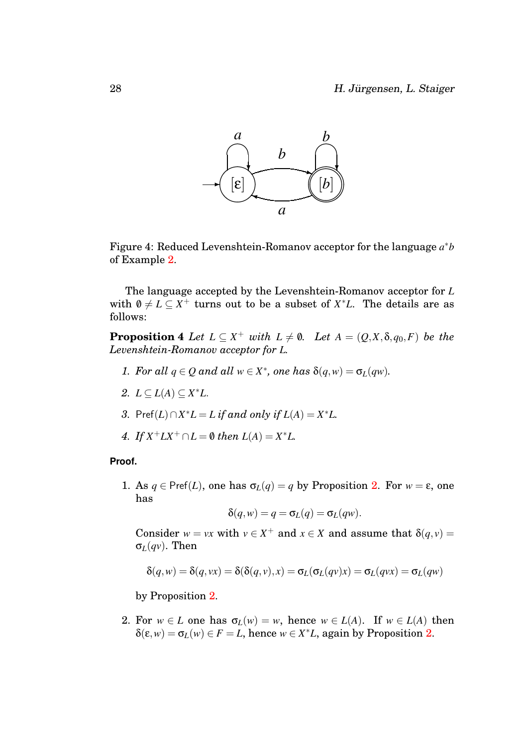Figure 4: Reduced Levenshtein-Romanov acceptor for the language $a^*b$ of Example 2.

The language accepted by the Levenshtein-Romanov acceptor for $L$ with $\emptyset \neq L \subseteq X^+$ turns out to be a subset of $X^*L$. The details are as follows:

**Proposition 4** *Let $L \subseteq X^+$ with $L \neq \emptyset$. Let $A = (Q, X, \delta, q_0, F)$ be the Levenshtein-Romanov acceptor for $L$.*

1. *For all $q \in Q$ and all $w \in X^*$, one has $\delta(q,w) = \sigma_L(qw)$.*
2. *$L \subseteq L(A) \subseteq X^*L$.*
3. *$\mathsf{Pref}(L) \cap X^*L = L$ if and only if $L(A) = X^*L$.*
4. *If $X^+LX^+ \cap L = \emptyset$ then $L(A) = X^*L$.*

**Proof.**

1. As $q \in \mathsf{Pref}(L)$, one has $\sigma_L(q) = q$ by Proposition 2. For $w = \varepsilon$, one has
$$\delta(q,w) = q = \sigma_L(q) = \sigma_L(qw).$$
Consider $w = vx$ with $v \in X^+$ and $x \in X$ and assume that $\delta(q,v) = \sigma_L(qv)$. Then
$$\delta(q,w) = \delta(q,vx) = \delta(\delta(q,v),x) = \sigma_L(\sigma_L(qv)x) = \sigma_L(qvx) = \sigma_L(qw)$$
by Proposition 2.

2. For $w \in L$ one has $\sigma_L(w) = w$, hence $w \in L(A)$. If $w \in L(A)$ then $\delta(\varepsilon, w) = \sigma_L(w) \in F = L$, hence $w \in X^*L$, again by Proposition 2.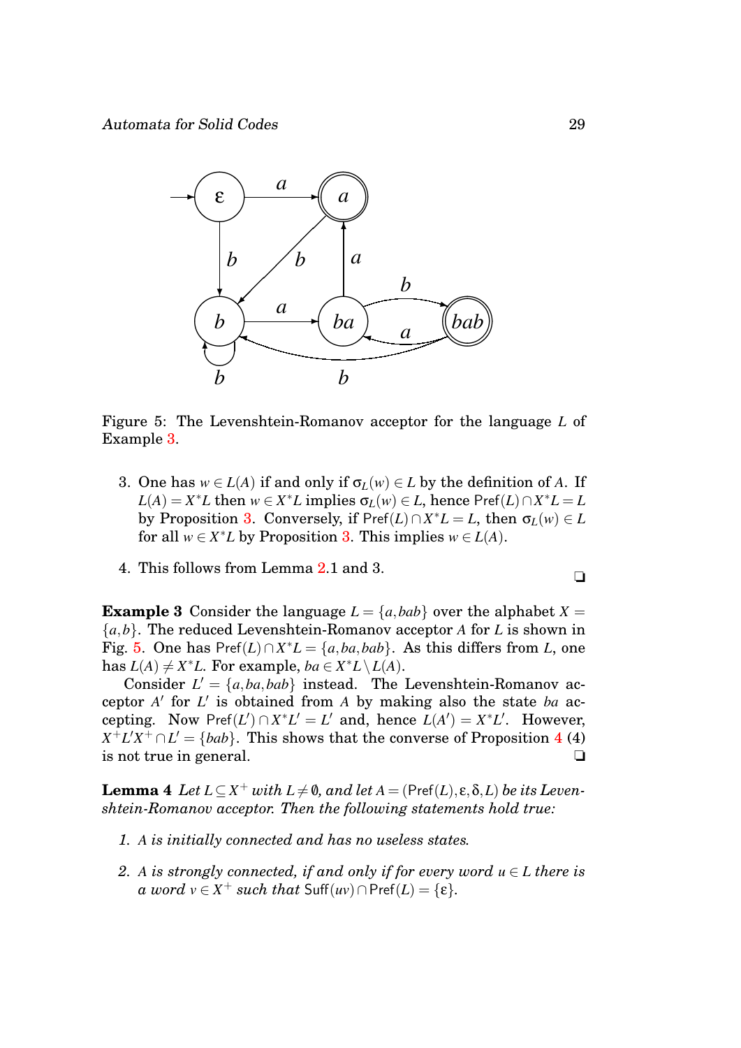Figure 5: The Levenshtein-Romanov acceptor for the language $L$ of Example 3.

3. One has $w \in L(A)$ if and only if $\sigma_L(w) \in L$ by the definition of $A$. If $L(A) = X^*L$ then $w \in X^*L$ implies $\sigma_L(w) \in L$, hence $\mathsf{Pref}(L) \cap X^*L = L$ by Proposition 3. Conversely, if $\mathsf{Pref}(L) \cap X^*L = L$, then $\sigma_L(w) \in L$ for all $w \in X^*L$ by Proposition 3. This implies $w \in L(A)$.

4. This follows from Lemma 2.1 and 3. ❏

**Example 3** Consider the language $L = \{a, bab\}$ over the alphabet $X = \{a, b\}$. The reduced Levenshtein-Romanov acceptor $A$ for $L$ is shown in Fig. 5. One has $\mathsf{Pref}(L) \cap X^*L = \{a, ba, bab\}$. As this differs from $L$, one has $L(A) \neq X^*L$. For example, $ba \in X^*L \setminus L(A)$.

Consider $L' = \{a, ba, bab\}$ instead. The Levenshtein-Romanov acceptor $A'$ for $L'$ is obtained from $A$ by making also the state $ba$ accepting. Now $\mathsf{Pref}(L') \cap X^*L' = L'$ and, hence $L(A') = X^*L'$. However, $X^+L'X^+ \cap L' = \{bab\}$. This shows that the converse of Proposition 4 (4) is not true in general. ❏

**Lemma 4** *Let $L \subseteq X^+$ with $L \neq \emptyset$, and let $A = (\mathsf{Pref}(L), \varepsilon, \delta, L)$ be its Levenshtein-Romanov acceptor. Then the following statements hold true:*

1. *$A$ is initially connected and has no useless states.*

2. *$A$ is strongly connected, if and only if for every word $u \in L$ there is a word $v \in X^+$ such that $\mathsf{Suff}(uv) \cap \mathsf{Pref}(L) = \{\varepsilon\}$.*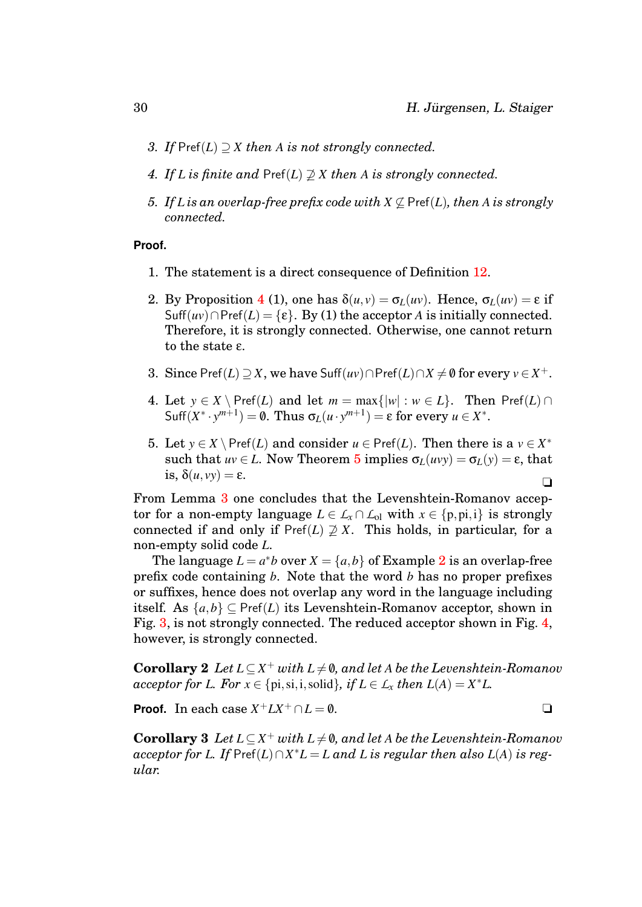3. *If* $\mathsf{Pref}(L) \supseteq X$ *then* $A$ *is not strongly connected.*

4. *If* $L$ *is finite and* $\mathsf{Pref}(L) \not\supseteq X$ *then* $A$ *is strongly connected.*

5. *If* $L$ *is an overlap-free prefix code with* $X \not\subseteq \mathsf{Pref}(L)$*, then* $A$ *is strongly connected.*

**Proof.**

1. The statement is a direct consequence of Definition 12.

2. By Proposition 4 (1), one has $\delta(u,v) = \sigma_L(uv)$. Hence, $\sigma_L(uv) = \varepsilon$ if $\mathsf{Suff}(uv) \cap \mathsf{Pref}(L) = \{\varepsilon\}$. By (1) the acceptor $A$ is initially connected. Therefore, it is strongly connected. Otherwise, one cannot return to the state $\varepsilon$.

3. Since $\mathsf{Pref}(L) \supseteq X$, we have $\mathsf{Suff}(uv) \cap \mathsf{Pref}(L) \cap X \neq \emptyset$ for every $v \in X^+$.

4. Let $y \in X \setminus \mathsf{Pref}(L)$ and let $m = \max\{|w| : w \in L\}$. Then $\mathsf{Pref}(L) \cap \mathsf{Suff}(X^* \cdot y^{m+1}) = \emptyset$. Thus $\sigma_L(u \cdot y^{m+1}) = \varepsilon$ for every $u \in X^*$.

5. Let $y \in X \setminus \mathsf{Pref}(L)$ and consider $u \in \mathsf{Pref}(L)$. Then there is a $v \in X^*$ such that $uv \in L$. Now Theorem 5 implies $\sigma_L(uvy) = \sigma_L(y) = \varepsilon$, that is, $\delta(u, vy) = \varepsilon$. ❑

From Lemma 3 one concludes that the Levenshtein-Romanov acceptor for a non-empty language $L \in \mathcal{L}_x \cap \mathcal{L}_{\mathrm{ol}}$ with $x \in \{\mathrm{p}, \mathrm{pi}, \mathrm{i}\}$ is strongly connected if and only if $\mathsf{Pref}(L) \not\supseteq X$. This holds, in particular, for a non-empty solid code $L$.

The language $L = a^*b$ over $X = \{a,b\}$ of Example 2 is an overlap-free prefix code containing $b$. Note that the word $b$ has no proper prefixes or suffixes, hence does not overlap any word in the language including itself. As $\{a,b\} \subseteq \mathsf{Pref}(L)$ its Levenshtein-Romanov acceptor, shown in Fig. 3, is not strongly connected. The reduced acceptor shown in Fig. 4, however, is strongly connected.

**Corollary 2** *Let* $L \subseteq X^+$ *with* $L \neq \emptyset$*, and let* $A$ *be the Levenshtein-Romanov acceptor for* $L$*. For* $x \in \{\mathrm{pi}, \mathrm{si}, \mathrm{i}, \mathrm{solid}\}$*, if* $L \in \mathcal{L}_x$ *then* $L(A) = X^*L$*.*

**Proof.** In each case $X^+LX^+ \cap L = \emptyset$. ❑

**Corollary 3** *Let* $L \subseteq X^+$ *with* $L \neq \emptyset$*, and let* $A$ *be the Levenshtein-Romanov acceptor for* $L$*. If* $\mathsf{Pref}(L) \cap X^*L = L$ *and* $L$ *is regular then also* $L(A)$ *is regular.*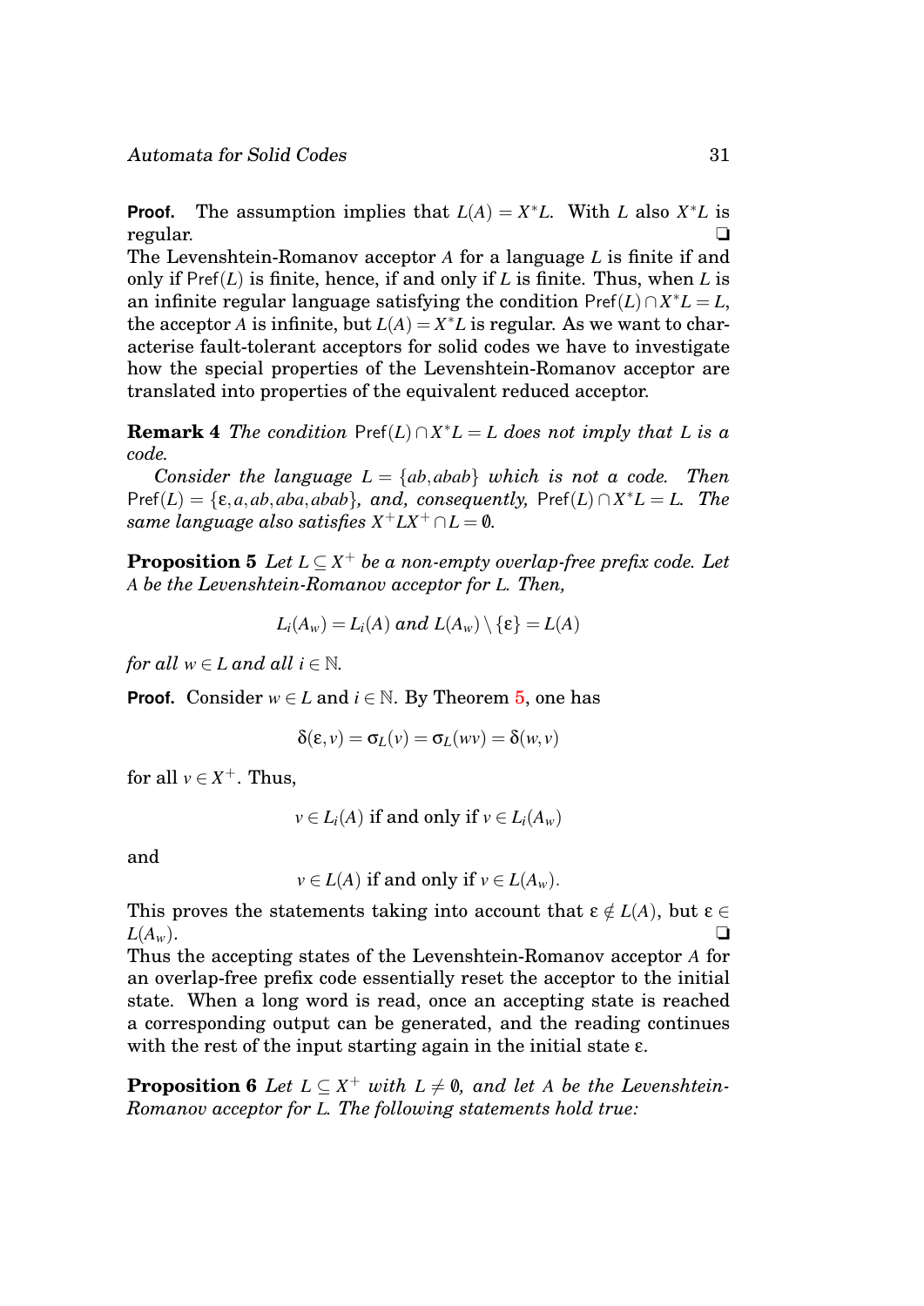**Proof.** The assumption implies that $L(A) = X^*L$. With $L$ also $X^*L$ is regular. ❑

The Levenshtein-Romanov acceptor $A$ for a language $L$ is finite if and only if $\mathsf{Pref}(L)$ is finite, hence, if and only if $L$ is finite. Thus, when $L$ is an infinite regular language satisfying the condition $\mathsf{Pref}(L) \cap X^*L = L$, the acceptor $A$ is infinite, but $L(A) = X^*L$ is regular. As we want to characterise fault-tolerant acceptors for solid codes we have to investigate how the special properties of the Levenshtein-Romanov acceptor are translated into properties of the equivalent reduced acceptor.

**Remark 4** *The condition* $\mathsf{Pref}(L) \cap X^*L = L$ *does not imply that* $L$ *is a code.*

*Consider the language* $L = \{ab, abab\}$ *which is not a code. Then* $\mathsf{Pref}(L) = \{\varepsilon, a, ab, aba, abab\}$*, and, consequently,* $\mathsf{Pref}(L) \cap X^*L = L$*. The same language also satisfies* $X^+LX^+ \cap L = \emptyset$*.*

**Proposition 5** *Let* $L \subseteq X^+$ *be a non-empty overlap-free prefix code. Let* $A$ *be the Levenshtein-Romanov acceptor for* $L$*. Then,*

$$L_i(A_w) = L_i(A) \text{ and } L(A_w) \setminus \{\varepsilon\} = L(A)$$

*for all* $w \in L$ *and all* $i \in \mathbb{N}$*.*

**Proof.** Consider $w \in L$ and $i \in \mathbb{N}$. By Theorem 5, one has

$$\delta(\varepsilon, v) = \sigma_L(v) = \sigma_L(wv) = \delta(w, v)$$

for all $v \in X^+$. Thus,

$$v \in L_i(A) \text{ if and only if } v \in L_i(A_w)$$

and

$$v \in L(A) \text{ if and only if } v \in L(A_w).$$

This proves the statements taking into account that $\varepsilon \notin L(A)$, but $\varepsilon \in L(A_w)$. ❑

Thus the accepting states of the Levenshtein-Romanov acceptor $A$ for an overlap-free prefix code essentially reset the acceptor to the initial state. When a long word is read, once an accepting state is reached a corresponding output can be generated, and the reading continues with the rest of the input starting again in the initial state $\varepsilon$.

**Proposition 6** *Let* $L \subseteq X^+$ *with* $L \neq \emptyset$*, and let* $A$ *be the Levenshtein-Romanov acceptor for* $L$*. The following statements hold true:*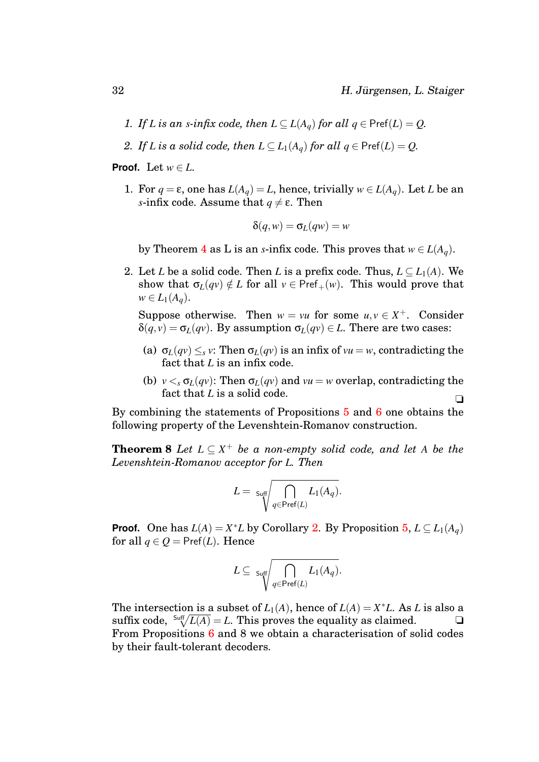1. *If $L$ is an $s$-infix code, then $L \subseteq L(A_q)$ for all $q \in \mathsf{Pref}(L) = Q$.*
2. *If $L$ is a solid code, then $L \subseteq L_1(A_q)$ for all $q \in \mathsf{Pref}(L) = Q$.*

**Proof.** Let $w \in L$.

1. For $q = \varepsilon$, one has $L(A_q) = L$, hence, trivially $w \in L(A_q)$. Let $L$ be an $s$-infix code. Assume that $q \neq \varepsilon$. Then

   $$\delta(q, w) = \sigma_L(qw) = w$$

   by Theorem 4 as L is an $s$-infix code. This proves that $w \in L(A_q)$.

2. Let $L$ be a solid code. Then $L$ is a prefix code. Thus, $L \subseteq L_1(A)$. We show that $\sigma_L(qv) \notin L$ for all $v \in \mathsf{Pref}_+(w)$. This would prove that $w \in L_1(A_q)$.

   Suppose otherwise. Then $w = vu$ for some $u, v \in X^+$. Consider $\delta(q, v) = \sigma_L(qv)$. By assumption $\sigma_L(qv) \in L$. There are two cases:

   (a) $\sigma_L(qv) \leq_s v$: Then $\sigma_L(qv)$ is an infix of $vu = w$, contradicting the fact that $L$ is an infix code.

   (b) $v <_s \sigma_L(qv)$: Then $\sigma_L(qv)$ and $vu = w$ overlap, contradicting the fact that $L$ is a solid code. ❑

By combining the statements of Propositions 5 and 6 one obtains the following property of the Levenshtein-Romanov construction.

**Theorem 8** *Let $L \subseteq X^+$ be a non-empty solid code, and let $A$ be the Levenshtein-Romanov acceptor for $L$. Then*

$$L = \sqrt[\mathsf{Suff}]{\bigcap_{q \in \mathsf{Pref}(L)} L_1(A_q)}.$$

**Proof.** One has $L(A) = X^*L$ by Corollary 2. By Proposition 5, $L \subseteq L_1(A_q)$ for all $q \in Q = \mathsf{Pref}(L)$. Hence

$$L \subseteq \sqrt[\mathsf{Suff}]{\bigcap_{q \in \mathsf{Pref}(L)} L_1(A_q)}.$$

The intersection is a subset of $L_1(A)$, hence of $L(A) = X^*L$. As $L$ is also a suffix code, $\sqrt[\mathsf{Suff}]{L(A)} = L$. This proves the equality as claimed. ❑

From Propositions 6 and 8 we obtain a characterisation of solid codes by their fault-tolerant decoders.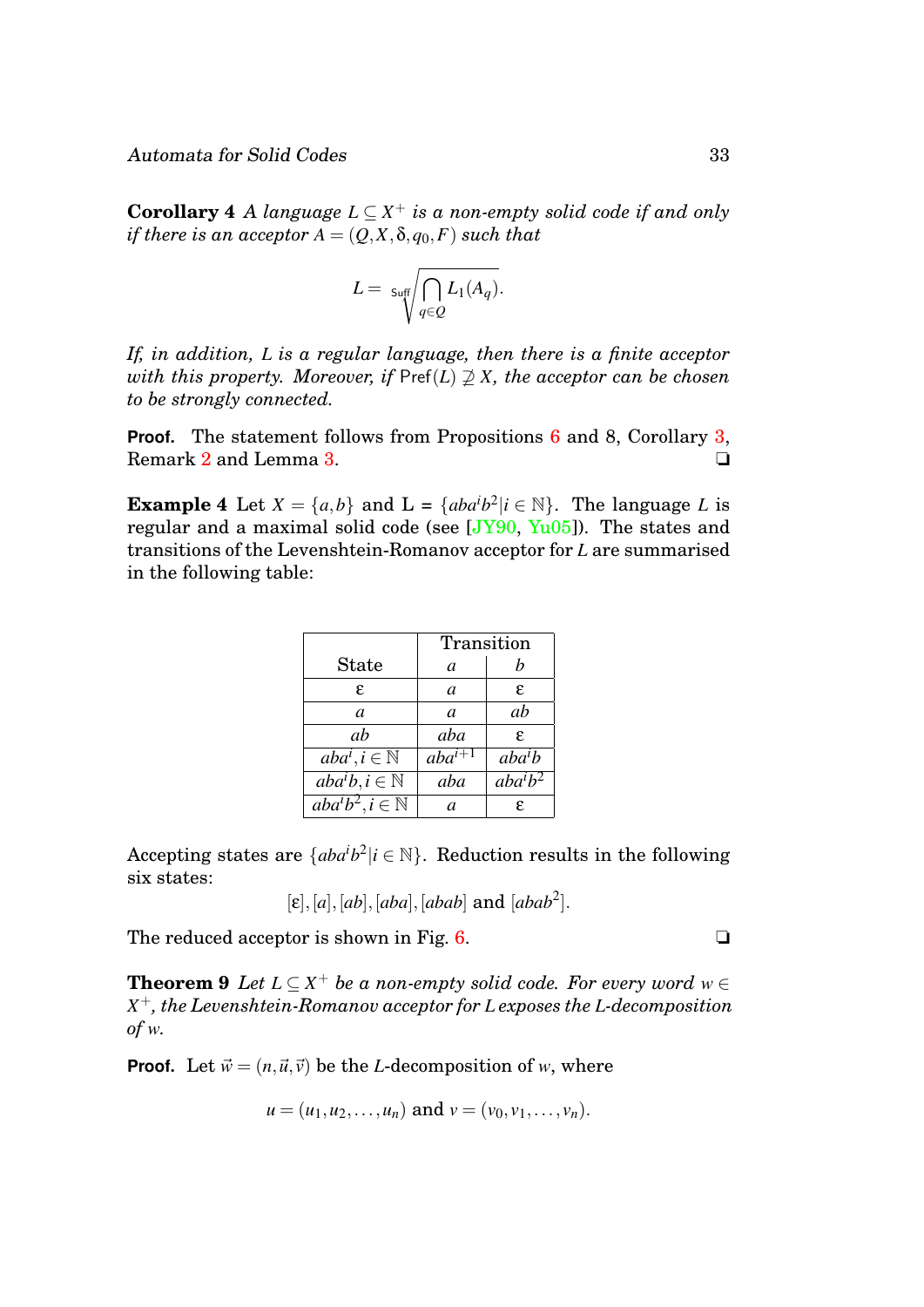**Corollary 4** *A language $L \subseteq X^+$ is a non-empty solid code if and only if there is an acceptor $A = (Q, X, \delta, q_0, F)$ such that*

$$L = \sqrt[\mathsf{Suff}]{\bigcap_{q \in Q} L_1(A_q)}.$$

*If, in addition, $L$ is a regular language, then there is a finite acceptor with this property. Moreover, if $\mathsf{Pref}(L) \not\supseteq X$, the acceptor can be chosen to be strongly connected.*

**Proof.** The statement follows from Propositions 6 and 8, Corollary 3, Remark 2 and Lemma 3. ❏

**Example 4** Let $X = \{a, b\}$ and L = $\{aba^ib^2 | i \in \mathbb{N}\}$. The language $L$ is regular and a maximal solid code (see [JY90, Yu05]). The states and transitions of the Levenshtein-Romanov acceptor for $L$ are summarised in the following table:

| State | Transition $a$ | Transition $b$ |
|---|---|---|
| $\varepsilon$ | $a$ | $\varepsilon$ |
| $a$ | $a$ | $ab$ |
| $ab$ | $aba$ | $\varepsilon$ |
| $aba^i, i \in \mathbb{N}$ | $aba^{i+1}$ | $aba^ib$ |
| $aba^ib, i \in \mathbb{N}$ | $aba$ | $aba^ib^2$ |
| $aba^ib^2, i \in \mathbb{N}$ | $a$ | $\varepsilon$ |

Accepting states are $\{aba^ib^2 | i \in \mathbb{N}\}$. Reduction results in the following six states:

$$[\varepsilon], [a], [ab], [aba], [abab] \text{ and } [abab^2].$$

The reduced acceptor is shown in Fig. 6. ❏

**Theorem 9** *Let $L \subseteq X^+$ be a non-empty solid code. For every word $w \in X^+$, the Levenshtein-Romanov acceptor for $L$ exposes the $L$-decomposition of $w$.*

**Proof.** Let $\vec{w} = (n, \vec{u}, \vec{v})$ be the $L$-decomposition of $w$, where

$$u = (u_1, u_2, \ldots, u_n) \text{ and } v = (v_0, v_1, \ldots, v_n).$$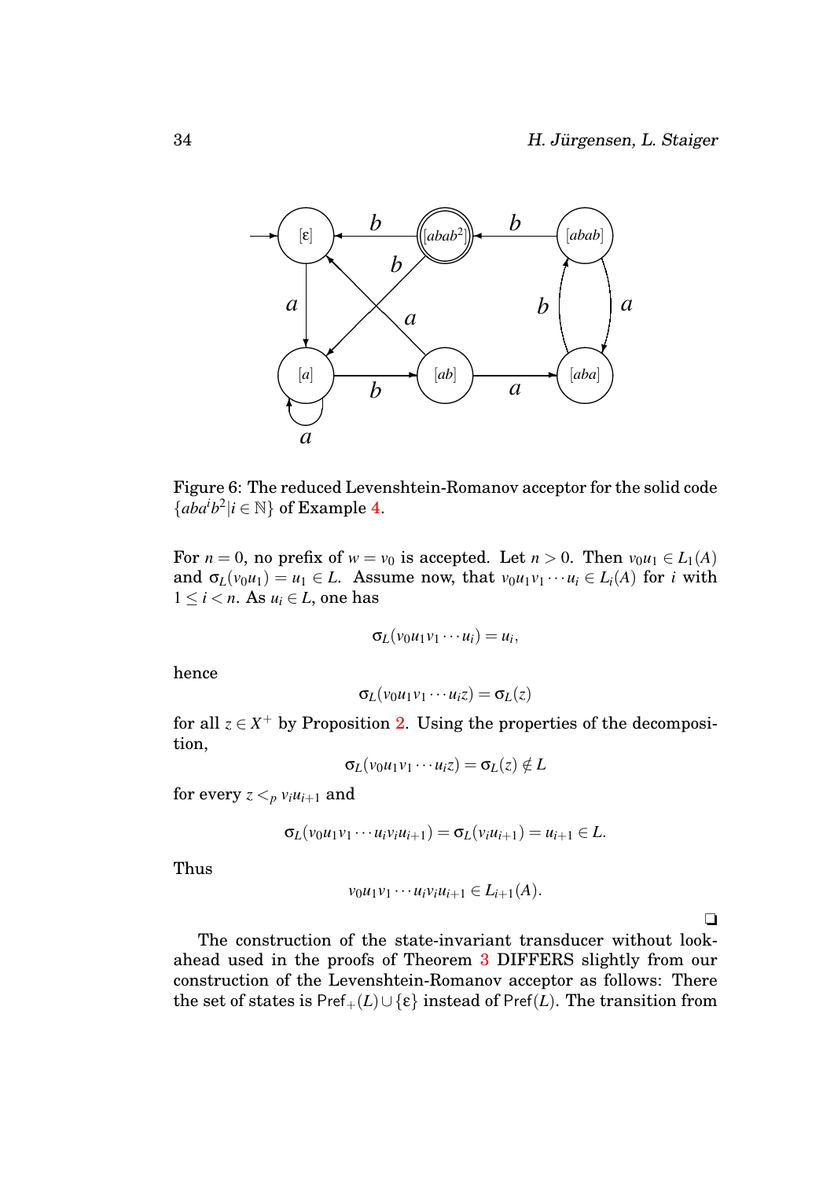Figure 6: The reduced Levenshtein-Romanov acceptor for the solid code $\{aba^ib^2 | i \in \mathbb{N}\}$ of Example 4.

For $n = 0$, no prefix of $w = v_0$ is accepted. Let $n > 0$. Then $v_0u_1 \in L_1(A)$ and $\sigma_L(v_0u_1) = u_1 \in L$. Assume now, that $v_0u_1v_1 \cdots u_i \in L_i(A)$ for $i$ with $1 \leq i < n$. As $u_i \in L$, one has

$$\sigma_L(v_0u_1v_1 \cdots u_i) = u_i,$$

hence

$$\sigma_L(v_0u_1v_1 \cdots u_iz) = \sigma_L(z)$$

for all $z \in X^+$ by Proposition 2. Using the properties of the decomposition,

$$\sigma_L(v_0u_1v_1 \cdots u_iz) = \sigma_L(z) \notin L$$

for every $z <_p v_iu_{i+1}$ and

$$\sigma_L(v_0u_1v_1 \cdots u_iv_iu_{i+1}) = \sigma_L(v_iu_{i+1}) = u_{i+1} \in L.$$

Thus

$$v_0u_1v_1 \cdots u_iv_iu_{i+1} \in L_{i+1}(A).$$

❏

The construction of the state-invariant transducer without lookahead used in the proofs of Theorem 3 DIFFERS slightly from our construction of the Levenshtein-Romanov acceptor as follows: There the set of states is $\mathsf{Pref}_+(L) \cup \{\varepsilon\}$ instead of $\mathsf{Pref}(L)$. The transition from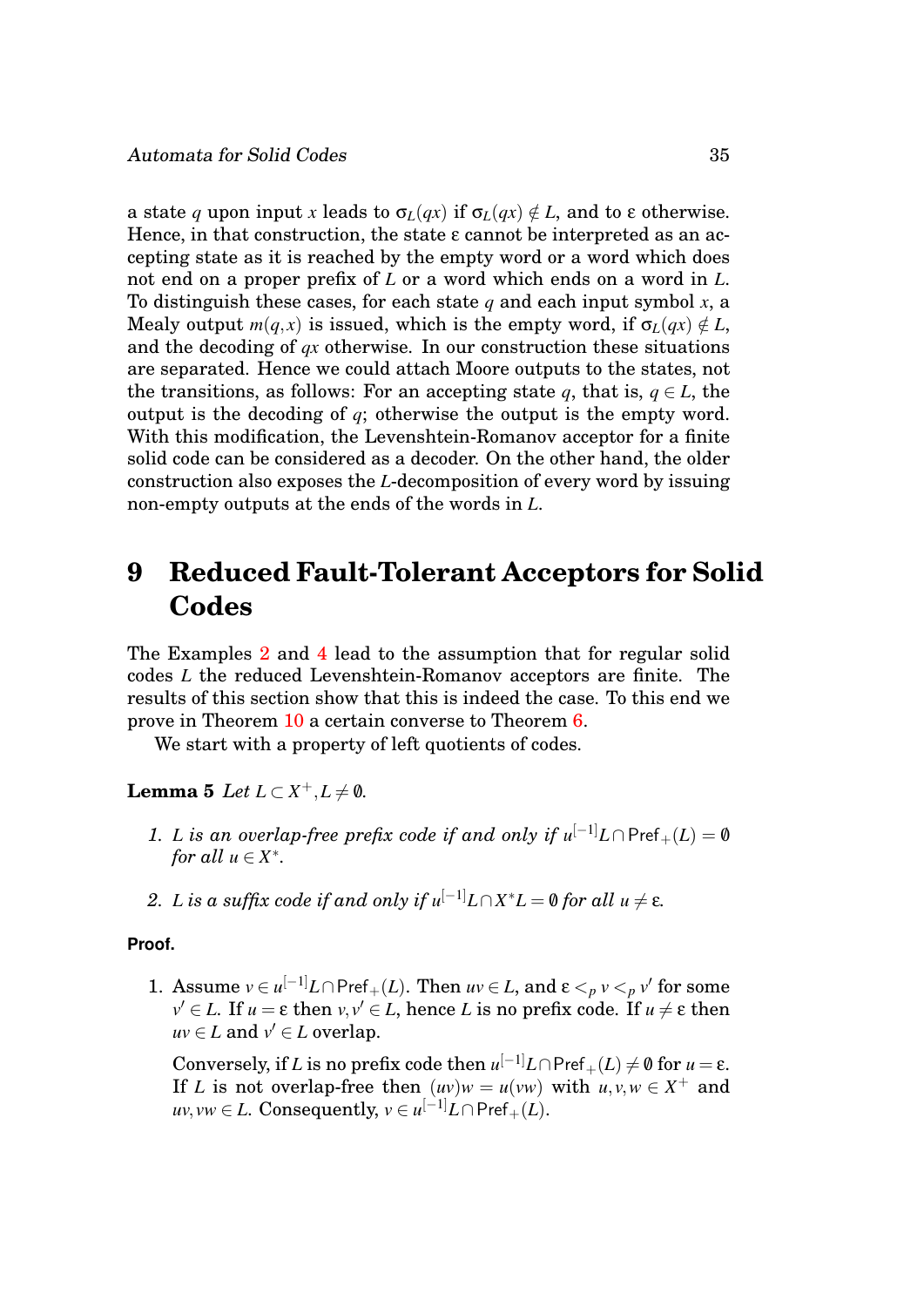a state $q$ upon input $x$ leads to $\sigma_L(qx)$ if $\sigma_L(qx) \notin L$, and to $\varepsilon$ otherwise. Hence, in that construction, the state $\varepsilon$ cannot be interpreted as an accepting state as it is reached by the empty word or a word which does not end on a proper prefix of $L$ or a word which ends on a word in $L$. To distinguish these cases, for each state $q$ and each input symbol $x$, a Mealy output $m(q,x)$ is issued, which is the empty word, if $\sigma_L(qx) \notin L$, and the decoding of $qx$ otherwise. In our construction these situations are separated. Hence we could attach Moore outputs to the states, not the transitions, as follows: For an accepting state $q$, that is, $q \in L$, the output is the decoding of $q$; otherwise the output is the empty word. With this modification, the Levenshtein-Romanov acceptor for a finite solid code can be considered as a decoder. On the other hand, the older construction also exposes the $L$-decomposition of every word by issuing non-empty outputs at the ends of the words in $L$.

# 9 Reduced Fault-Tolerant Acceptors for Solid Codes

The Examples 2 and 4 lead to the assumption that for regular solid codes $L$ the reduced Levenshtein-Romanov acceptors are finite. The results of this section show that this is indeed the case. To this end we prove in Theorem 10 a certain converse to Theorem 6.

We start with a property of left quotients of codes.

**Lemma 5** *Let $L \subset X^+, L \neq \emptyset$.*

1. *$L$ is an overlap-free prefix code if and only if $u^{[-1]}L \cap \mathsf{Pref}_+(L) = \emptyset$ for all $u \in X^*$.*
2. *$L$ is a suffix code if and only if $u^{[-1]}L \cap X^*L = \emptyset$ for all $u \neq \varepsilon$.*

**Proof.**

1. Assume $v \in u^{[-1]}L \cap \mathsf{Pref}_+(L)$. Then $uv \in L$, and $\varepsilon <_p v <_p v'$ for some $v' \in L$. If $u = \varepsilon$ then $v, v' \in L$, hence $L$ is no prefix code. If $u \neq \varepsilon$ then $uv \in L$ and $v' \in L$ overlap.

   Conversely, if $L$ is no prefix code then $u^{[-1]}L \cap \mathsf{Pref}_+(L) \neq \emptyset$ for $u = \varepsilon$. If $L$ is not overlap-free then $(uv)w = u(vw)$ with $u, v, w \in X^+$ and $uv, vw \in L$. Consequently, $v \in u^{[-1]}L \cap \mathsf{Pref}_+(L)$.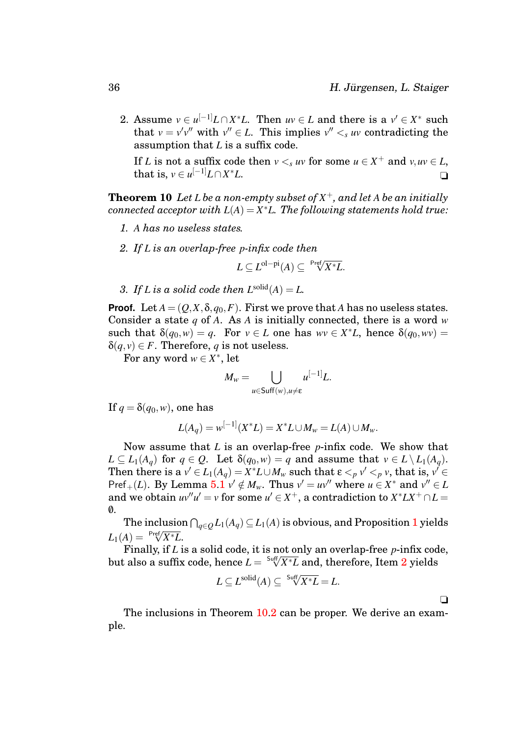2. Assume $v \in u^{[-1]}L \cap X^*L$. Then $uv \in L$ and there is a $v' \in X^*$ such that $v = v'v''$ with $v'' \in L$. This implies $v'' <_s uv$ contradicting the assumption that $L$ is a suffix code.

   If $L$ is not a suffix code then $v <_s uv$ for some $u \in X^+$ and $v, uv \in L$, that is, $v \in u^{[-1]}L \cap X^*L$. ❑

**Theorem 10** *Let $L$ be a non-empty subset of $X^+$, and let $A$ be an initially connected acceptor with $L(A) = X^*L$. The following statements hold true:*

1. *$A$ has no useless states.*
2. *If $L$ is an overlap-free $p$-infix code then*
$$L \subseteq L^{\text{ol-pi}}(A) \subseteq \sqrt[\mathsf{Pref}]{X^*L}.$$
3. *If $L$ is a solid code then $L^{\text{solid}}(A) = L$.*

**Proof.** Let $A = (Q, X, \delta, q_0, F)$. First we prove that $A$ has no useless states. Consider a state $q$ of $A$. As $A$ is initially connected, there is a word $w$ such that $\delta(q_0, w) = q$. For $v \in L$ one has $wv \in X^*L$, hence $\delta(q_0, wv) = \delta(q, v) \in F$. Therefore, $q$ is not useless.

For any word $w \in X^*$, let

$$M_w = \bigcup_{u \in \mathsf{Suff}(w), u \neq \varepsilon} u^{[-1]}L.$$

If $q = \delta(q_0, w)$, one has

$$L(A_q) = w^{[-1]}(X^*L) = X^*L \cup M_w = L(A) \cup M_w.$$

Now assume that $L$ is an overlap-free $p$-infix code. We show that $L \subseteq L_1(A_q)$ for $q \in Q$. Let $\delta(q_0, w) = q$ and assume that $v \in L \setminus L_1(A_q)$. Then there is a $v' \in L_1(A_q) = X^*L \cup M_w$ such that $\varepsilon <_p v' <_p v$, that is, $v' \in \mathsf{Pref}_+(L)$. By Lemma 5.1 $v' \notin M_w$. Thus $v' = uv''$ where $u \in X^*$ and $v'' \in L$ and we obtain $uv''u' = v$ for some $u' \in X^+$, a contradiction to $X^*LX^+ \cap L = \emptyset$.

The inclusion $\bigcap_{q \in Q} L_1(A_q) \subseteq L_1(A)$ is obvious, and Proposition 1 yields $L_1(A) = \sqrt[\mathsf{Pref}]{X^*L}$.

Finally, if $L$ is a solid code, it is not only an overlap-free $p$-infix code, but also a suffix code, hence $L = \sqrt[\mathsf{Suff}]{X^*L}$ and, therefore, Item 2 yields

$$L \subseteq L^{\text{solid}}(A) \subseteq \sqrt[\mathsf{Suff}]{X^*L} = L.$$

❑

The inclusions in Theorem 10.2 can be proper. We derive an example.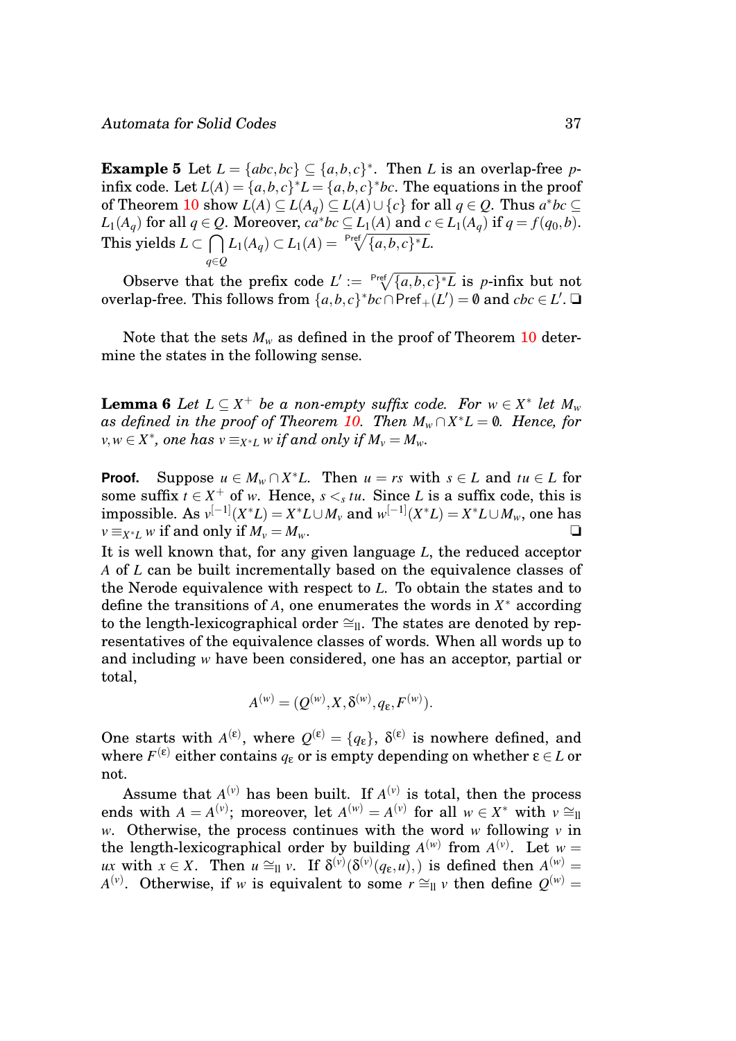**Example 5** Let $L = \{abc, bc\} \subseteq \{a,b,c\}^*$. Then $L$ is an overlap-free $p$-infix code. Let $L(A) = \{a,b,c\}^* L = \{a,b,c\}^* bc$. The equations in the proof of Theorem 10 show $L(A) \subseteq L(A_q) \subseteq L(A) \cup \{c\}$ for all $q \in Q$. Thus $a^*bc \subseteq L_1(A_q)$ for all $q \in Q$. Moreover, $ca^*bc \subseteq L_1(A)$ and $c \in L_1(A_q)$ if $q = f(q_0, b)$. This yields $L \subset \bigcap_{q \in Q} L_1(A_q) \subset L_1(A) = \sqrt[\mathsf{Pref}]{\{a,b,c\}^* L}$.

Observe that the prefix code $L' := \sqrt[\mathsf{Pref}]{\{a,b,c\}^* L}$ is $p$-infix but not overlap-free. This follows from $\{a,b,c\}^* bc \cap \mathsf{Pref}_+(L') = \emptyset$ and $cbc \in L'$. ❑

Note that the sets $M_w$ as defined in the proof of Theorem 10 determine the states in the following sense.

**Lemma 6** *Let $L \subseteq X^+$ be a non-empty suffix code. For $w \in X^*$ let $M_w$ as defined in the proof of Theorem 10. Then $M_w \cap X^* L = \emptyset$. Hence, for $v, w \in X^*$, one has $v \equiv_{X^*L} w$ if and only if $M_v = M_w$.*

**Proof.** Suppose $u \in M_w \cap X^* L$. Then $u = rs$ with $s \in L$ and $tu \in L$ for some suffix $t \in X^+$ of $w$. Hence, $s <_s tu$. Since $L$ is a suffix code, this is impossible. As $v^{[-1]}(X^*L) = X^*L \cup M_v$ and $w^{[-1]}(X^*L) = X^*L \cup M_w$, one has $v \equiv_{X^*L} w$ if and only if $M_v = M_w$. ❑

It is well known that, for any given language $L$, the reduced acceptor $A$ of $L$ can be built incrementally based on the equivalence classes of the Nerode equivalence with respect to $L$. To obtain the states and to define the transitions of $A$, one enumerates the words in $X^*$ according to the length-lexicographical order $\cong_{\mathrm{ll}}$. The states are denoted by representatives of the equivalence classes of words. When all words up to and including $w$ have been considered, one has an acceptor, partial or total,

$$A^{(w)} = (Q^{(w)}, X, \delta^{(w)}, q_\varepsilon, F^{(w)}).$$

One starts with $A^{(\varepsilon)}$, where $Q^{(\varepsilon)} = \{q_\varepsilon\}$, $\delta^{(\varepsilon)}$ is nowhere defined, and where $F^{(\varepsilon)}$ either contains $q_\varepsilon$ or is empty depending on whether $\varepsilon \in L$ or not.

Assume that $A^{(v)}$ has been built. If $A^{(v)}$ is total, then the process ends with $A = A^{(v)}$; moreover, let $A^{(w)} = A^{(v)}$ for all $w \in X^*$ with $v \cong_{\mathrm{ll}} w$. Otherwise, the process continues with the word $w$ following $v$ in the length-lexicographical order by building $A^{(w)}$ from $A^{(v)}$. Let $w = ux$ with $x \in X$. Then $u \cong_{\mathrm{ll}} v$. If $\delta^{(v)}(\delta^{(v)}(q_\varepsilon, u),)$ is defined then $A^{(w)} = A^{(v)}$. Otherwise, if $w$ is equivalent to some $r \cong_{\mathrm{ll}} v$ then define $Q^{(w)} =$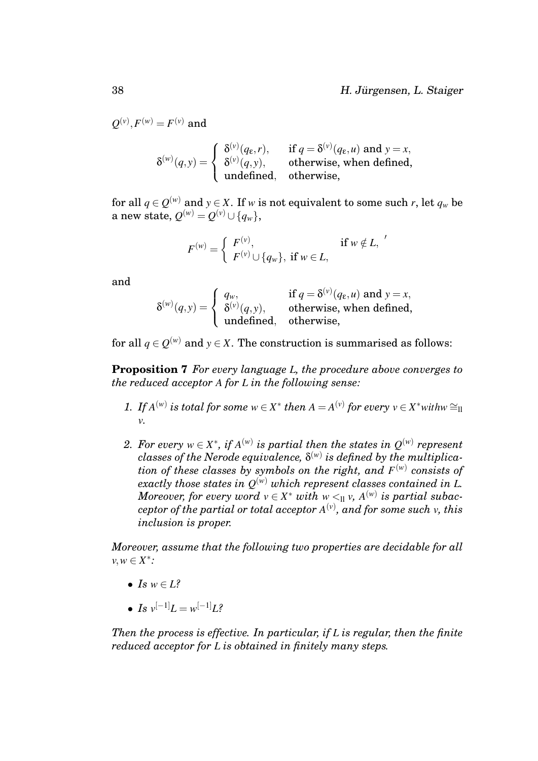$Q^{(v)}, F^{(w)} = F^{(v)}$ and

$$\delta^{(w)}(q,y) = \begin{cases} \delta^{(v)}(q_\varepsilon, r), & \text{if } q = \delta^{(v)}(q_\varepsilon, u) \text{ and } y = x, \\ \delta^{(v)}(q,y), & \text{otherwise, when defined,} \\ \text{undefined}, & \text{otherwise,} \end{cases}$$

for all $q \in Q^{(w)}$ and $y \in X$. If $w$ is not equivalent to some such $r$, let $q_w$ be a new state, $Q^{(w)} = Q^{(v)} \cup \{q_w\}$,

$$F^{(w)} = \begin{cases} F^{(v)}, & \text{if } w \notin L, \\ F^{(v)} \cup \{q_w\}, & \text{if } w \in L, \end{cases}'$$

and

$$\delta^{(w)}(q,y) = \begin{cases} q_w, & \text{if } q = \delta^{(v)}(q_\varepsilon, u) \text{ and } y = x, \\ \delta^{(v)}(q,y), & \text{otherwise, when defined,} \\ \text{undefined}, & \text{otherwise,} \end{cases}$$

for all $q \in Q^{(w)}$ and $y \in X$. The construction is summarised as follows:

**Proposition 7** *For every language $L$, the procedure above converges to the reduced acceptor $A$ for $L$ in the following sense:*

1. *If $A^{(w)}$ is total for some $w \in X^*$ then $A = A^{(v)}$ for every $v \in X^*$ with $w \cong_{\text{ll}} v$.*
2. *For every $w \in X^*$, if $A^{(w)}$ is partial then the states in $Q^{(w)}$ represent classes of the Nerode equivalence, $\delta^{(w)}$ is defined by the multiplication of these classes by symbols on the right, and $F^{(w)}$ consists of exactly those states in $Q^{(w)}$ which represent classes contained in $L$. Moreover, for every word $v \in X^*$ with $w <_{\text{ll}} v$, $A^{(w)}$ is partial subacceptor of the partial or total acceptor $A^{(v)}$, and for some such $v$, this inclusion is proper.*

*Moreover, assume that the following two properties are decidable for all $v, w \in X^*$:*

- *Is $w \in L$?*
- *Is $v^{[-1]}L = w^{[-1]}L$?*

*Then the process is effective. In particular, if $L$ is regular, then the finite reduced acceptor for $L$ is obtained in finitely many steps.*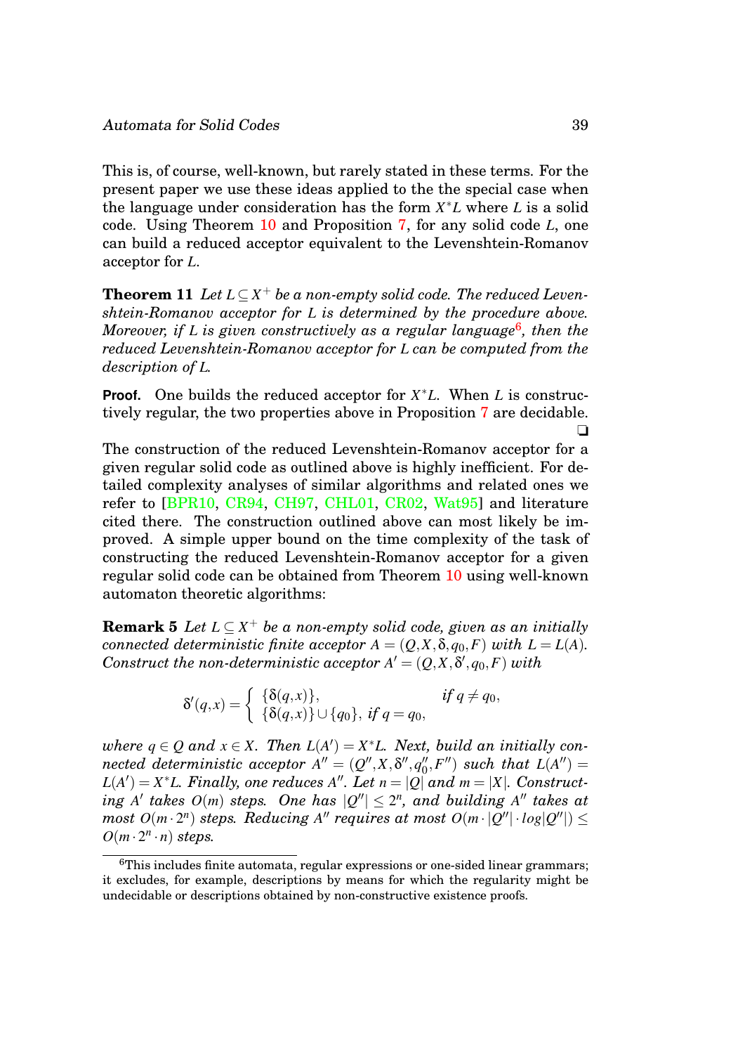This is, of course, well-known, but rarely stated in these terms. For the present paper we use these ideas applied to the the special case when the language under consideration has the form $X^*L$ where $L$ is a solid code. Using Theorem 10 and Proposition 7, for any solid code $L$, one can build a reduced acceptor equivalent to the Levenshtein-Romanov acceptor for $L$.

**Theorem 11** *Let $L \subseteq X^+$ be a non-empty solid code. The reduced Levenshtein-Romanov acceptor for $L$ is determined by the procedure above. Moreover, if $L$ is given constructively as a regular language*[6]*, then the reduced Levenshtein-Romanov acceptor for $L$ can be computed from the description of $L$.*

**Proof.** One builds the reduced acceptor for $X^*L$. When $L$ is constructively regular, the two properties above in Proposition 7 are decidable. ❑

The construction of the reduced Levenshtein-Romanov acceptor for a given regular solid code as outlined above is highly inefficient. For detailed complexity analyses of similar algorithms and related ones we refer to [BPR10, CR94, CH97, CHL01, CR02, Wat95] and literature cited there. The construction outlined above can most likely be improved. A simple upper bound on the time complexity of the task of constructing the reduced Levenshtein-Romanov acceptor for a given regular solid code can be obtained from Theorem 10 using well-known automaton theoretic algorithms:

**Remark 5** *Let $L \subseteq X^+$ be a non-empty solid code, given as an initially connected deterministic finite acceptor $A = (Q, X, \delta, q_0, F)$ with $L = L(A)$. Construct the non-deterministic acceptor $A' = (Q, X, \delta', q_0, F)$ with*

$$\delta'(q,x) = \begin{cases} \{\delta(q,x)\}, & \text{if } q \neq q_0, \\ \{\delta(q,x)\} \cup \{q_0\}, & \text{if } q = q_0, \end{cases}$$

*where $q \in Q$ and $x \in X$. Then $L(A') = X^*L$. Next, build an initially connected deterministic acceptor $A'' = (Q'', X, \delta'', q_0'', F'')$ such that $L(A'') = L(A') = X^*L$. Finally, one reduces $A''$. Let $n = |Q|$ and $m = |X|$. Constructing $A'$ takes $O(m)$ steps. One has $|Q''| \leq 2^n$, and building $A''$ takes at most $O(m \cdot 2^n)$ steps. Reducing $A''$ requires at most $O(m \cdot |Q''| \cdot log|Q''|) \leq O(m \cdot 2^n \cdot n)$ steps.*

---

[6] This includes finite automata, regular expressions or one-sided linear grammars; it excludes, for example, descriptions by means for which the regularity might be undecidable or descriptions obtained by non-constructive existence proofs.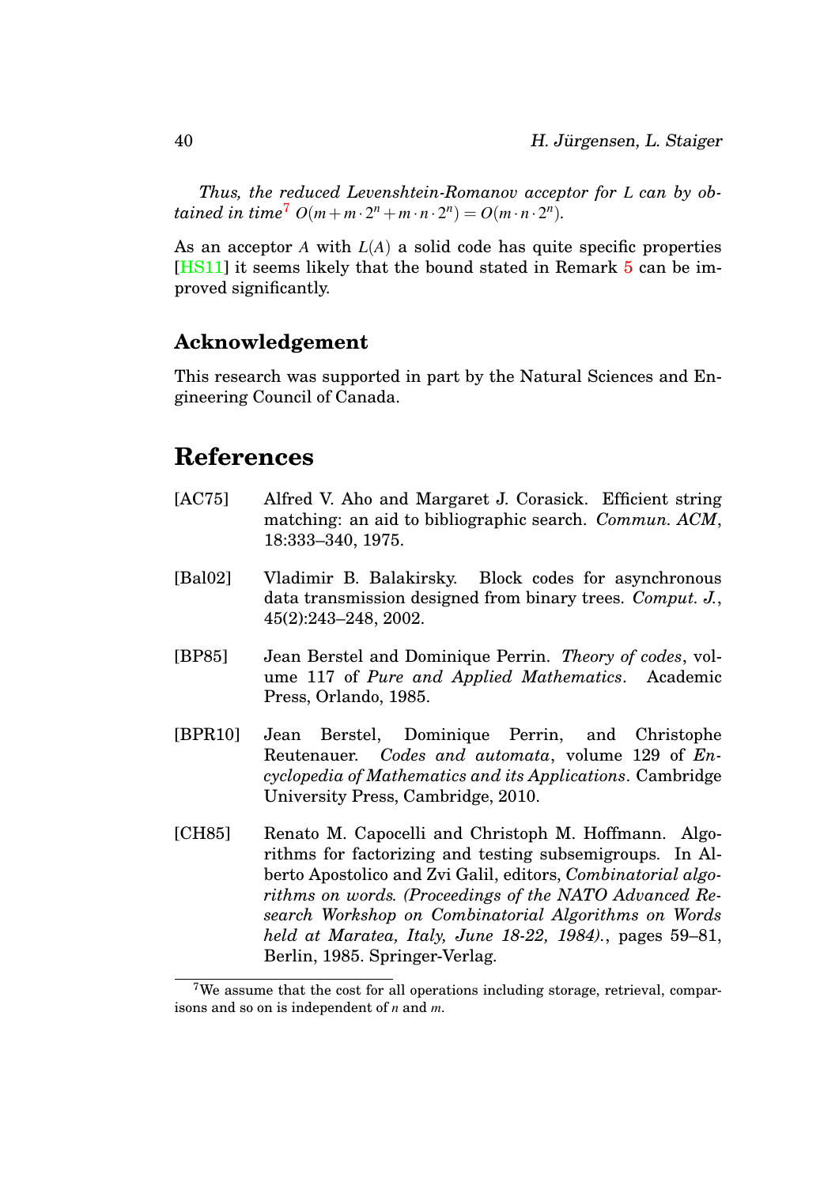*Thus, the reduced Levenshtein-Romanov acceptor for $L$ can by obtained in time*[7] $O(m + m \cdot 2^n + m \cdot n \cdot 2^n) = O(m \cdot n \cdot 2^n)$.

As an acceptor $A$ with $L(A)$ a solid code has quite specific properties [HS11] it seems likely that the bound stated in Remark 5 can be improved significantly.

## Acknowledgement

This research was supported in part by the Natural Sciences and Engineering Council of Canada.

# References

[AC75] Alfred V. Aho and Margaret J. Corasick. Efficient string matching: an aid to bibliographic search. *Commun. ACM*, 18:333–340, 1975.

[Bal02] Vladimir B. Balakirsky. Block codes for asynchronous data transmission designed from binary trees. *Comput. J.*, 45(2):243–248, 2002.

[BP85] Jean Berstel and Dominique Perrin. *Theory of codes*, volume 117 of *Pure and Applied Mathematics*. Academic Press, Orlando, 1985.

[BPR10] Jean Berstel, Dominique Perrin, and Christophe Reutenauer. *Codes and automata*, volume 129 of *Encyclopedia of Mathematics and its Applications*. Cambridge University Press, Cambridge, 2010.

[CH85] Renato M. Capocelli and Christoph M. Hoffmann. Algorithms for factorizing and testing subsemigroups. In Alberto Apostolico and Zvi Galil, editors, *Combinatorial algorithms on words. (Proceedings of the NATO Advanced Research Workshop on Combinatorial Algorithms on Words held at Maratea, Italy, June 18-22, 1984).*, pages 59–81, Berlin, 1985. Springer-Verlag.

[7] We assume that the cost for all operations including storage, retrieval, comparisons and so on is independent of $n$ and $m$.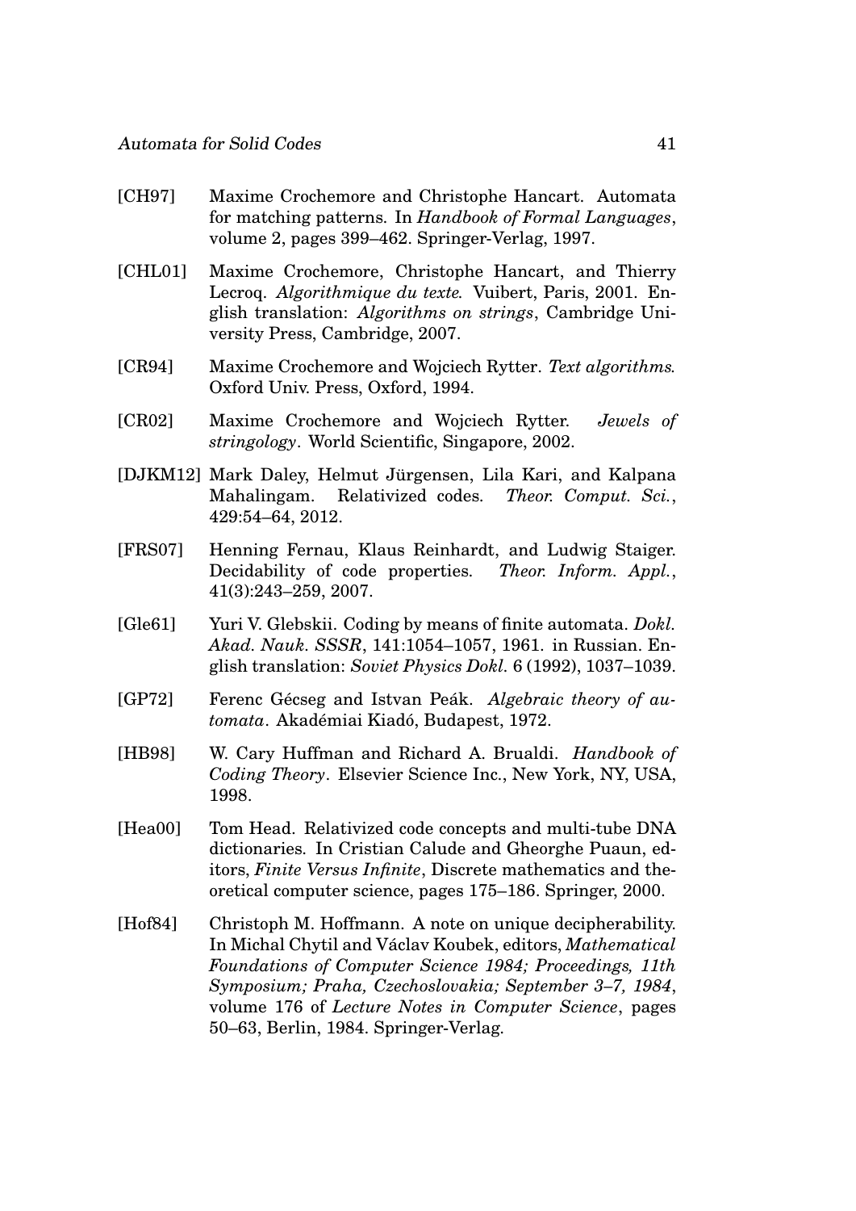[CH97] Maxime Crochemore and Christophe Hancart. Automata for matching patterns. In *Handbook of Formal Languages*, volume 2, pages 399–462. Springer-Verlag, 1997.

[CHL01] Maxime Crochemore, Christophe Hancart, and Thierry Lecroq. *Algorithmique du texte.* Vuibert, Paris, 2001. English translation: *Algorithms on strings*, Cambridge University Press, Cambridge, 2007.

[CR94] Maxime Crochemore and Wojciech Rytter. *Text algorithms.* Oxford Univ. Press, Oxford, 1994.

[CR02] Maxime Crochemore and Wojciech Rytter. *Jewels of stringology*. World Scientific, Singapore, 2002.

[DJKM12] Mark Daley, Helmut Jürgensen, Lila Kari, and Kalpana Mahalingam. Relativized codes. *Theor. Comput. Sci.*, 429:54–64, 2012.

[FRS07] Henning Fernau, Klaus Reinhardt, and Ludwig Staiger. Decidability of code properties. *Theor. Inform. Appl.*, 41(3):243–259, 2007.

[Gle61] Yuri V. Glebskii. Coding by means of finite automata. *Dokl. Akad. Nauk. SSSR*, 141:1054–1057, 1961. in Russian. English translation: *Soviet Physics Dokl.* 6 (1992), 1037–1039.

[GP72] Ferenc Gécseg and Istvan Peák. *Algebraic theory of automata*. Akadémiai Kiadó, Budapest, 1972.

[HB98] W. Cary Huffman and Richard A. Brualdi. *Handbook of Coding Theory*. Elsevier Science Inc., New York, NY, USA, 1998.

[Hea00] Tom Head. Relativized code concepts and multi-tube DNA dictionaries. In Cristian Calude and Gheorghe Puaun, editors, *Finite Versus Infinite*, Discrete mathematics and theoretical computer science, pages 175–186. Springer, 2000.

[Hof84] Christoph M. Hoffmann. A note on unique decipherability. In Michal Chytil and Václav Koubek, editors, *Mathematical Foundations of Computer Science 1984; Proceedings, 11th Symposium; Praha, Czechoslovakia; September 3–7, 1984*, volume 176 of *Lecture Notes in Computer Science*, pages 50–63, Berlin, 1984. Springer-Verlag.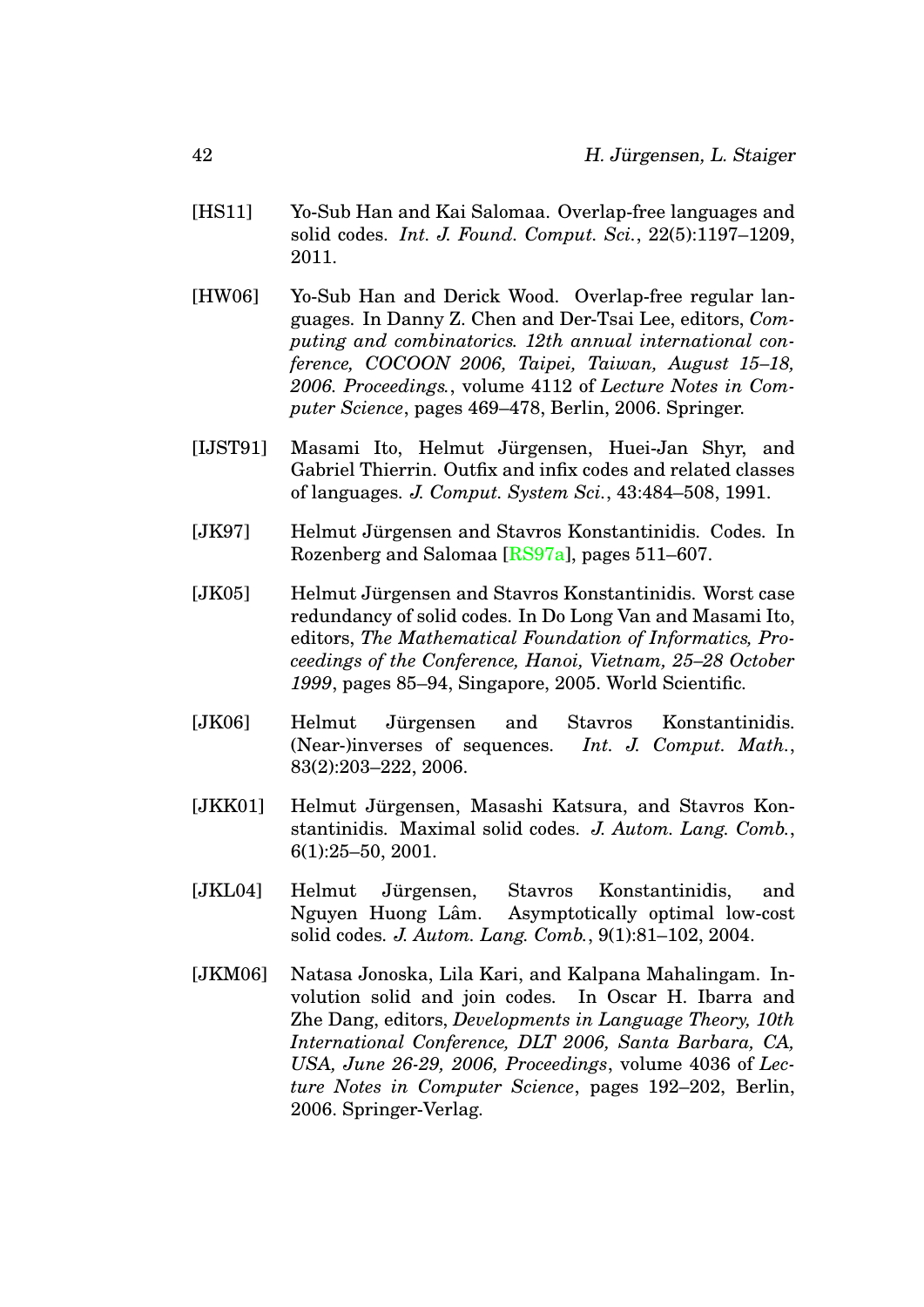[HS11] Yo-Sub Han and Kai Salomaa. Overlap-free languages and solid codes. *Int. J. Found. Comput. Sci.*, 22(5):1197–1209, 2011.

[HW06] Yo-Sub Han and Derick Wood. Overlap-free regular languages. In Danny Z. Chen and Der-Tsai Lee, editors, *Computing and combinatorics. 12th annual international conference, COCOON 2006, Taipei, Taiwan, August 15–18, 2006. Proceedings.*, volume 4112 of *Lecture Notes in Computer Science*, pages 469–478, Berlin, 2006. Springer.

[IJST91] Masami Ito, Helmut Jürgensen, Huei-Jan Shyr, and Gabriel Thierrin. Outfix and infix codes and related classes of languages. *J. Comput. System Sci.*, 43:484–508, 1991.

[JK97] Helmut Jürgensen and Stavros Konstantinidis. Codes. In Rozenberg and Salomaa [RS97a], pages 511–607.

[JK05] Helmut Jürgensen and Stavros Konstantinidis. Worst case redundancy of solid codes. In Do Long Van and Masami Ito, editors, *The Mathematical Foundation of Informatics, Proceedings of the Conference, Hanoi, Vietnam, 25–28 October 1999*, pages 85–94, Singapore, 2005. World Scientific.

[JK06] Helmut Jürgensen and Stavros Konstantinidis. (Near-)inverses of sequences. *Int. J. Comput. Math.*, 83(2):203–222, 2006.

[JKK01] Helmut Jürgensen, Masashi Katsura, and Stavros Konstantinidis. Maximal solid codes. *J. Autom. Lang. Comb.*, 6(1):25–50, 2001.

[JKL04] Helmut Jürgensen, Stavros Konstantinidis, and Nguyen Huong Lâm. Asymptotically optimal low-cost solid codes. *J. Autom. Lang. Comb.*, 9(1):81–102, 2004.

[JKM06] Natasa Jonoska, Lila Kari, and Kalpana Mahalingam. Involution solid and join codes. In Oscar H. Ibarra and Zhe Dang, editors, *Developments in Language Theory, 10th International Conference, DLT 2006, Santa Barbara, CA, USA, June 26-29, 2006, Proceedings*, volume 4036 of *Lecture Notes in Computer Science*, pages 192–202, Berlin, 2006. Springer-Verlag.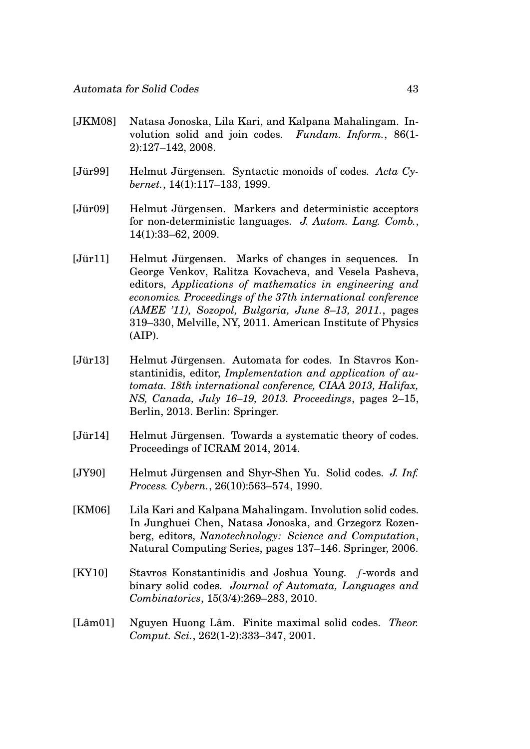[JKM08] Natasa Jonoska, Lila Kari, and Kalpana Mahalingam. Involution solid and join codes. *Fundam. Inform.*, 86(1-2):127–142, 2008.

[Jür99] Helmut Jürgensen. Syntactic monoids of codes. *Acta Cybernet.*, 14(1):117–133, 1999.

[Jür09] Helmut Jürgensen. Markers and deterministic acceptors for non-deterministic languages. *J. Autom. Lang. Comb.*, 14(1):33–62, 2009.

[Jür11] Helmut Jürgensen. Marks of changes in sequences. In George Venkov, Ralitza Kovacheva, and Vesela Pasheva, editors, *Applications of mathematics in engineering and economics. Proceedings of the 37th international conference (AMEE '11), Sozopol, Bulgaria, June 8–13, 2011.*, pages 319–330, Melville, NY, 2011. American Institute of Physics (AIP).

[Jür13] Helmut Jürgensen. Automata for codes. In Stavros Konstantinidis, editor, *Implementation and application of automata. 18th international conference, CIAA 2013, Halifax, NS, Canada, July 16–19, 2013. Proceedings*, pages 2–15, Berlin, 2013. Berlin: Springer.

[Jür14] Helmut Jürgensen. Towards a systematic theory of codes. Proceedings of ICRAM 2014, 2014.

[JY90] Helmut Jürgensen and Shyr-Shen Yu. Solid codes. *J. Inf. Process. Cybern.*, 26(10):563–574, 1990.

[KM06] Lila Kari and Kalpana Mahalingam. Involution solid codes. In Junghuei Chen, Natasa Jonoska, and Grzegorz Rozenberg, editors, *Nanotechnology: Science and Computation*, Natural Computing Series, pages 137–146. Springer, 2006.

[KY10] Stavros Konstantinidis and Joshua Young. $f$-words and binary solid codes. *Journal of Automata, Languages and Combinatorics*, 15(3/4):269–283, 2010.

[Lâm01] Nguyen Huong Lâm. Finite maximal solid codes. *Theor. Comput. Sci.*, 262(1-2):333–347, 2001.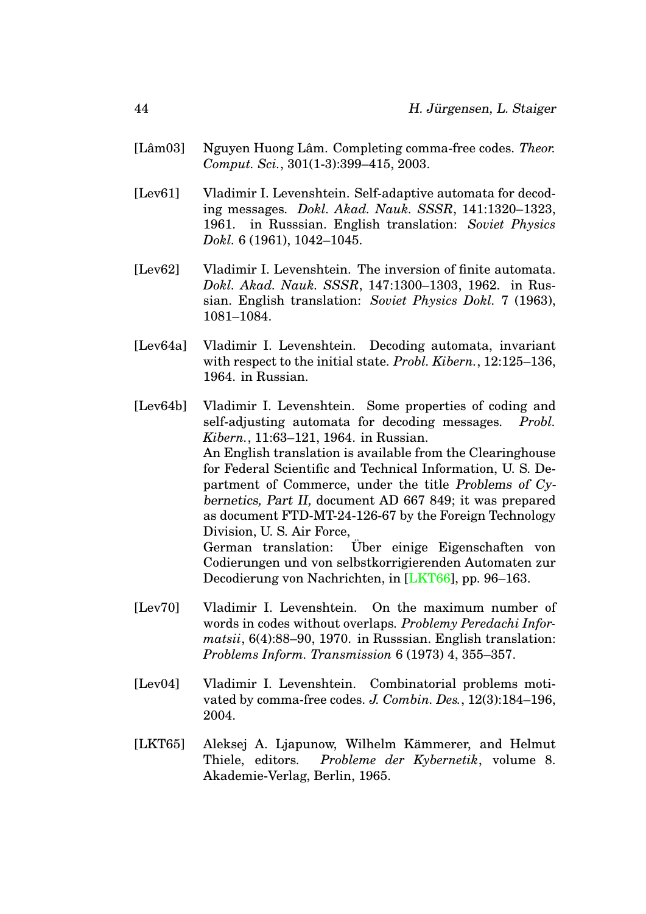[Lâm03] Nguyen Huong Lâm. Completing comma-free codes. *Theor. Comput. Sci.*, 301(1-3):399–415, 2003.

[Lev61] Vladimir I. Levenshtein. Self-adaptive automata for decoding messages. *Dokl. Akad. Nauk. SSSR*, 141:1320–1323, 1961. in Russsian. English translation: *Soviet Physics Dokl.* 6 (1961), 1042–1045.

[Lev62] Vladimir I. Levenshtein. The inversion of finite automata. *Dokl. Akad. Nauk. SSSR*, 147:1300–1303, 1962. in Russian. English translation: *Soviet Physics Dokl.* 7 (1963), 1081–1084.

[Lev64a] Vladimir I. Levenshtein. Decoding automata, invariant with respect to the initial state. *Probl. Kibern.*, 12:125–136, 1964. in Russian.

[Lev64b] Vladimir I. Levenshtein. Some properties of coding and self-adjusting automata for decoding messages. *Probl. Kibern.*, 11:63–121, 1964. in Russian.
An English translation is available from the Clearinghouse for Federal Scientific and Technical Information, U. S. Department of Commerce, under the title *Problems of Cybernetics, Part II,* document AD 667 849; it was prepared as document FTD-MT-24-126-67 by the Foreign Technology Division, U. S. Air Force,
German translation: Über einige Eigenschaften von Codierungen und von selbstkorrigierenden Automaten zur Decodierung von Nachrichten, in [LKT66], pp. 96–163.

[Lev70] Vladimir I. Levenshtein. On the maximum number of words in codes without overlaps. *Problemy Peredachi Informatsii*, 6(4):88–90, 1970. in Russsian. English translation: *Problems Inform. Transmission* 6 (1973) 4, 355–357.

[Lev04] Vladimir I. Levenshtein. Combinatorial problems motivated by comma-free codes. *J. Combin. Des.*, 12(3):184–196, 2004.

[LKT65] Aleksej A. Ljapunow, Wilhelm Kämmerer, and Helmut Thiele, editors. *Probleme der Kybernetik*, volume 8. Akademie-Verlag, Berlin, 1965.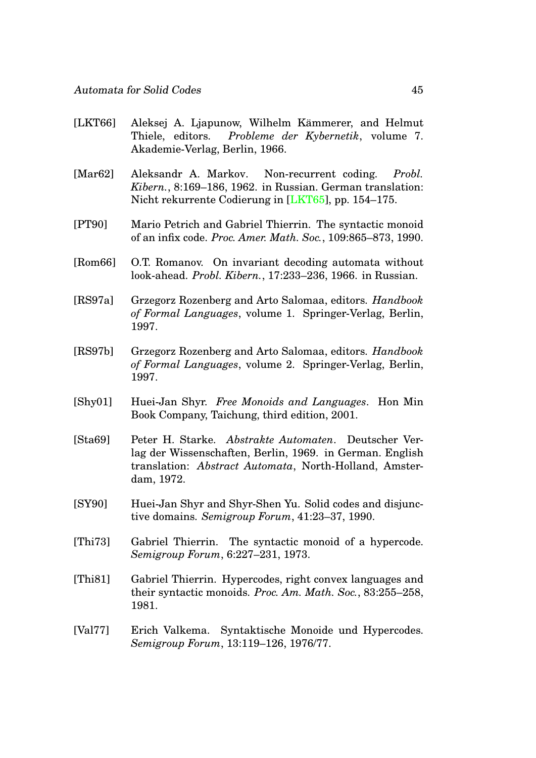[LKT66] Aleksej A. Ljapunow, Wilhelm Kämmerer, and Helmut Thiele, editors. *Probleme der Kybernetik*, volume 7. Akademie-Verlag, Berlin, 1966.

[Mar62] Aleksandr A. Markov. Non-recurrent coding. *Probl. Kibern.*, 8:169–186, 1962. in Russian. German translation: Nicht rekurrente Codierung in [LKT65], pp. 154–175.

[PT90] Mario Petrich and Gabriel Thierrin. The syntactic monoid of an infix code. *Proc. Amer. Math. Soc.*, 109:865–873, 1990.

[Rom66] O.T. Romanov. On invariant decoding automata without look-ahead. *Probl. Kibern.*, 17:233–236, 1966. in Russian.

[RS97a] Grzegorz Rozenberg and Arto Salomaa, editors. *Handbook of Formal Languages*, volume 1. Springer-Verlag, Berlin, 1997.

[RS97b] Grzegorz Rozenberg and Arto Salomaa, editors. *Handbook of Formal Languages*, volume 2. Springer-Verlag, Berlin, 1997.

[Shy01] Huei-Jan Shyr. *Free Monoids and Languages*. Hon Min Book Company, Taichung, third edition, 2001.

[Sta69] Peter H. Starke. *Abstrakte Automaten*. Deutscher Verlag der Wissenschaften, Berlin, 1969. in German. English translation: *Abstract Automata*, North-Holland, Amsterdam, 1972.

[SY90] Huei-Jan Shyr and Shyr-Shen Yu. Solid codes and disjunctive domains. *Semigroup Forum*, 41:23–37, 1990.

[Thi73] Gabriel Thierrin. The syntactic monoid of a hypercode. *Semigroup Forum*, 6:227–231, 1973.

[Thi81] Gabriel Thierrin. Hypercodes, right convex languages and their syntactic monoids. *Proc. Am. Math. Soc.*, 83:255–258, 1981.

[Val77] Erich Valkema. Syntaktische Monoide und Hypercodes. *Semigroup Forum*, 13:119–126, 1976/77.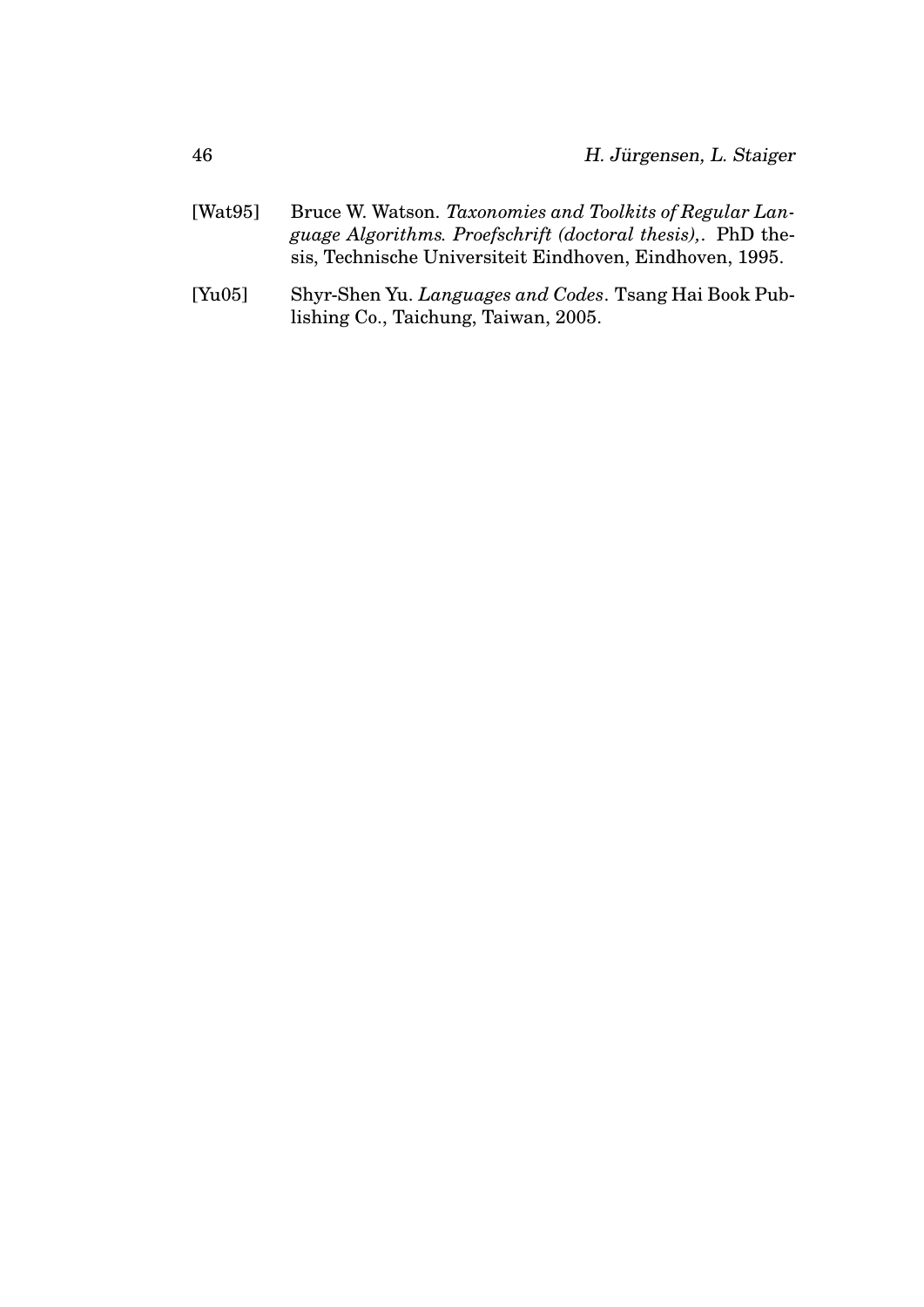[Wat95] Bruce W. Watson. *Taxonomies and Toolkits of Regular Language Algorithms. Proefschrift (doctoral thesis),*. PhD thesis, Technische Universiteit Eindhoven, Eindhoven, 1995.

[Yu05] Shyr-Shen Yu. *Languages and Codes*. Tsang Hai Book Publishing Co., Taichung, Taiwan, 2005.